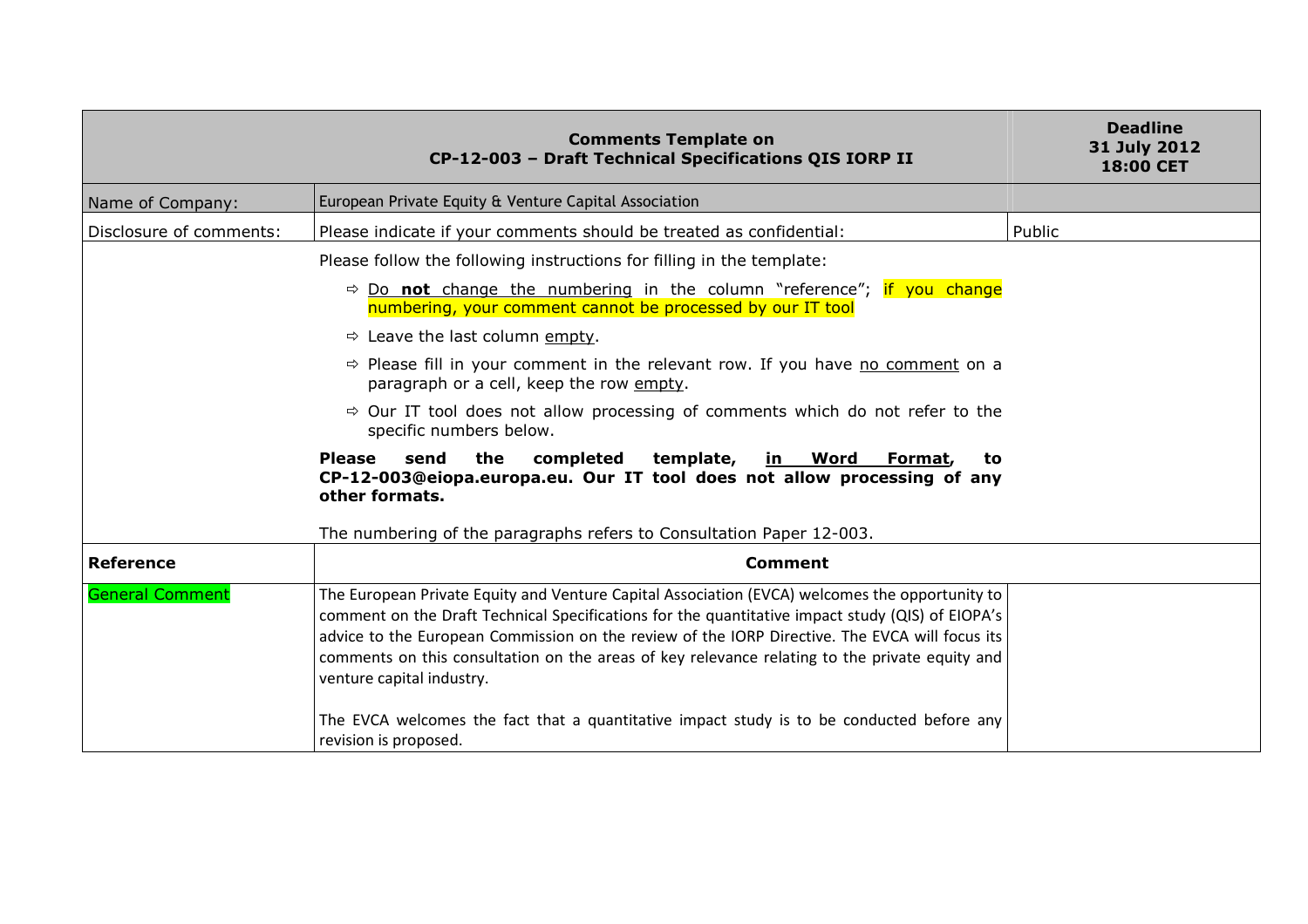| Comments Template on CP-12-003 – Draft Technical Specifications QIS IORP II | | Deadline 31 July 2012 18:00 CET |
|---|---|---|
| Name of Company: | European Private Equity & Venture Capital Association | |
| Disclosure of comments: | Please indicate if your comments should be treated as confidential: | Public |
| | Please follow the following instructions for filling in the template:<br>⇨ Do **not** change the numbering in the column "reference"; if you change numbering, your comment cannot be processed by our IT tool<br>⇨ Leave the last column empty.<br>⇨ Please fill in your comment in the relevant row. If you have no comment on a paragraph or a cell, keep the row empty.<br>⇨ Our IT tool does not allow processing of comments which do not refer to the specific numbers below.<br>**Please send the completed template, in Word Format, to CP-12-003@eiopa.europa.eu. Our IT tool does not allow processing of any other formats.**<br><br>The numbering of the paragraphs refers to Consultation Paper 12-003. | |
| **Reference** | **Comment** | |
| General Comment | The European Private Equity and Venture Capital Association (EVCA) welcomes the opportunity to comment on the Draft Technical Specifications for the quantitative impact study (QIS) of EIOPA's advice to the European Commission on the review of the IORP Directive. The EVCA will focus its comments on this consultation on the areas of key relevance relating to the private equity and venture capital industry.<br><br>The EVCA welcomes the fact that a quantitative impact study is to be conducted before any revision is proposed. | |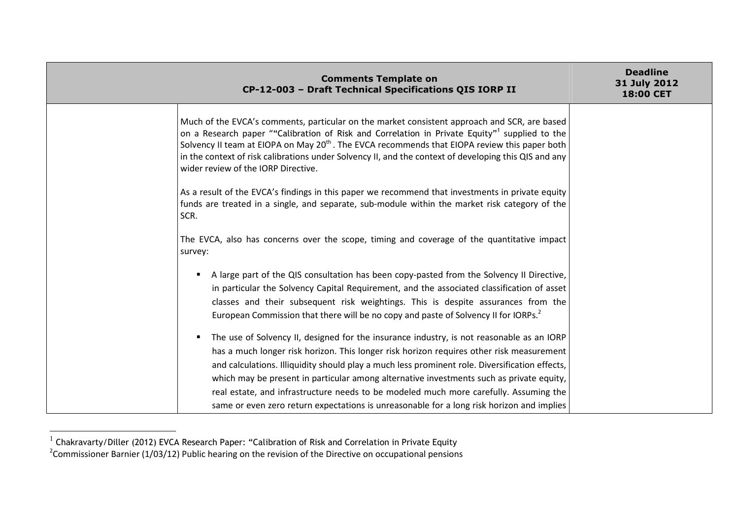| Comments Template on CP-12-003 – Draft Technical Specifications QIS IORP II | | Deadline 31 July 2012 18:00 CET |
|---|---|---|
| | Much of the EVCA's comments, particular on the market consistent approach and SCR, are based on a Research paper ""Calibration of Risk and Correlation in Private Equity"[1] supplied to the Solvency II team at EIOPA on May 20th . The EVCA recommends that EIOPA review this paper both in the context of risk calibrations under Solvency II, and the context of developing this QIS and any wider review of the IORP Directive.<br><br>As a result of the EVCA's findings in this paper we recommend that investments in private equity funds are treated in a single, and separate, sub-module within the market risk category of the SCR.<br><br>The EVCA, also has concerns over the scope, timing and coverage of the quantitative impact survey:<br><br>▪ A large part of the QIS consultation has been copy-pasted from the Solvency II Directive, in particular the Solvency Capital Requirement, and the associated classification of asset classes and their subsequent risk weightings. This is despite assurances from the European Commission that there will be no copy and paste of Solvency II for IORPs.[2]<br><br>▪ The use of Solvency II, designed for the insurance industry, is not reasonable as an IORP has a much longer risk horizon. This longer risk horizon requires other risk measurement and calculations. Illiquidity should play a much less prominent role. Diversification effects, which may be present in particular among alternative investments such as private equity, real estate, and infrastructure needs to be modeled much more carefully. Assuming the same or even zero return expectations is unreasonable for a long risk horizon and implies | |

[1] Chakravarty/Diller (2012) EVCA Research Paper: "Calibration of Risk and Correlation in Private Equity

[2] Commissioner Barnier (1/03/12) Public hearing on the revision of the Directive on occupational pensions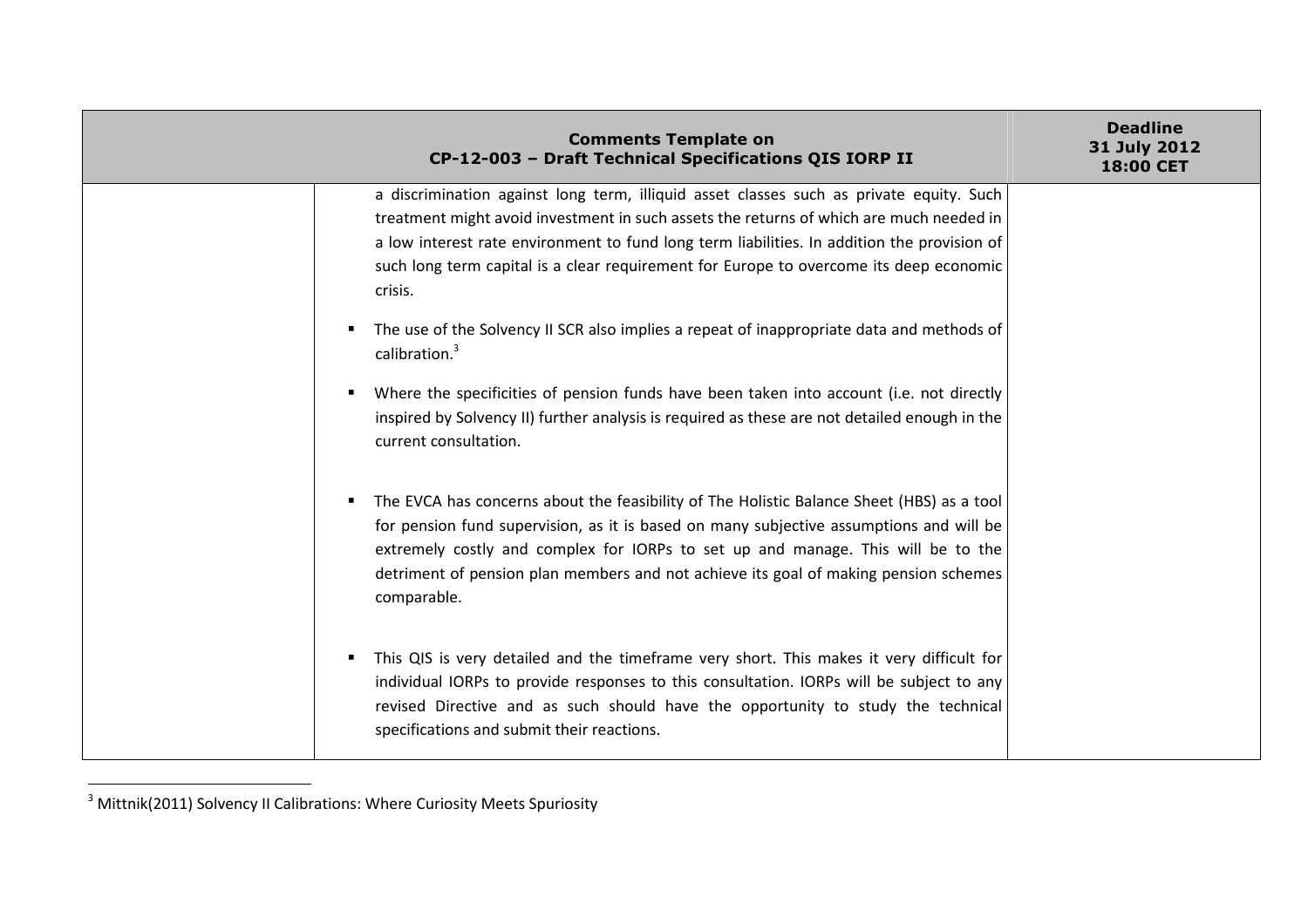| Comments Template on CP-12-003 – Draft Technical Specifications QIS IORP II | | Deadline 31 July 2012 18:00 CET |
|---|---|---|
| | a discrimination against long term, illiquid asset classes such as private equity. Such treatment might avoid investment in such assets the returns of which are much needed in a low interest rate environment to fund long term liabilities. In addition the provision of such long term capital is a clear requirement for Europe to overcome its deep economic crisis.<br><br>▪ The use of the Solvency II SCR also implies a repeat of inappropriate data and methods of calibration.[3]<br><br>▪ Where the specificities of pension funds have been taken into account (i.e. not directly inspired by Solvency II) further analysis is required as these are not detailed enough in the current consultation.<br><br>▪ The EVCA has concerns about the feasibility of The Holistic Balance Sheet (HBS) as a tool for pension fund supervision, as it is based on many subjective assumptions and will be extremely costly and complex for IORPs to set up and manage. This will be to the detriment of pension plan members and not achieve its goal of making pension schemes comparable.<br><br>▪ This QIS is very detailed and the timeframe very short. This makes it very difficult for individual IORPs to provide responses to this consultation. IORPs will be subject to any revised Directive and as such should have the opportunity to study the technical specifications and submit their reactions. | |

[3] Mittnik(2011) Solvency II Calibrations: Where Curiosity Meets Spuriosity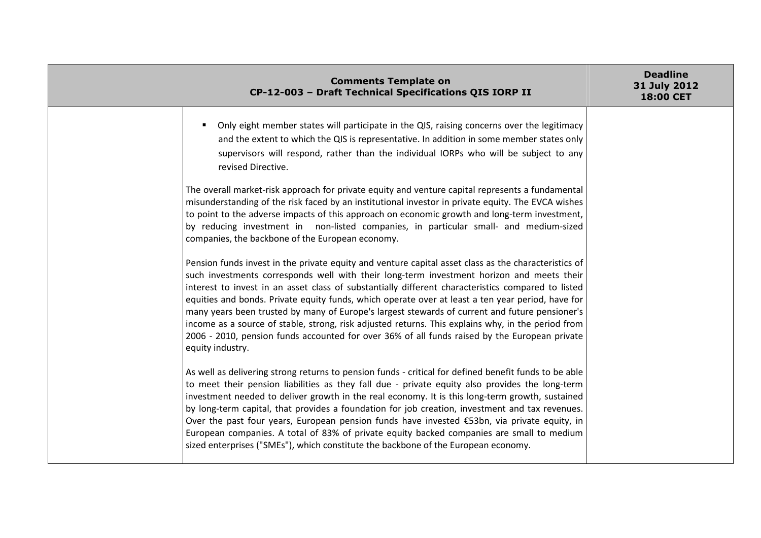| | | |
|---|---|---|
| | ▪ Only eight member states will participate in the QIS, raising concerns over the legitimacy and the extent to which the QIS is representative. In addition in some member states only supervisors will respond, rather than the individual IORPs who will be subject to any revised Directive.<br><br>The overall market-risk approach for private equity and venture capital represents a fundamental misunderstanding of the risk faced by an institutional investor in private equity. The EVCA wishes to point to the adverse impacts of this approach on economic growth and long-term investment, by reducing investment in non-listed companies, in particular small- and medium-sized companies, the backbone of the European economy.<br><br>Pension funds invest in the private equity and venture capital asset class as the characteristics of such investments corresponds well with their long-term investment horizon and meets their interest to invest in an asset class of substantially different characteristics compared to listed equities and bonds. Private equity funds, which operate over at least a ten year period, have for many years been trusted by many of Europe's largest stewards of current and future pensioner's income as a source of stable, strong, risk adjusted returns. This explains why, in the period from 2006 - 2010, pension funds accounted for over 36% of all funds raised by the European private equity industry.<br><br>As well as delivering strong returns to pension funds - critical for defined benefit funds to be able to meet their pension liabilities as they fall due - private equity also provides the long-term investment needed to deliver growth in the real economy. It is this long-term growth, sustained by long-term capital, that provides a foundation for job creation, investment and tax revenues. Over the past four years, European pension funds have invested €53bn, via private equity, in European companies. A total of 83% of private equity backed companies are small to medium sized enterprises ("SMEs"), which constitute the backbone of the European economy. | |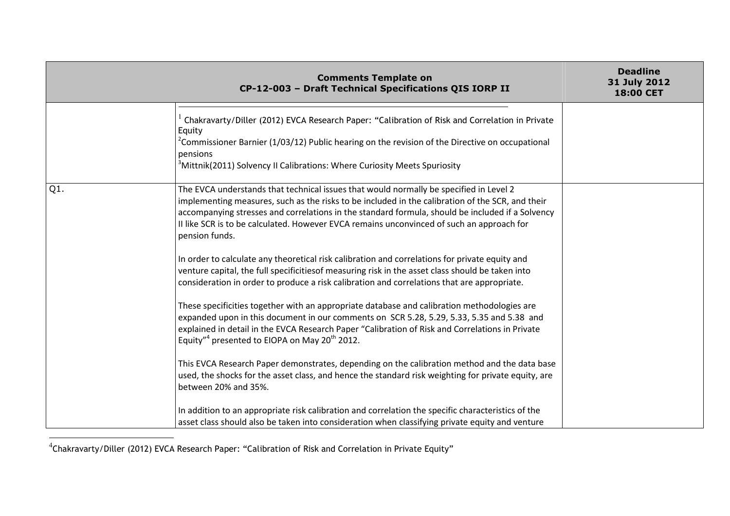| Comments Template on CP-12-003 – Draft Technical Specifications QIS IORP II | | Deadline 31 July 2012 18:00 CET |
|---|---|---|
| | [1] Chakravarty/Diller (2012) EVCA Research Paper: "Calibration of Risk and Correlation in Private Equity<br>[2]Commissioner Barnier (1/03/12) Public hearing on the revision of the Directive on occupational pensions<br>[3]Mittnik(2011) Solvency II Calibrations: Where Curiosity Meets Spuriosity | |
| Q1. | The EVCA understands that technical issues that would normally be specified in Level 2 implementing measures, such as the risks to be included in the calibration of the SCR, and their accompanying stresses and correlations in the standard formula, should be included if a Solvency II like SCR is to be calculated. However EVCA remains unconvinced of such an approach for pension funds.<br><br>In order to calculate any theoretical risk calibration and correlations for private equity and venture capital, the full specificitiesof measuring risk in the asset class should be taken into consideration in order to produce a risk calibration and correlations that are appropriate.<br><br>These specificities together with an appropriate database and calibration methodologies are expanded upon in this document in our comments on SCR 5.28, 5.29, 5.33, 5.35 and 5.38 and explained in detail in the EVCA Research Paper "Calibration of Risk and Correlations in Private Equity"[4] presented to EIOPA on May 20th 2012.<br><br>This EVCA Research Paper demonstrates, depending on the calibration method and the data base used, the shocks for the asset class, and hence the standard risk weighting for private equity, are between 20% and 35%.<br><br>In addition to an appropriate risk calibration and correlation the specific characteristics of the asset class should also be taken into consideration when classifying private equity and venture | |

[4]Chakravarty/Diller (2012) EVCA Research Paper: "Calibration of Risk and Correlation in Private Equity"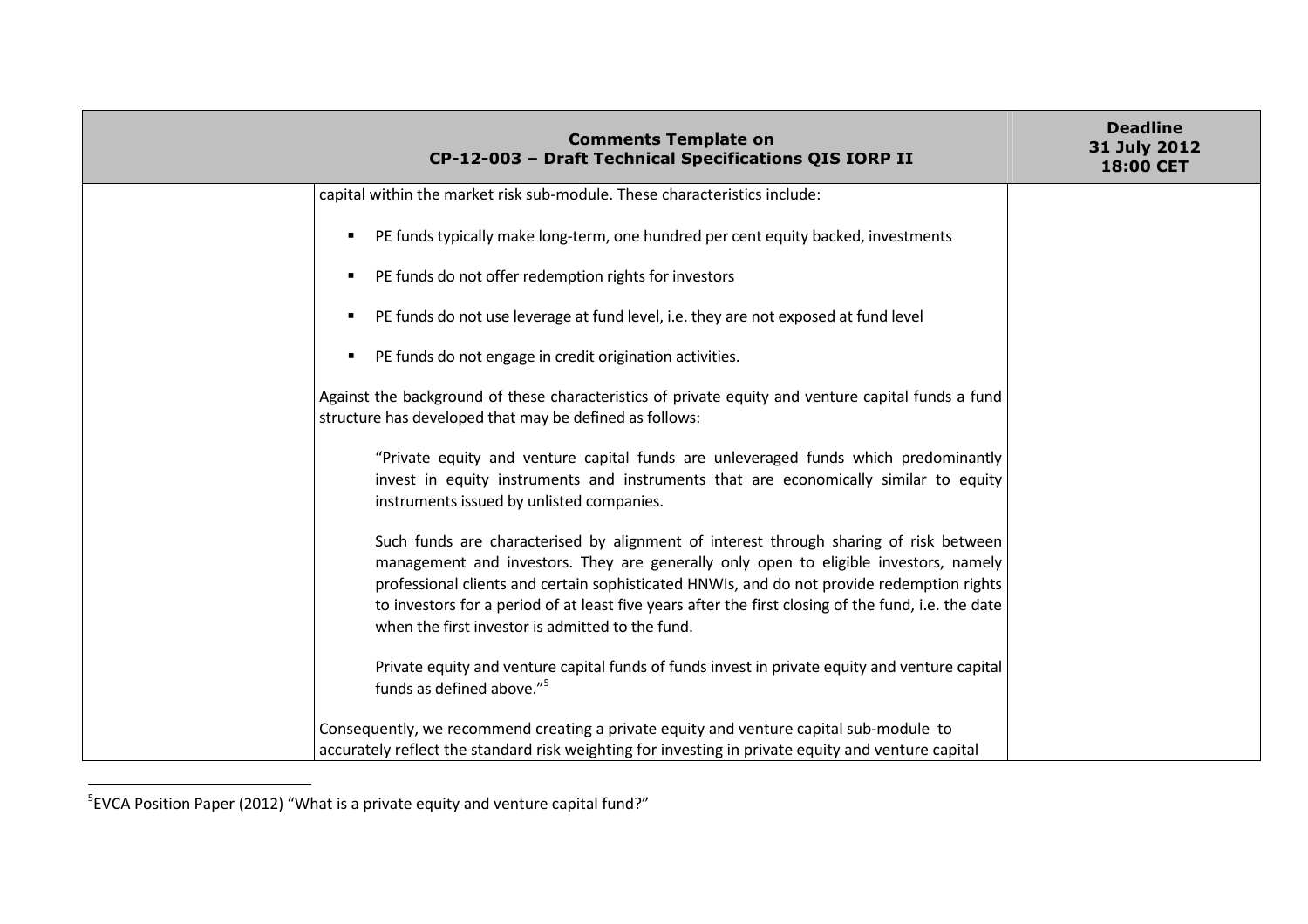| | Comments Template on CP-12-003 – Draft Technical Specifications QIS IORP II | Deadline 31 July 2012 18:00 CET |
|---|---|---|
| | capital within the market risk sub-module. These characteristics include:<br><br>▪ PE funds typically make long-term, one hundred per cent equity backed, investments<br>▪ PE funds do not offer redemption rights for investors<br>▪ PE funds do not use leverage at fund level, i.e. they are not exposed at fund level<br>▪ PE funds do not engage in credit origination activities.<br><br>Against the background of these characteristics of private equity and venture capital funds a fund structure has developed that may be defined as follows:<br><br>"Private equity and venture capital funds are unleveraged funds which predominantly invest in equity instruments and instruments that are economically similar to equity instruments issued by unlisted companies.<br><br>Such funds are characterised by alignment of interest through sharing of risk between management and investors. They are generally only open to eligible investors, namely professional clients and certain sophisticated HNWIs, and do not provide redemption rights to investors for a period of at least five years after the first closing of the fund, i.e. the date when the first investor is admitted to the fund.<br><br>Private equity and venture capital funds of funds invest in private equity and venture capital funds as defined above."[5]<br><br>Consequently, we recommend creating a private equity and venture capital sub-module to accurately reflect the standard risk weighting for investing in private equity and venture capital | |

[5] EVCA Position Paper (2012) "What is a private equity and venture capital fund?"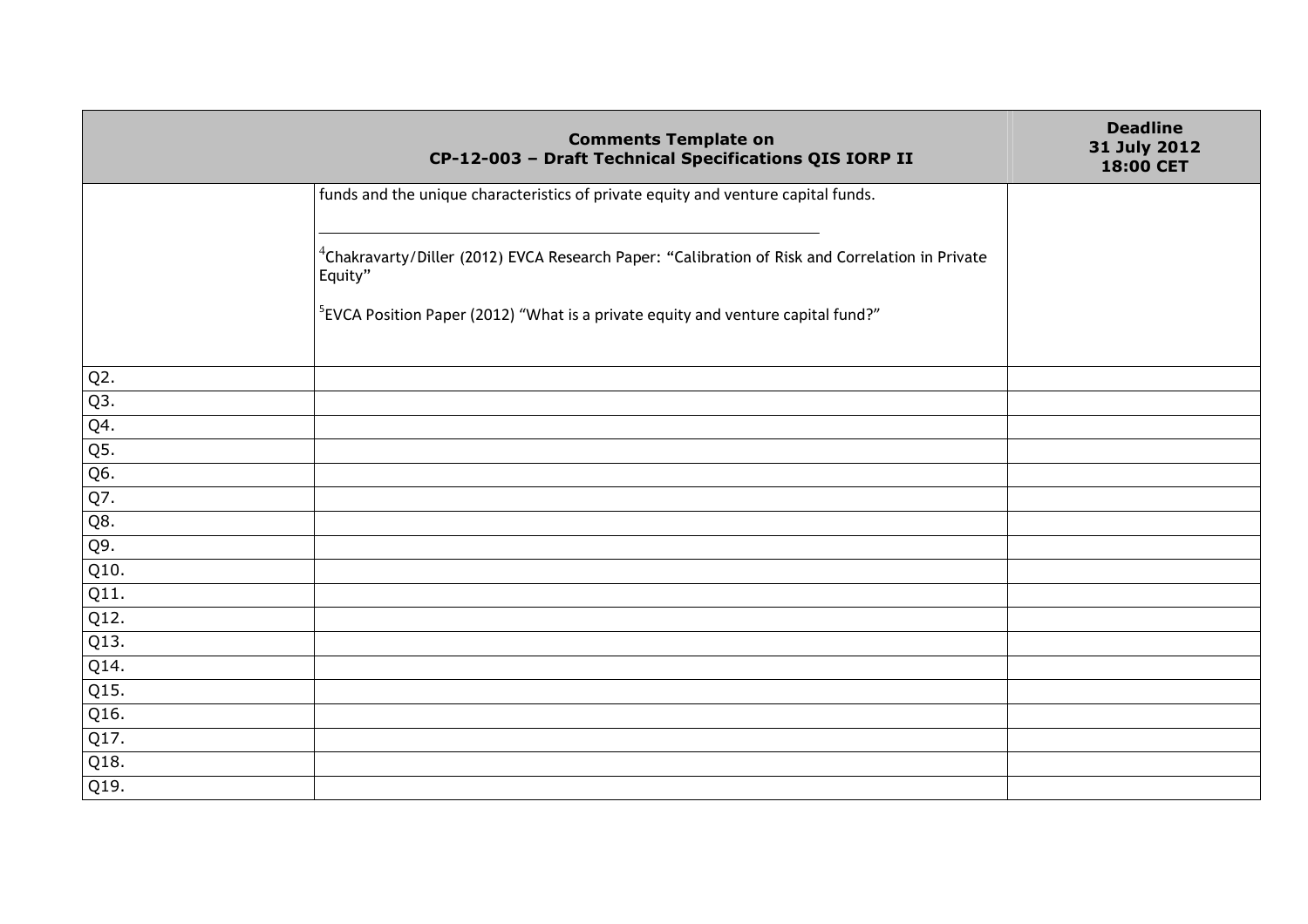| Comments Template on CP-12-003 – Draft Technical Specifications QIS IORP II | | Deadline 31 July 2012 18:00 CET |
|---|---|---|
| | funds and the unique characteristics of private equity and venture capital funds.<br><br>[4]Chakravarty/Diller (2012) EVCA Research Paper: "Calibration of Risk and Correlation in Private Equity"<br><br>[5]EVCA Position Paper (2012) "What is a private equity and venture capital fund?" | |
| Q2. | | |
| Q3. | | |
| Q4. | | |
| Q5. | | |
| Q6. | | |
| Q7. | | |
| Q8. | | |
| Q9. | | |
| Q10. | | |
| Q11. | | |
| Q12. | | |
| Q13. | | |
| Q14. | | |
| Q15. | | |
| Q16. | | |
| Q17. | | |
| Q18. | | |
| Q19. | | |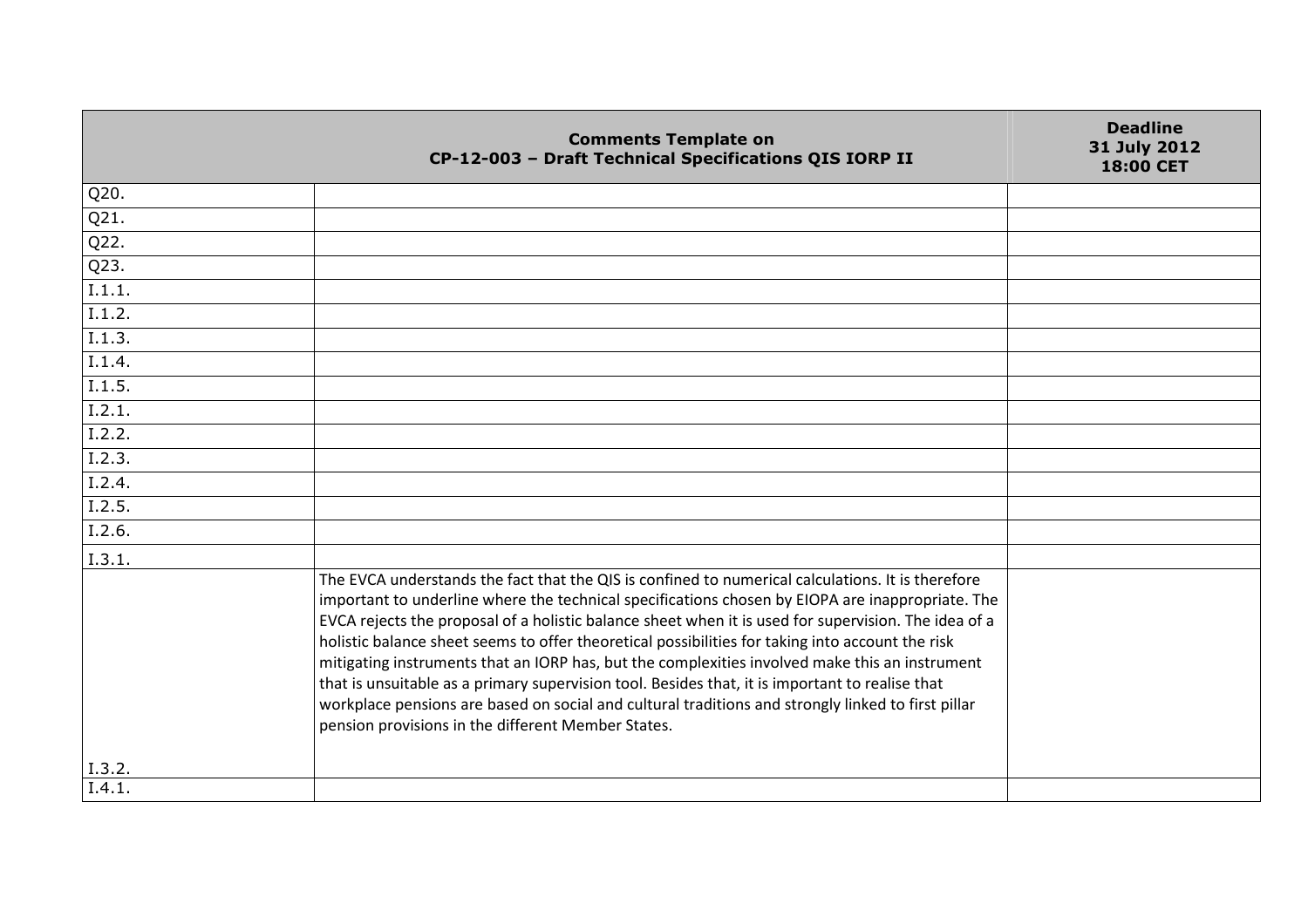| | Comments Template on CP-12-003 – Draft Technical Specifications QIS IORP II | Deadline 31 July 2012 18:00 CET |
|---|---|---|
| Q20. | | |
| Q21. | | |
| Q22. | | |
| Q23. | | |
| I.1.1. | | |
| I.1.2. | | |
| I.1.3. | | |
| I.1.4. | | |
| I.1.5. | | |
| I.2.1. | | |
| I.2.2. | | |
| I.2.3. | | |
| I.2.4. | | |
| I.2.5. | | |
| I.2.6. | | |
| I.3.1. | | |
| I.3.2. | The EVCA understands the fact that the QIS is confined to numerical calculations. It is therefore important to underline where the technical specifications chosen by EIOPA are inappropriate. The EVCA rejects the proposal of a holistic balance sheet when it is used for supervision. The idea of a holistic balance sheet seems to offer theoretical possibilities for taking into account the risk mitigating instruments that an IORP has, but the complexities involved make this an instrument that is unsuitable as a primary supervision tool. Besides that, it is important to realise that workplace pensions are based on social and cultural traditions and strongly linked to first pillar pension provisions in the different Member States. | |
| I.4.1. | | |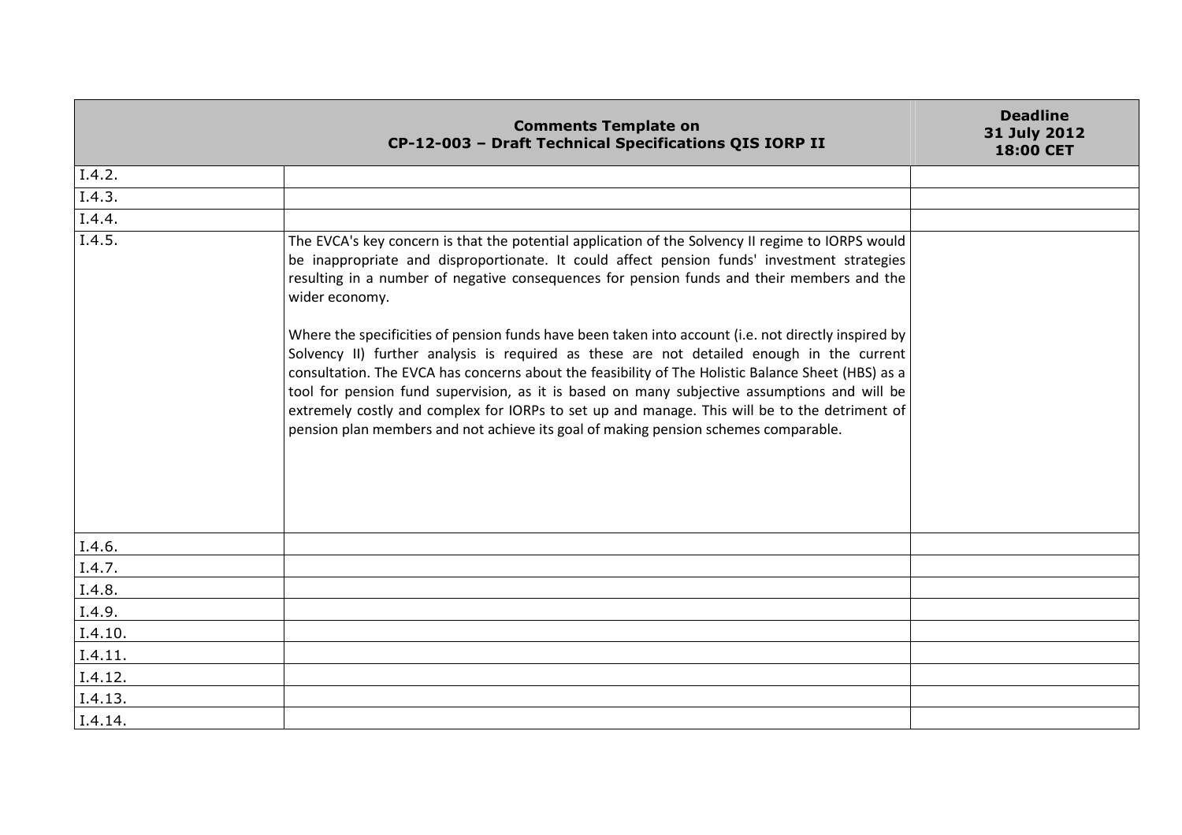| | Comments Template on CP-12-003 – Draft Technical Specifications QIS IORP II | Deadline 31 July 2012 18:00 CET |
|---|---|---|
| I.4.2. | | |
| I.4.3. | | |
| I.4.4. | | |
| I.4.5. | The EVCA's key concern is that the potential application of the Solvency II regime to IORPS would be inappropriate and disproportionate. It could affect pension funds' investment strategies resulting in a number of negative consequences for pension funds and their members and the wider economy.<br><br>Where the specificities of pension funds have been taken into account (i.e. not directly inspired by Solvency II) further analysis is required as these are not detailed enough in the current consultation. The EVCA has concerns about the feasibility of The Holistic Balance Sheet (HBS) as a tool for pension fund supervision, as it is based on many subjective assumptions and will be extremely costly and complex for IORPs to set up and manage. This will be to the detriment of pension plan members and not achieve its goal of making pension schemes comparable. | |
| I.4.6. | | |
| I.4.7. | | |
| I.4.8. | | |
| I.4.9. | | |
| I.4.10. | | |
| I.4.11. | | |
| I.4.12. | | |
| I.4.13. | | |
| I.4.14. | | |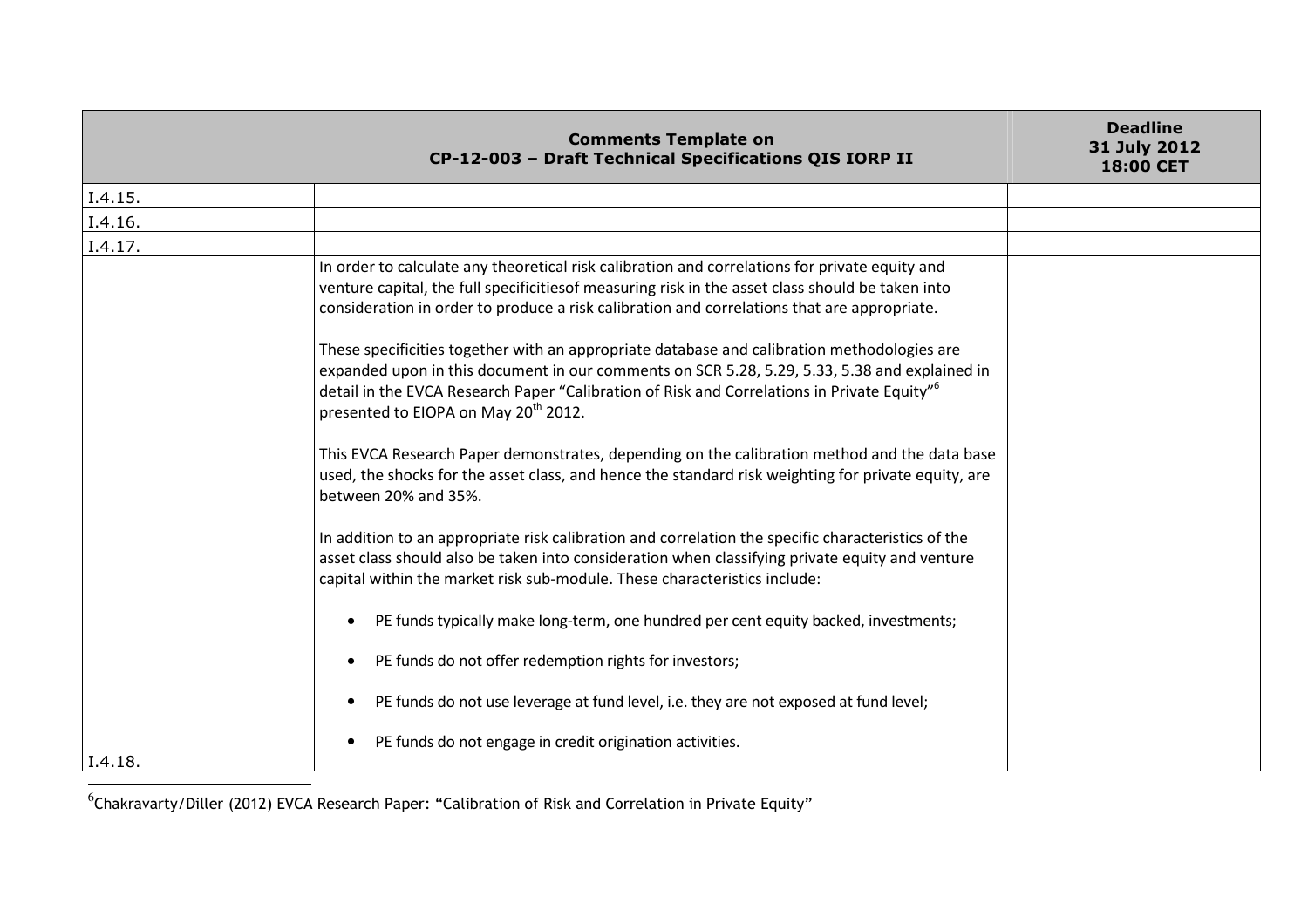| Comments Template on CP-12-003 – Draft Technical Specifications QIS IORP II | | Deadline 31 July 2012 18:00 CET |
|---|---|---|
| I.4.15. | | |
| I.4.16. | | |
| I.4.17. | | |
| I.4.18. | In order to calculate any theoretical risk calibration and correlations for private equity and venture capital, the full specificitiesof measuring risk in the asset class should be taken into consideration in order to produce a risk calibration and correlations that are appropriate.<br><br>These specificities together with an appropriate database and calibration methodologies are expanded upon in this document in our comments on SCR 5.28, 5.29, 5.33, 5.38 and explained in detail in the EVCA Research Paper "Calibration of Risk and Correlations in Private Equity"[6] presented to EIOPA on May 20th 2012.<br><br>This EVCA Research Paper demonstrates, depending on the calibration method and the data base used, the shocks for the asset class, and hence the standard risk weighting for private equity, are between 20% and 35%.<br><br>In addition to an appropriate risk calibration and correlation the specific characteristics of the asset class should also be taken into consideration when classifying private equity and venture capital within the market risk sub-module. These characteristics include:<br><br>• PE funds typically make long-term, one hundred per cent equity backed, investments;<br><br>• PE funds do not offer redemption rights for investors;<br><br>• PE funds do not use leverage at fund level, i.e. they are not exposed at fund level;<br><br>• PE funds do not engage in credit origination activities. | |

[6] Chakravarty/Diller (2012) EVCA Research Paper: "Calibration of Risk and Correlation in Private Equity"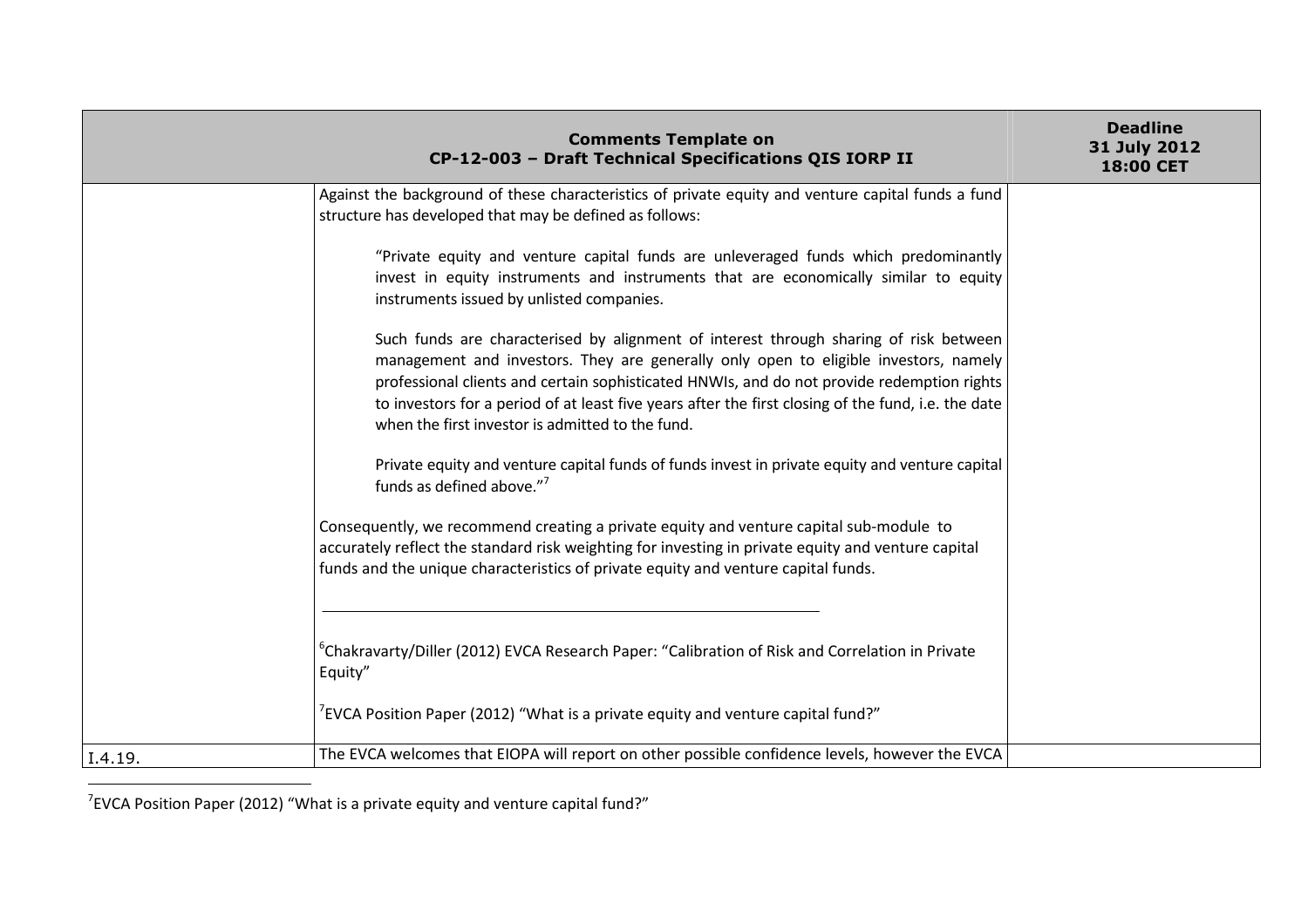| Comments Template on CP-12-003 – Draft Technical Specifications QIS IORP II | | Deadline 31 July 2012 18:00 CET |
|---|---|---|
| | Against the background of these characteristics of private equity and venture capital funds a fund structure has developed that may be defined as follows:<br><br>"Private equity and venture capital funds are unleveraged funds which predominantly invest in equity instruments and instruments that are economically similar to equity instruments issued by unlisted companies.<br><br>Such funds are characterised by alignment of interest through sharing of risk between management and investors. They are generally only open to eligible investors, namely professional clients and certain sophisticated HNWIs, and do not provide redemption rights to investors for a period of at least five years after the first closing of the fund, i.e. the date when the first investor is admitted to the fund.<br><br>Private equity and venture capital funds of funds invest in private equity and venture capital funds as defined above."[7]<br><br>Consequently, we recommend creating a private equity and venture capital sub-module to accurately reflect the standard risk weighting for investing in private equity and venture capital funds and the unique characteristics of private equity and venture capital funds.<br><br>[6]Chakravarty/Diller (2012) EVCA Research Paper: "Calibration of Risk and Correlation in Private Equity"<br><br>[7]EVCA Position Paper (2012) "What is a private equity and venture capital fund?" | |
| I.4.19. | The EVCA welcomes that EIOPA will report on other possible confidence levels, however the EVCA | |

[7]EVCA Position Paper (2012) "What is a private equity and venture capital fund?"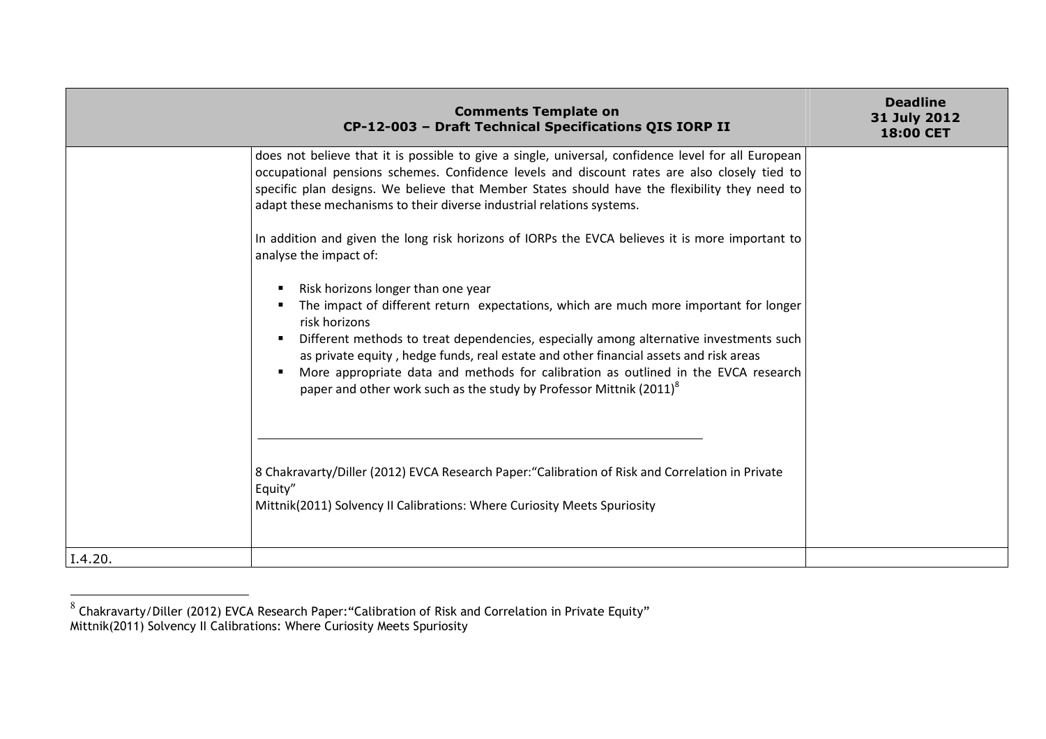| Comments Template on CP-12-003 – Draft Technical Specifications QIS IORP II | | Deadline 31 July 2012 18:00 CET |
|---|---|---|
| | does not believe that it is possible to give a single, universal, confidence level for all European occupational pensions schemes. Confidence levels and discount rates are also closely tied to specific plan designs. We believe that Member States should have the flexibility they need to adapt these mechanisms to their diverse industrial relations systems.<br><br>In addition and given the long risk horizons of IORPs the EVCA believes it is more important to analyse the impact of:<br><br>▪ Risk horizons longer than one year<br>▪ The impact of different return expectations, which are much more important for longer risk horizons<br>▪ Different methods to treat dependencies, especially among alternative investments such as private equity , hedge funds, real estate and other financial assets and risk areas<br>▪ More appropriate data and methods for calibration as outlined in the EVCA research paper and other work such as the study by Professor Mittnik (2011)[8]<br><br>8 Chakravarty/Diller (2012) EVCA Research Paper:"Calibration of Risk and Correlation in Private Equity"<br>Mittnik(2011) Solvency II Calibrations: Where Curiosity Meets Spuriosity | |
| I.4.20. | | |

[8] Chakravarty/Diller (2012) EVCA Research Paper:"Calibration of Risk and Correlation in Private Equity"
Mittnik(2011) Solvency II Calibrations: Where Curiosity Meets Spuriosity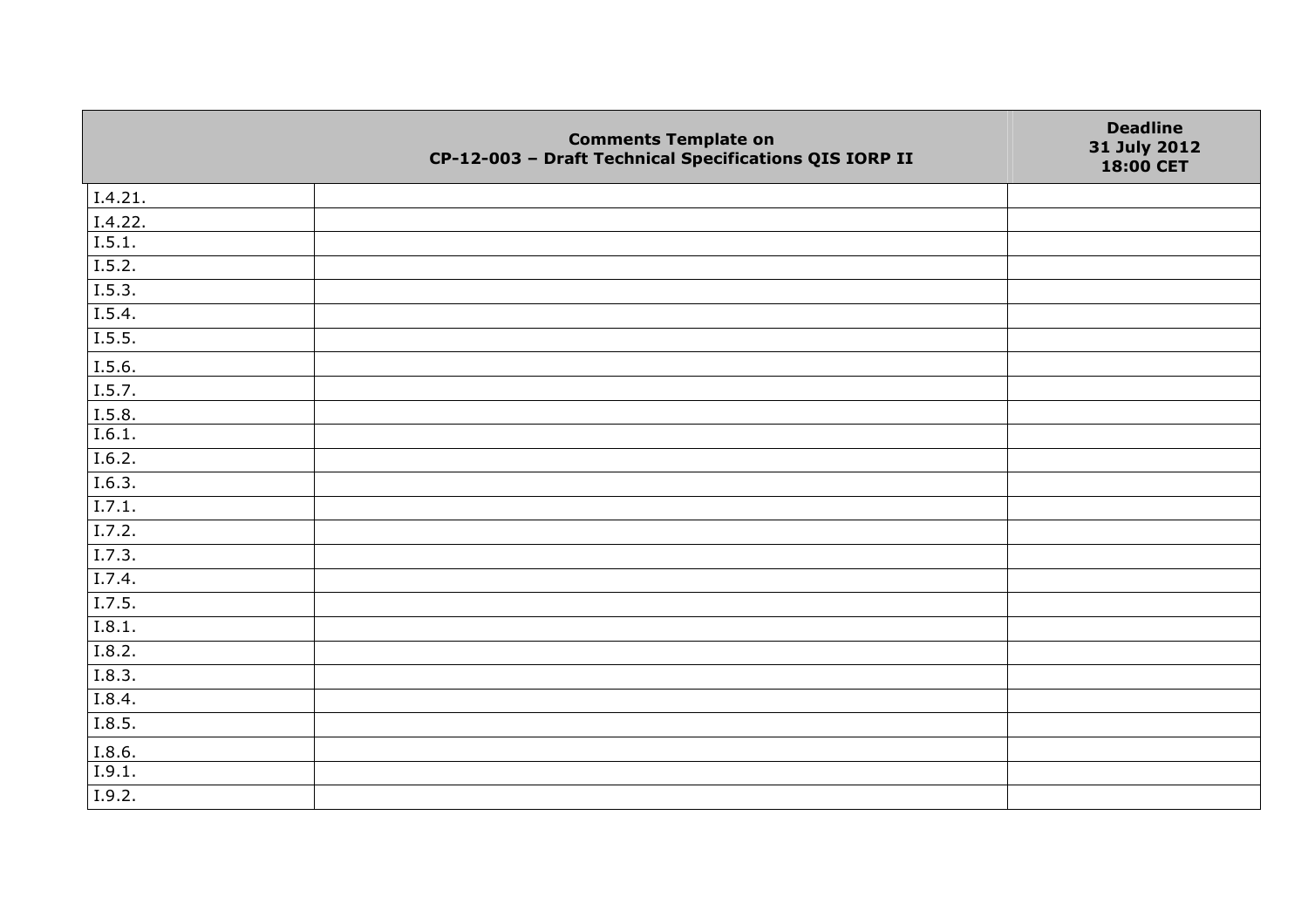| | Comments Template on CP-12-003 – Draft Technical Specifications QIS IORP II | Deadline 31 July 2012 18:00 CET |
|---|---|---|
| I.4.21. | | |
| I.4.22. | | |
| I.5.1. | | |
| I.5.2. | | |
| I.5.3. | | |
| I.5.4. | | |
| I.5.5. | | |
| I.5.6. | | |
| I.5.7. | | |
| I.5.8. | | |
| I.6.1. | | |
| I.6.2. | | |
| I.6.3. | | |
| I.7.1. | | |
| I.7.2. | | |
| I.7.3. | | |
| I.7.4. | | |
| I.7.5. | | |
| I.8.1. | | |
| I.8.2. | | |
| I.8.3. | | |
| I.8.4. | | |
| I.8.5. | | |
| I.8.6. | | |
| I.9.1. | | |
| I.9.2. | | |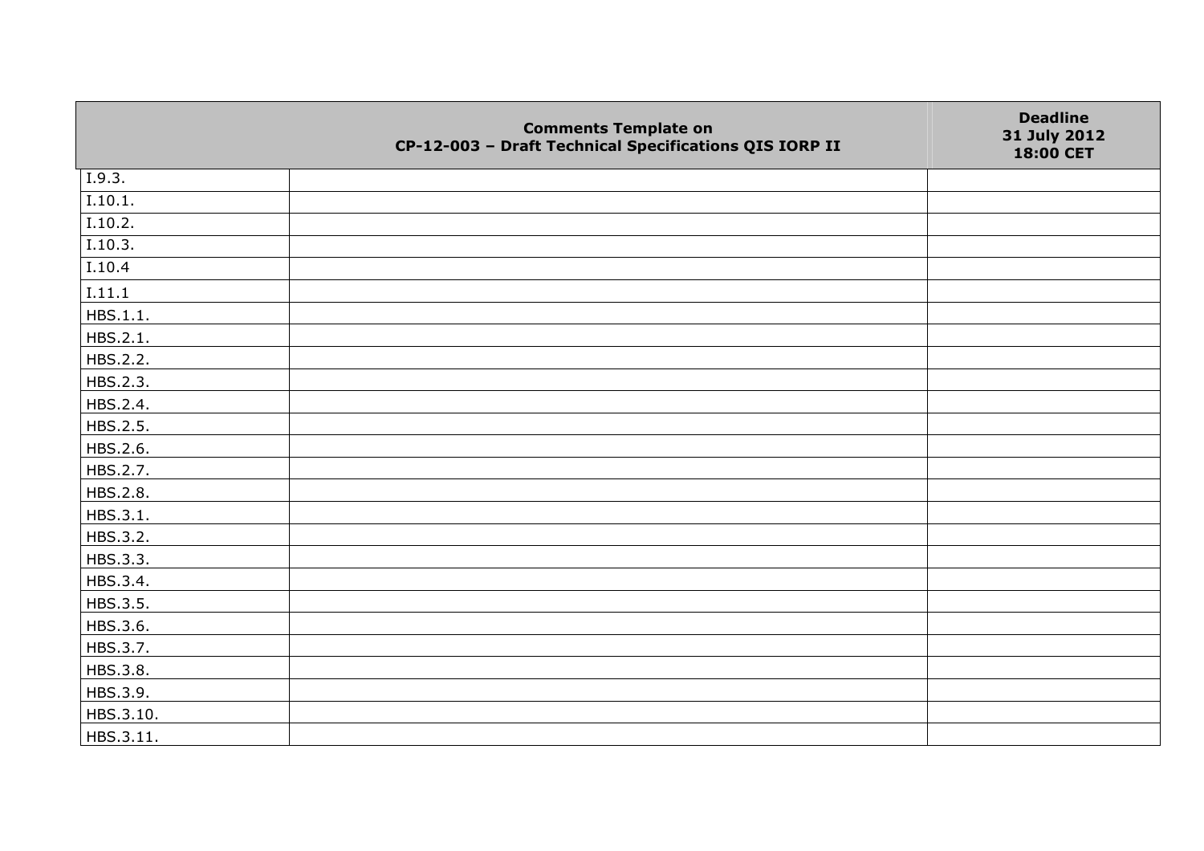| | Comments Template on CP-12-003 – Draft Technical Specifications QIS IORP II | Deadline 31 July 2012 18:00 CET |
|---|---|---|
| I.9.3. | | |
| I.10.1. | | |
| I.10.2. | | |
| I.10.3. | | |
| I.10.4 | | |
| I.11.1 | | |
| HBS.1.1. | | |
| HBS.2.1. | | |
| HBS.2.2. | | |
| HBS.2.3. | | |
| HBS.2.4. | | |
| HBS.2.5. | | |
| HBS.2.6. | | |
| HBS.2.7. | | |
| HBS.2.8. | | |
| HBS.3.1. | | |
| HBS.3.2. | | |
| HBS.3.3. | | |
| HBS.3.4. | | |
| HBS.3.5. | | |
| HBS.3.6. | | |
| HBS.3.7. | | |
| HBS.3.8. | | |
| HBS.3.9. | | |
| HBS.3.10. | | |
| HBS.3.11. | | |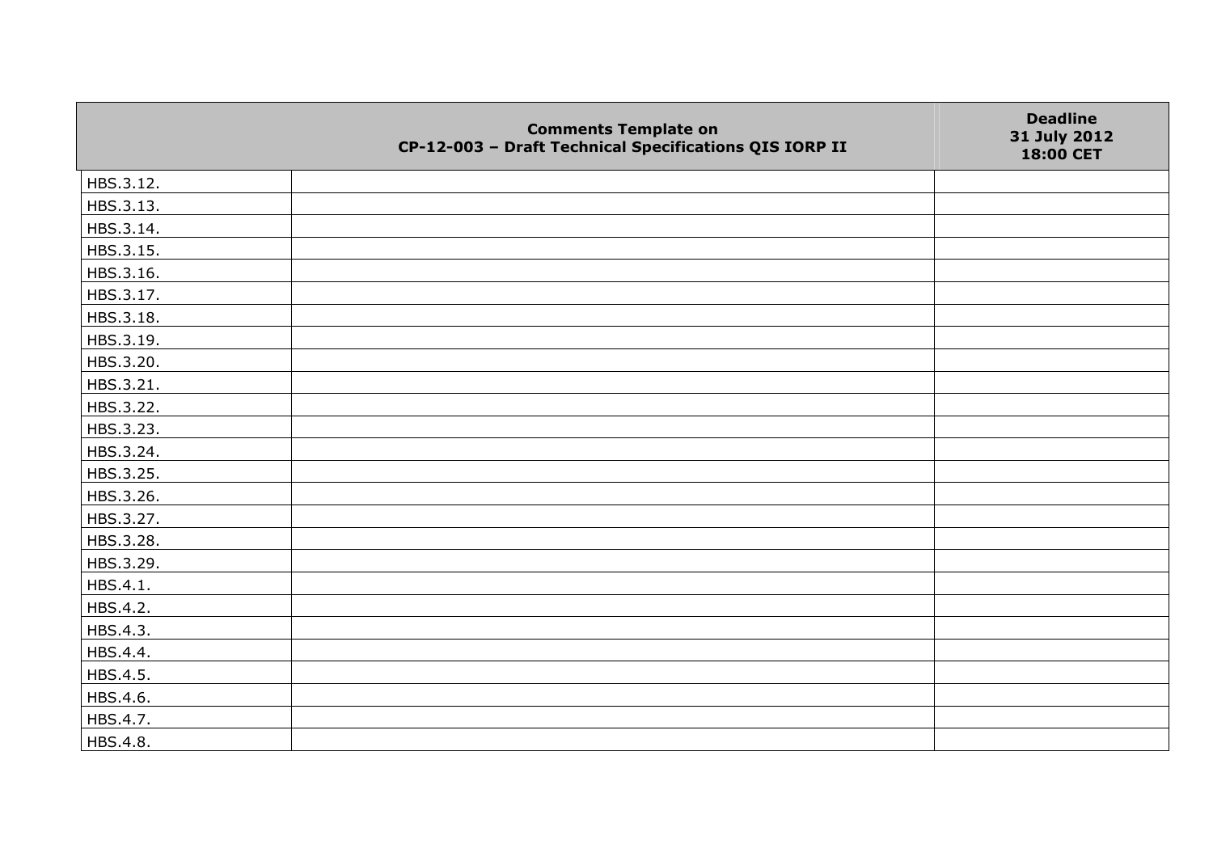| | Comments Template on CP-12-003 – Draft Technical Specifications QIS IORP II | Deadline 31 July 2012 18:00 CET |
|---|---|---|
| HBS.3.12. | | |
| HBS.3.13. | | |
| HBS.3.14. | | |
| HBS.3.15. | | |
| HBS.3.16. | | |
| HBS.3.17. | | |
| HBS.3.18. | | |
| HBS.3.19. | | |
| HBS.3.20. | | |
| HBS.3.21. | | |
| HBS.3.22. | | |
| HBS.3.23. | | |
| HBS.3.24. | | |
| HBS.3.25. | | |
| HBS.3.26. | | |
| HBS.3.27. | | |
| HBS.3.28. | | |
| HBS.3.29. | | |
| HBS.4.1. | | |
| HBS.4.2. | | |
| HBS.4.3. | | |
| HBS.4.4. | | |
| HBS.4.5. | | |
| HBS.4.6. | | |
| HBS.4.7. | | |
| HBS.4.8. | | |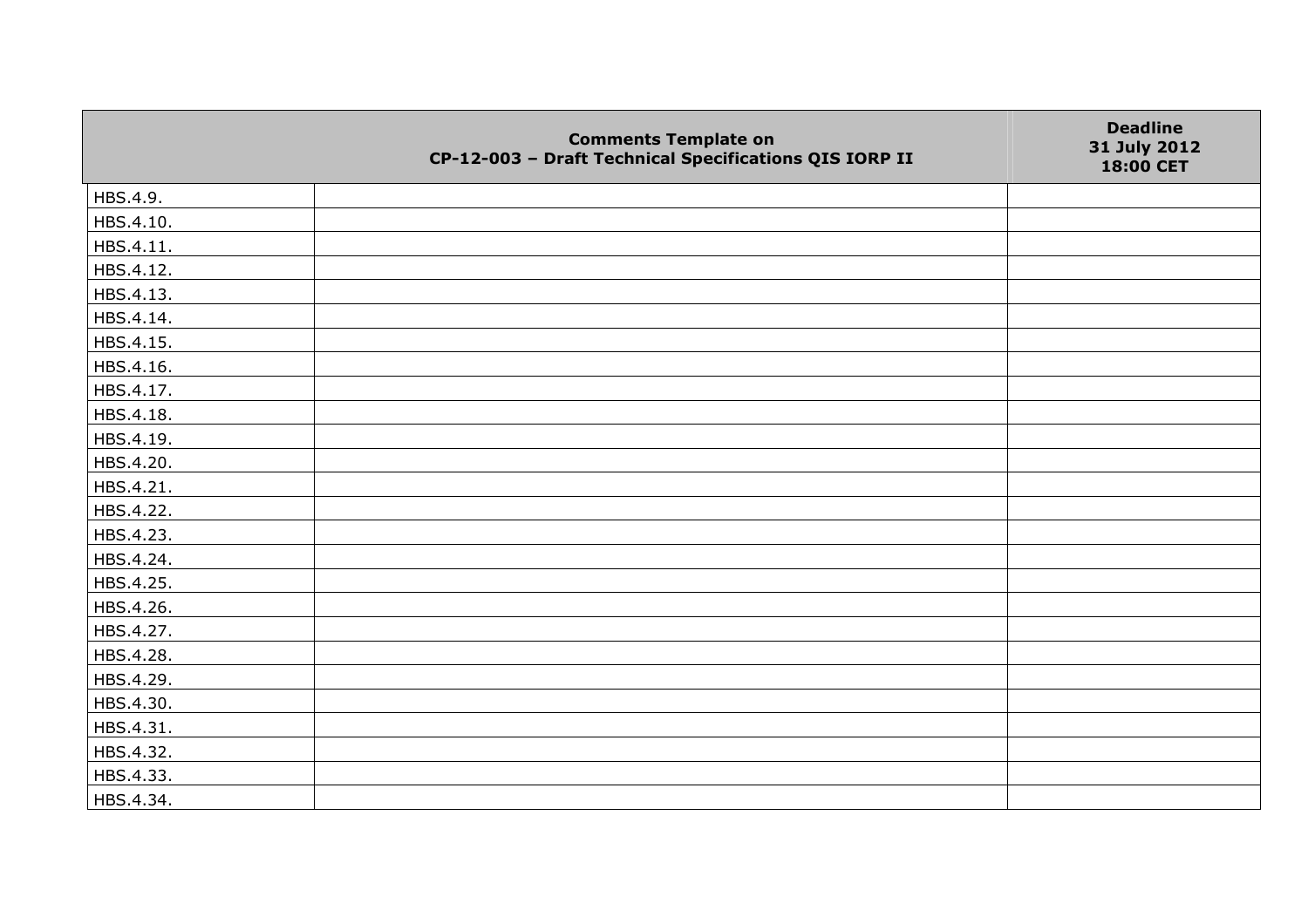| | Comments Template on CP-12-003 – Draft Technical Specifications QIS IORP II | Deadline 31 July 2012 18:00 CET |
|---|---|---|
| HBS.4.9. | | |
| HBS.4.10. | | |
| HBS.4.11. | | |
| HBS.4.12. | | |
| HBS.4.13. | | |
| HBS.4.14. | | |
| HBS.4.15. | | |
| HBS.4.16. | | |
| HBS.4.17. | | |
| HBS.4.18. | | |
| HBS.4.19. | | |
| HBS.4.20. | | |
| HBS.4.21. | | |
| HBS.4.22. | | |
| HBS.4.23. | | |
| HBS.4.24. | | |
| HBS.4.25. | | |
| HBS.4.26. | | |
| HBS.4.27. | | |
| HBS.4.28. | | |
| HBS.4.29. | | |
| HBS.4.30. | | |
| HBS.4.31. | | |
| HBS.4.32. | | |
| HBS.4.33. | | |
| HBS.4.34. | | |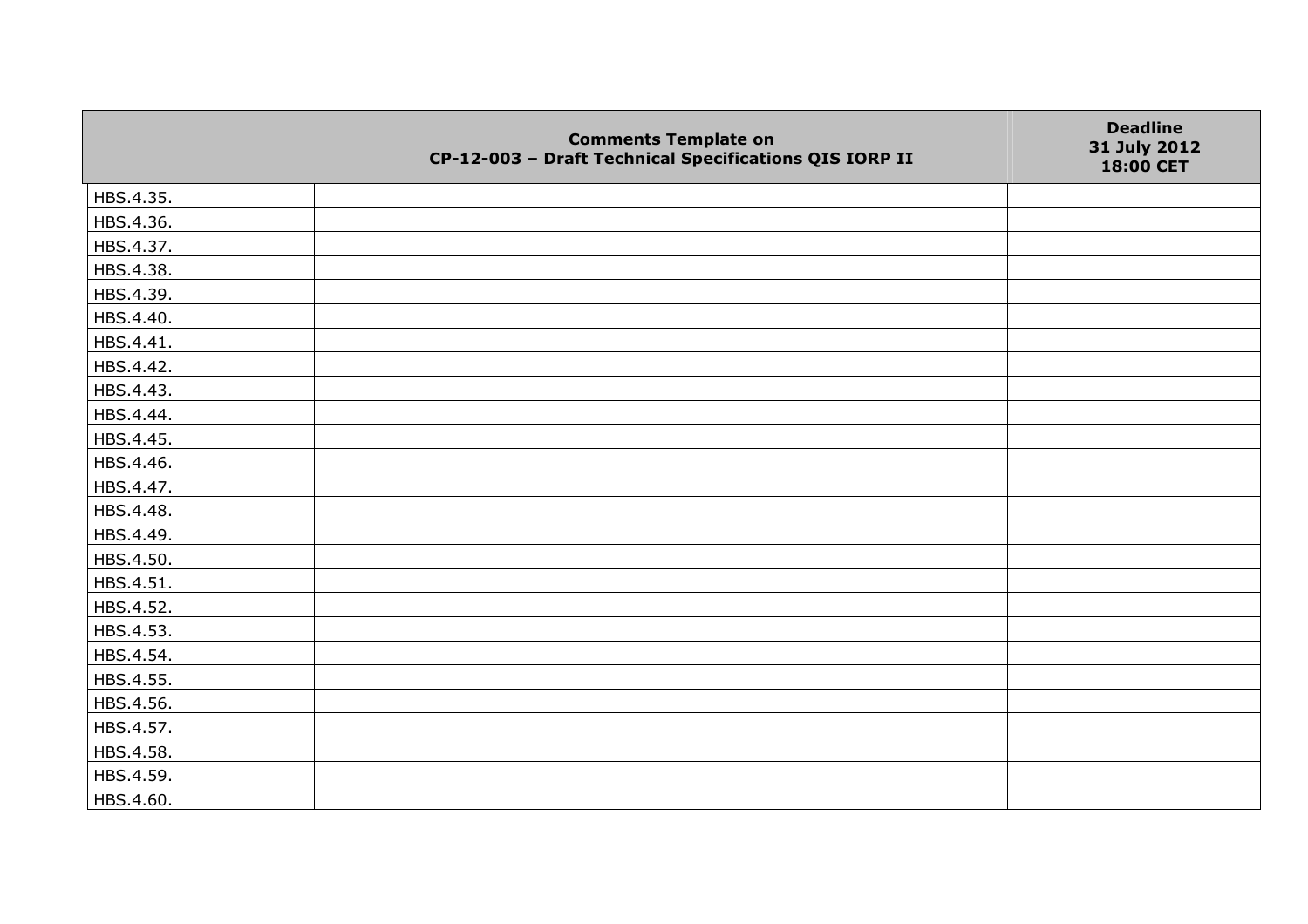| | Comments Template on CP-12-003 – Draft Technical Specifications QIS IORP II | Deadline 31 July 2012 18:00 CET |
|---|---|---|
| HBS.4.35. | | |
| HBS.4.36. | | |
| HBS.4.37. | | |
| HBS.4.38. | | |
| HBS.4.39. | | |
| HBS.4.40. | | |
| HBS.4.41. | | |
| HBS.4.42. | | |
| HBS.4.43. | | |
| HBS.4.44. | | |
| HBS.4.45. | | |
| HBS.4.46. | | |
| HBS.4.47. | | |
| HBS.4.48. | | |
| HBS.4.49. | | |
| HBS.4.50. | | |
| HBS.4.51. | | |
| HBS.4.52. | | |
| HBS.4.53. | | |
| HBS.4.54. | | |
| HBS.4.55. | | |
| HBS.4.56. | | |
| HBS.4.57. | | |
| HBS.4.58. | | |
| HBS.4.59. | | |
| HBS.4.60. | | |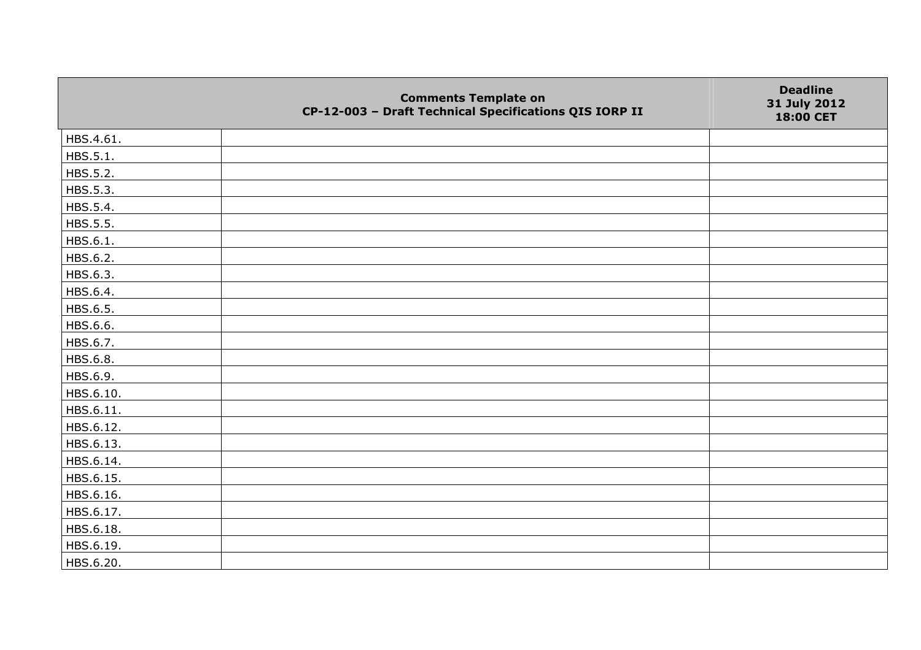| | Comments Template on CP-12-003 – Draft Technical Specifications QIS IORP II | Deadline 31 July 2012 18:00 CET |
|---|---|---|
| HBS.4.61. | | |
| HBS.5.1. | | |
| HBS.5.2. | | |
| HBS.5.3. | | |
| HBS.5.4. | | |
| HBS.5.5. | | |
| HBS.6.1. | | |
| HBS.6.2. | | |
| HBS.6.3. | | |
| HBS.6.4. | | |
| HBS.6.5. | | |
| HBS.6.6. | | |
| HBS.6.7. | | |
| HBS.6.8. | | |
| HBS.6.9. | | |
| HBS.6.10. | | |
| HBS.6.11. | | |
| HBS.6.12. | | |
| HBS.6.13. | | |
| HBS.6.14. | | |
| HBS.6.15. | | |
| HBS.6.16. | | |
| HBS.6.17. | | |
| HBS.6.18. | | |
| HBS.6.19. | | |
| HBS.6.20. | | |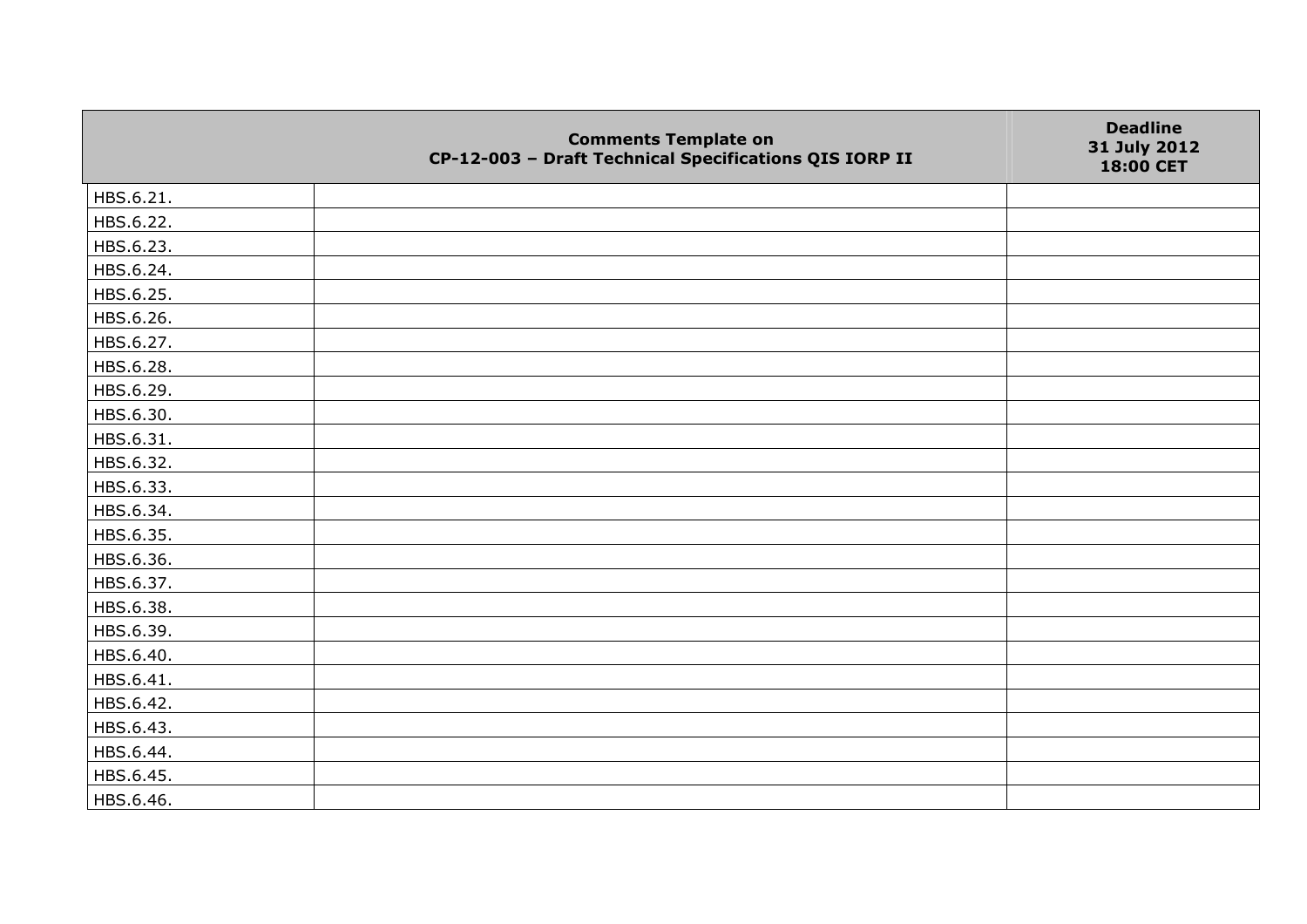| | Comments Template on CP-12-003 – Draft Technical Specifications QIS IORP II | Deadline 31 July 2012 18:00 CET |
|---|---|---|
| HBS.6.21. | | |
| HBS.6.22. | | |
| HBS.6.23. | | |
| HBS.6.24. | | |
| HBS.6.25. | | |
| HBS.6.26. | | |
| HBS.6.27. | | |
| HBS.6.28. | | |
| HBS.6.29. | | |
| HBS.6.30. | | |
| HBS.6.31. | | |
| HBS.6.32. | | |
| HBS.6.33. | | |
| HBS.6.34. | | |
| HBS.6.35. | | |
| HBS.6.36. | | |
| HBS.6.37. | | |
| HBS.6.38. | | |
| HBS.6.39. | | |
| HBS.6.40. | | |
| HBS.6.41. | | |
| HBS.6.42. | | |
| HBS.6.43. | | |
| HBS.6.44. | | |
| HBS.6.45. | | |
| HBS.6.46. | | |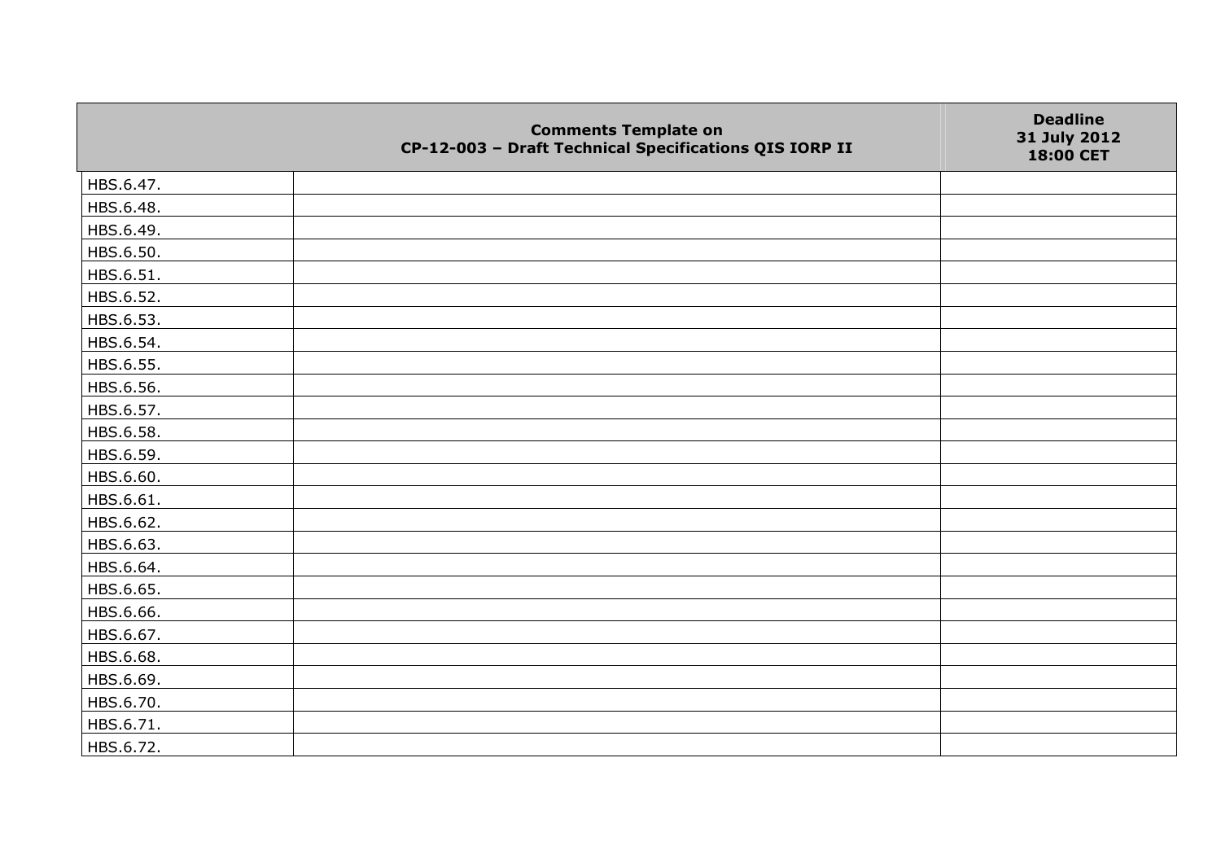| | Comments Template on CP-12-003 – Draft Technical Specifications QIS IORP II | Deadline 31 July 2012 18:00 CET |
|---|---|---|
| HBS.6.47. | | |
| HBS.6.48. | | |
| HBS.6.49. | | |
| HBS.6.50. | | |
| HBS.6.51. | | |
| HBS.6.52. | | |
| HBS.6.53. | | |
| HBS.6.54. | | |
| HBS.6.55. | | |
| HBS.6.56. | | |
| HBS.6.57. | | |
| HBS.6.58. | | |
| HBS.6.59. | | |
| HBS.6.60. | | |
| HBS.6.61. | | |
| HBS.6.62. | | |
| HBS.6.63. | | |
| HBS.6.64. | | |
| HBS.6.65. | | |
| HBS.6.66. | | |
| HBS.6.67. | | |
| HBS.6.68. | | |
| HBS.6.69. | | |
| HBS.6.70. | | |
| HBS.6.71. | | |
| HBS.6.72. | | |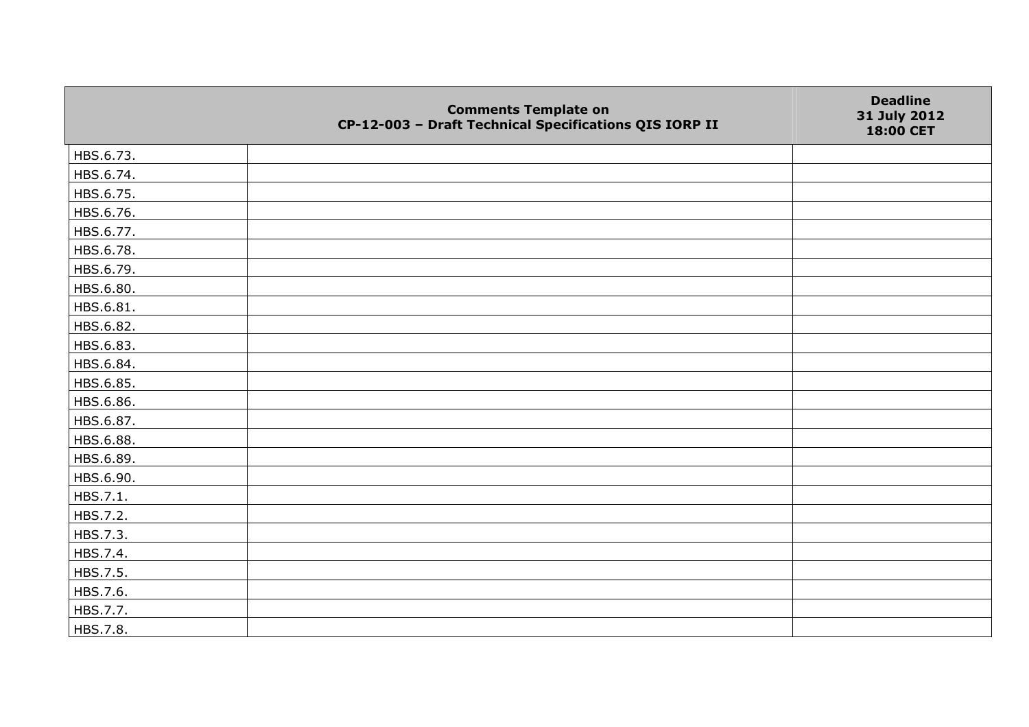| | Comments Template on CP-12-003 – Draft Technical Specifications QIS IORP II | Deadline 31 July 2012 18:00 CET |
|---|---|---|
| HBS.6.73. | | |
| HBS.6.74. | | |
| HBS.6.75. | | |
| HBS.6.76. | | |
| HBS.6.77. | | |
| HBS.6.78. | | |
| HBS.6.79. | | |
| HBS.6.80. | | |
| HBS.6.81. | | |
| HBS.6.82. | | |
| HBS.6.83. | | |
| HBS.6.84. | | |
| HBS.6.85. | | |
| HBS.6.86. | | |
| HBS.6.87. | | |
| HBS.6.88. | | |
| HBS.6.89. | | |
| HBS.6.90. | | |
| HBS.7.1. | | |
| HBS.7.2. | | |
| HBS.7.3. | | |
| HBS.7.4. | | |
| HBS.7.5. | | |
| HBS.7.6. | | |
| HBS.7.7. | | |
| HBS.7.8. | | |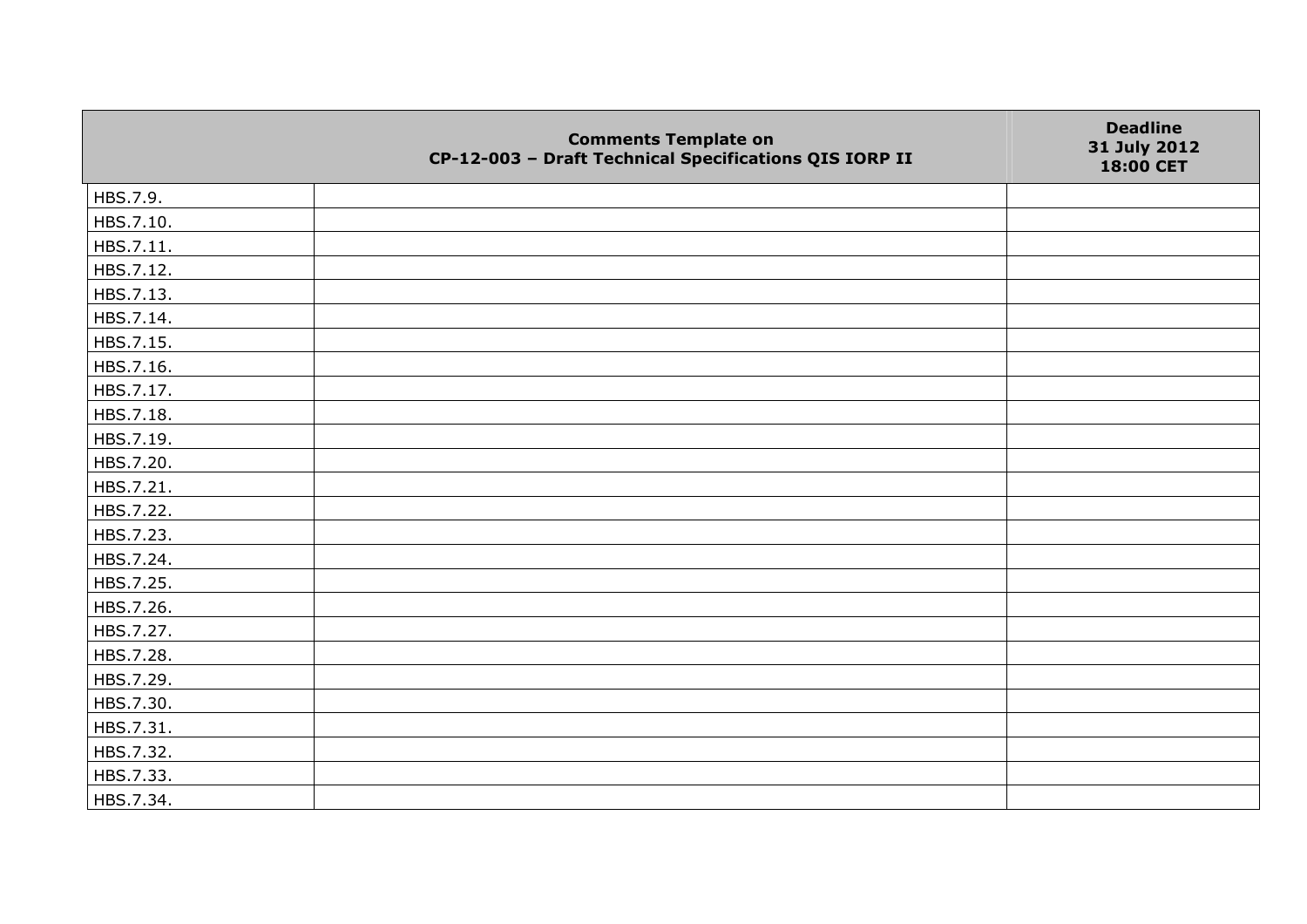|  | Comments Template on CP-12-003 – Draft Technical Specifications QIS IORP II | Deadline 31 July 2012 18:00 CET |
|---|---|---|
| HBS.7.9. |  |  |
| HBS.7.10. |  |  |
| HBS.7.11. |  |  |
| HBS.7.12. |  |  |
| HBS.7.13. |  |  |
| HBS.7.14. |  |  |
| HBS.7.15. |  |  |
| HBS.7.16. |  |  |
| HBS.7.17. |  |  |
| HBS.7.18. |  |  |
| HBS.7.19. |  |  |
| HBS.7.20. |  |  |
| HBS.7.21. |  |  |
| HBS.7.22. |  |  |
| HBS.7.23. |  |  |
| HBS.7.24. |  |  |
| HBS.7.25. |  |  |
| HBS.7.26. |  |  |
| HBS.7.27. |  |  |
| HBS.7.28. |  |  |
| HBS.7.29. |  |  |
| HBS.7.30. |  |  |
| HBS.7.31. |  |  |
| HBS.7.32. |  |  |
| HBS.7.33. |  |  |
| HBS.7.34. |  |  |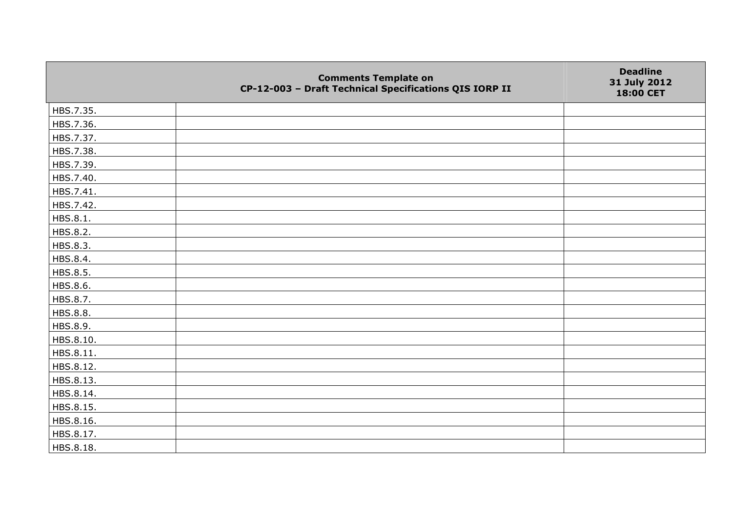| | Comments Template on CP-12-003 – Draft Technical Specifications QIS IORP II | Deadline 31 July 2012 18:00 CET |
|---|---|---|
| HBS.7.35. | | |
| HBS.7.36. | | |
| HBS.7.37. | | |
| HBS.7.38. | | |
| HBS.7.39. | | |
| HBS.7.40. | | |
| HBS.7.41. | | |
| HBS.7.42. | | |
| HBS.8.1. | | |
| HBS.8.2. | | |
| HBS.8.3. | | |
| HBS.8.4. | | |
| HBS.8.5. | | |
| HBS.8.6. | | |
| HBS.8.7. | | |
| HBS.8.8. | | |
| HBS.8.9. | | |
| HBS.8.10. | | |
| HBS.8.11. | | |
| HBS.8.12. | | |
| HBS.8.13. | | |
| HBS.8.14. | | |
| HBS.8.15. | | |
| HBS.8.16. | | |
| HBS.8.17. | | |
| HBS.8.18. | | |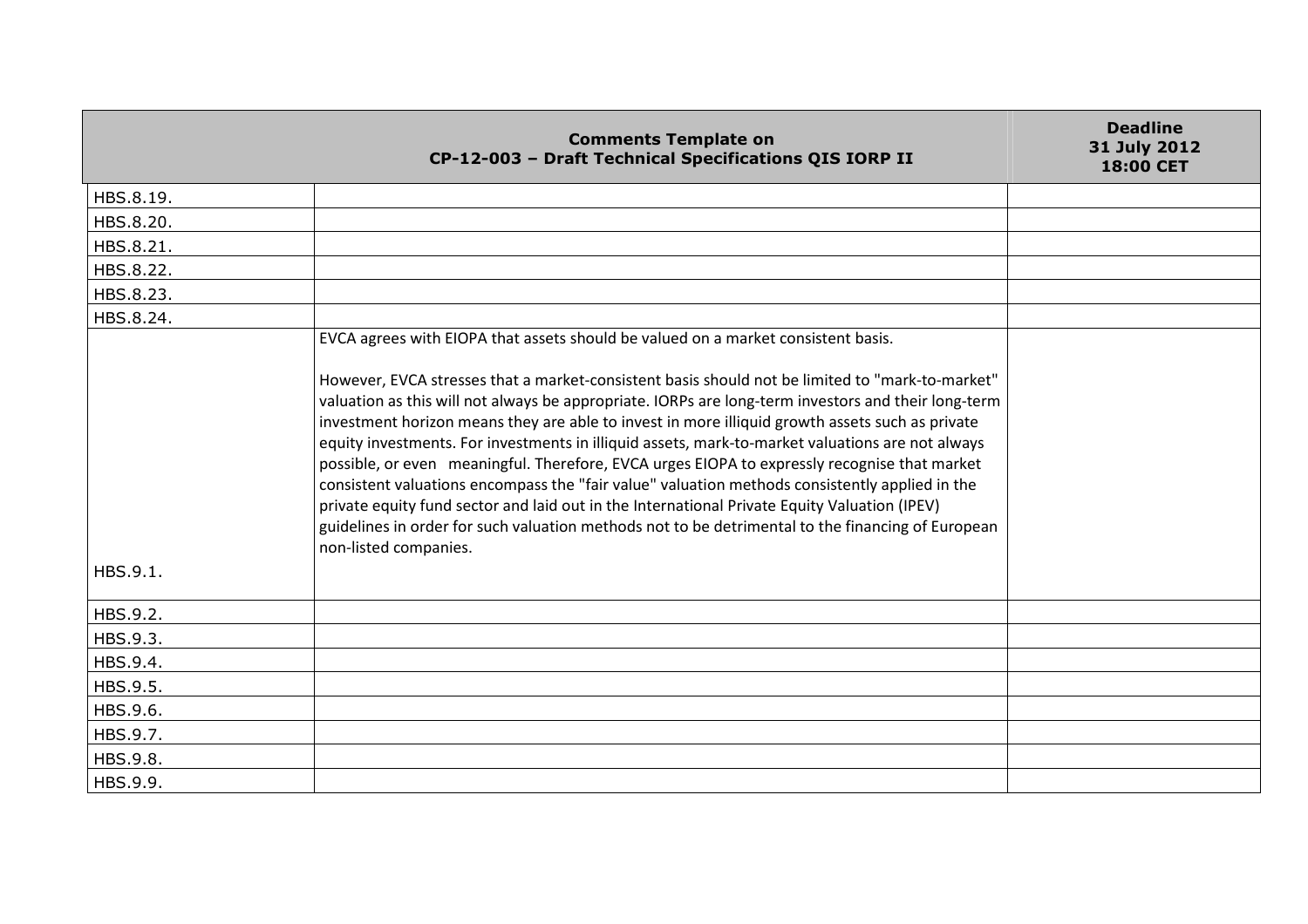| Comments Template on CP-12-003 – Draft Technical Specifications QIS IORP II | | Deadline 31 July 2012 18:00 CET |
|---|---|---|
| HBS.8.19. | | |
| HBS.8.20. | | |
| HBS.8.21. | | |
| HBS.8.22. | | |
| HBS.8.23. | | |
| HBS.8.24. | | |
| HBS.9.1. | EVCA agrees with EIOPA that assets should be valued on a market consistent basis.<br><br>However, EVCA stresses that a market-consistent basis should not be limited to "mark-to-market" valuation as this will not always be appropriate. IORPs are long-term investors and their long-term investment horizon means they are able to invest in more illiquid growth assets such as private equity investments. For investments in illiquid assets, mark-to-market valuations are not always possible, or even meaningful. Therefore, EVCA urges EIOPA to expressly recognise that market consistent valuations encompass the "fair value" valuation methods consistently applied in the private equity fund sector and laid out in the International Private Equity Valuation (IPEV) guidelines in order for such valuation methods not to be detrimental to the financing of European non-listed companies. | |
| HBS.9.2. | | |
| HBS.9.3. | | |
| HBS.9.4. | | |
| HBS.9.5. | | |
| HBS.9.6. | | |
| HBS.9.7. | | |
| HBS.9.8. | | |
| HBS.9.9. | | |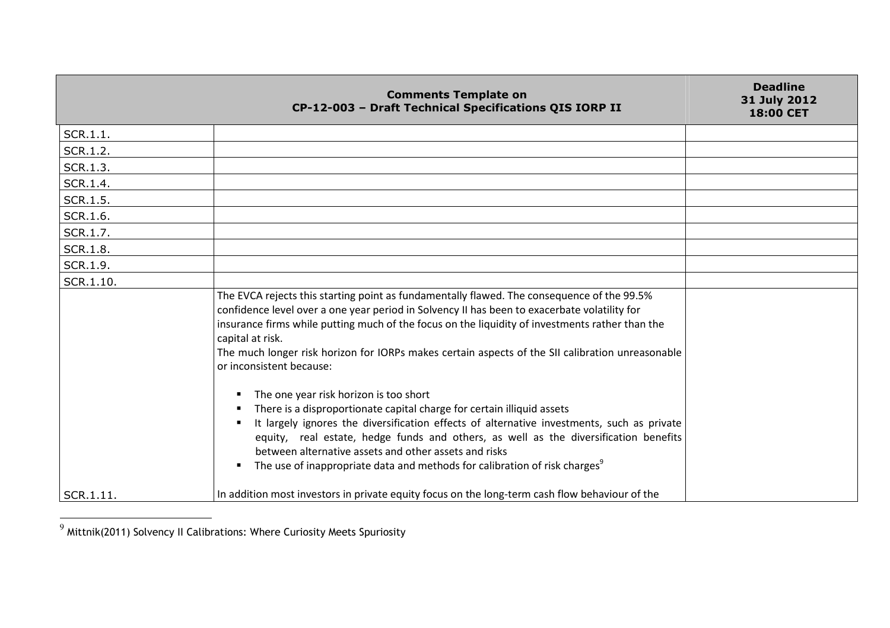| | Comments Template on CP-12-003 – Draft Technical Specifications QIS IORP II | Deadline 31 July 2012 18:00 CET |
|---|---|---|
| SCR.1.1. | | |
| SCR.1.2. | | |
| SCR.1.3. | | |
| SCR.1.4. | | |
| SCR.1.5. | | |
| SCR.1.6. | | |
| SCR.1.7. | | |
| SCR.1.8. | | |
| SCR.1.9. | | |
| SCR.1.10. | | |
| SCR.1.11. | The EVCA rejects this starting point as fundamentally flawed. The consequence of the 99.5% confidence level over a one year period in Solvency II has been to exacerbate volatility for insurance firms while putting much of the focus on the liquidity of investments rather than the capital at risk.<br>The much longer risk horizon for IORPs makes certain aspects of the SII calibration unreasonable or inconsistent because:<br>▪ The one year risk horizon is too short<br>▪ There is a disproportionate capital charge for certain illiquid assets<br>▪ It largely ignores the diversification effects of alternative investments, such as private equity, real estate, hedge funds and others, as well as the diversification benefits between alternative assets and other assets and risks<br>▪ The use of inappropriate data and methods for calibration of risk charges[9]<br><br>In addition most investors in private equity focus on the long-term cash flow behaviour of the | |

[9] Mittnik(2011) Solvency II Calibrations: Where Curiosity Meets Spuriosity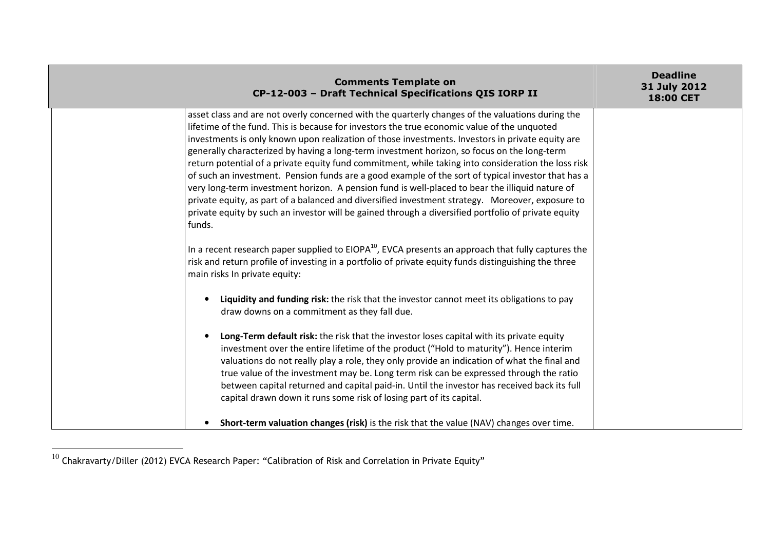| Comments Template on CP-12-003 – Draft Technical Specifications QIS IORP II | | Deadline 31 July 2012 18:00 CET |
|---|---|---|
| | asset class and are not overly concerned with the quarterly changes of the valuations during the lifetime of the fund. This is because for investors the true economic value of the unquoted investments is only known upon realization of those investments. Investors in private equity are generally characterized by having a long-term investment horizon, so focus on the long-term return potential of a private equity fund commitment, while taking into consideration the loss risk of such an investment. Pension funds are a good example of the sort of typical investor that has a very long-term investment horizon. A pension fund is well-placed to bear the illiquid nature of private equity, as part of a balanced and diversified investment strategy. Moreover, exposure to private equity by such an investor will be gained through a diversified portfolio of private equity funds.<br><br>In a recent research paper supplied to EIOPA[10], EVCA presents an approach that fully captures the risk and return profile of investing in a portfolio of private equity funds distinguishing the three main risks In private equity:<br><br>• **Liquidity and funding risk:** the risk that the investor cannot meet its obligations to pay draw downs on a commitment as they fall due.<br><br>• **Long-Term default risk:** the risk that the investor loses capital with its private equity investment over the entire lifetime of the product ("Hold to maturity"). Hence interim valuations do not really play a role, they only provide an indication of what the final and true value of the investment may be. Long term risk can be expressed through the ratio between capital returned and capital paid-in. Until the investor has received back its full capital drawn down it runs some risk of losing part of its capital.<br><br>• **Short-term valuation changes (risk)** is the risk that the value (NAV) changes over time. | |

[10] Chakravarty/Diller (2012) EVCA Research Paper: "Calibration of Risk and Correlation in Private Equity"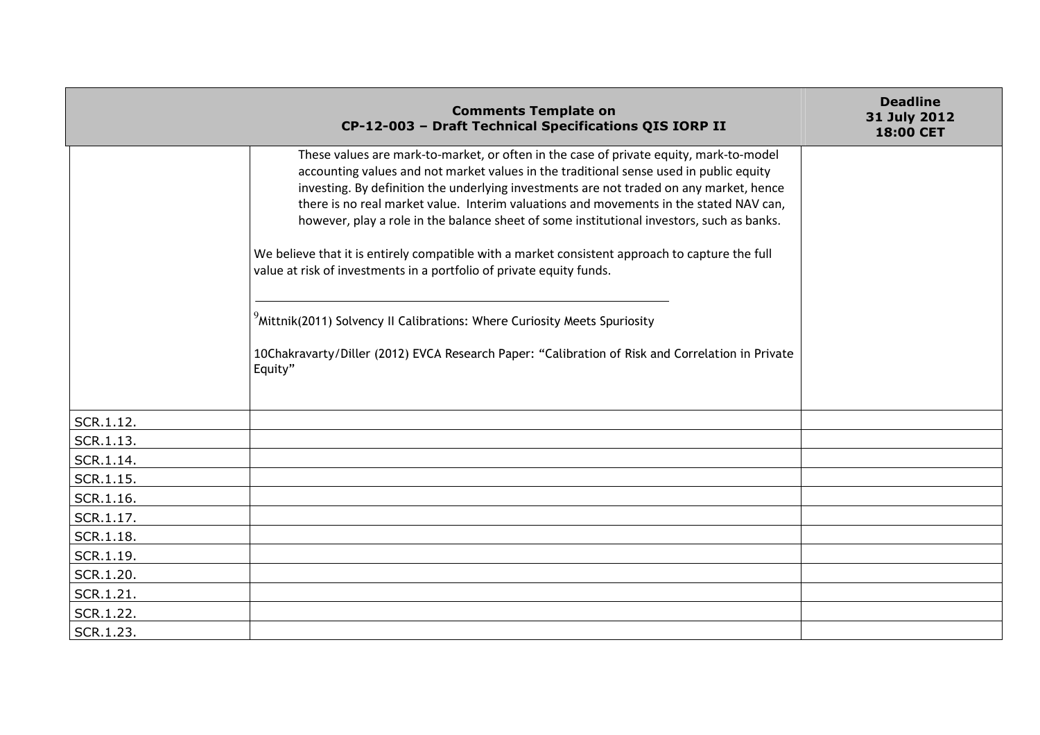| Comments Template on CP-12-003 – Draft Technical Specifications QIS IORP II | | Deadline 31 July 2012 18:00 CET |
|---|---|---|
| | These values are mark-to-market, or often in the case of private equity, mark-to-model accounting values and not market values in the traditional sense used in public equity investing. By definition the underlying investments are not traded on any market, hence there is no real market value. Interim valuations and movements in the stated NAV can, however, play a role in the balance sheet of some institutional investors, such as banks.<br><br>We believe that it is entirely compatible with a market consistent approach to capture the full value at risk of investments in a portfolio of private equity funds.<br><br>[9] Mittnik(2011) Solvency II Calibrations: Where Curiosity Meets Spuriosity<br><br>10Chakravarty/Diller (2012) EVCA Research Paper: "Calibration of Risk and Correlation in Private Equity" | |
| SCR.1.12. | | |
| SCR.1.13. | | |
| SCR.1.14. | | |
| SCR.1.15. | | |
| SCR.1.16. | | |
| SCR.1.17. | | |
| SCR.1.18. | | |
| SCR.1.19. | | |
| SCR.1.20. | | |
| SCR.1.21. | | |
| SCR.1.22. | | |
| SCR.1.23. | | |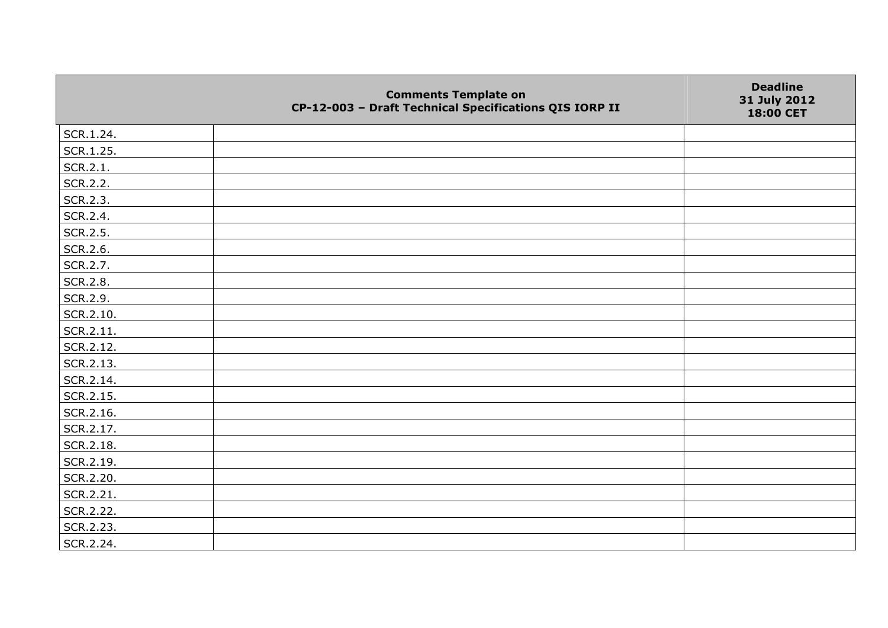|  | Comments Template on CP-12-003 – Draft Technical Specifications QIS IORP II | Deadline 31 July 2012 18:00 CET |
|---|---|---|
| SCR.1.24. |  |  |
| SCR.1.25. |  |  |
| SCR.2.1. |  |  |
| SCR.2.2. |  |  |
| SCR.2.3. |  |  |
| SCR.2.4. |  |  |
| SCR.2.5. |  |  |
| SCR.2.6. |  |  |
| SCR.2.7. |  |  |
| SCR.2.8. |  |  |
| SCR.2.9. |  |  |
| SCR.2.10. |  |  |
| SCR.2.11. |  |  |
| SCR.2.12. |  |  |
| SCR.2.13. |  |  |
| SCR.2.14. |  |  |
| SCR.2.15. |  |  |
| SCR.2.16. |  |  |
| SCR.2.17. |  |  |
| SCR.2.18. |  |  |
| SCR.2.19. |  |  |
| SCR.2.20. |  |  |
| SCR.2.21. |  |  |
| SCR.2.22. |  |  |
| SCR.2.23. |  |  |
| SCR.2.24. |  |  |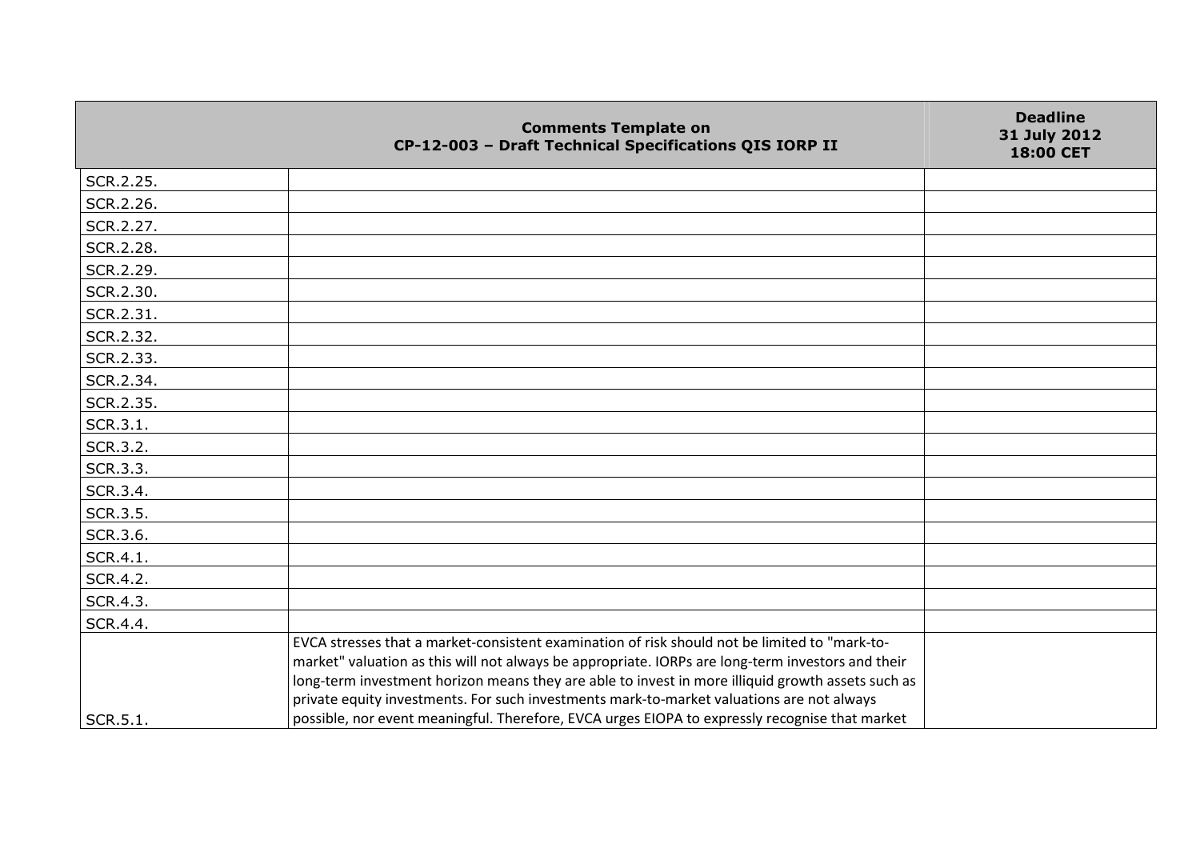| | Comments Template on CP-12-003 – Draft Technical Specifications QIS IORP II | Deadline 31 July 2012 18:00 CET |
|---|---|---|
| SCR.2.25. | | |
| SCR.2.26. | | |
| SCR.2.27. | | |
| SCR.2.28. | | |
| SCR.2.29. | | |
| SCR.2.30. | | |
| SCR.2.31. | | |
| SCR.2.32. | | |
| SCR.2.33. | | |
| SCR.2.34. | | |
| SCR.2.35. | | |
| SCR.3.1. | | |
| SCR.3.2. | | |
| SCR.3.3. | | |
| SCR.3.4. | | |
| SCR.3.5. | | |
| SCR.3.6. | | |
| SCR.4.1. | | |
| SCR.4.2. | | |
| SCR.4.3. | | |
| SCR.4.4. | | |
| SCR.5.1. | EVCA stresses that a market-consistent examination of risk should not be limited to "mark-to-market" valuation as this will not always be appropriate. IORPs are long-term investors and their long-term investment horizon means they are able to invest in more illiquid growth assets such as private equity investments. For such investments mark-to-market valuations are not always possible, nor event meaningful. Therefore, EVCA urges EIOPA to expressly recognise that market | |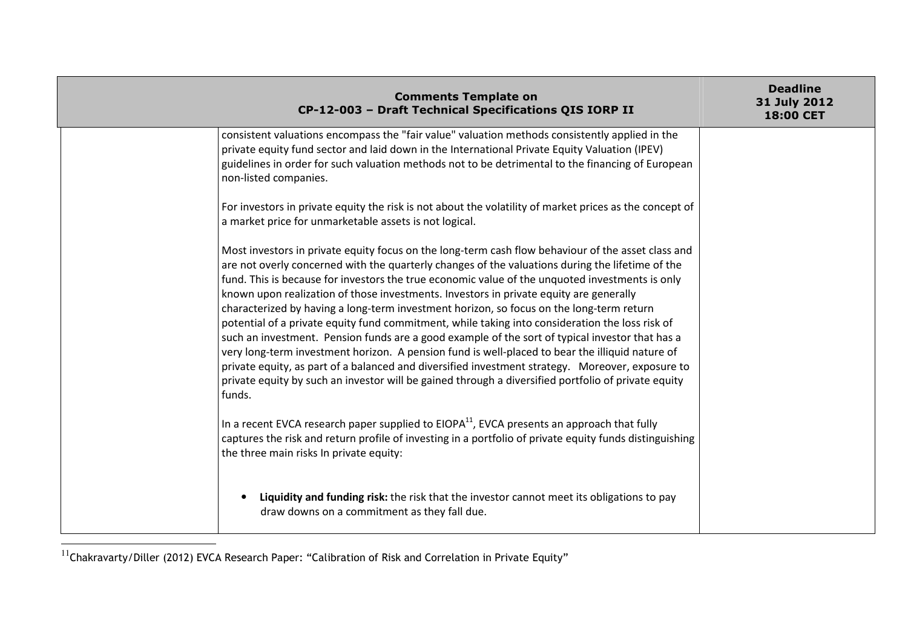| Comments Template on CP-12-003 – Draft Technical Specifications QIS IORP II | | Deadline 31 July 2012 18:00 CET |
|---|---|---|
| | consistent valuations encompass the "fair value" valuation methods consistently applied in the private equity fund sector and laid down in the International Private Equity Valuation (IPEV) guidelines in order for such valuation methods not to be detrimental to the financing of European non-listed companies.<br><br>For investors in private equity the risk is not about the volatility of market prices as the concept of a market price for unmarketable assets is not logical.<br><br>Most investors in private equity focus on the long-term cash flow behaviour of the asset class and are not overly concerned with the quarterly changes of the valuations during the lifetime of the fund. This is because for investors the true economic value of the unquoted investments is only known upon realization of those investments. Investors in private equity are generally characterized by having a long-term investment horizon, so focus on the long-term return potential of a private equity fund commitment, while taking into consideration the loss risk of such an investment. Pension funds are a good example of the sort of typical investor that has a very long-term investment horizon. A pension fund is well-placed to bear the illiquid nature of private equity, as part of a balanced and diversified investment strategy. Moreover, exposure to private equity by such an investor will be gained through a diversified portfolio of private equity funds.<br><br>In a recent EVCA research paper supplied to EIOPA[11], EVCA presents an approach that fully captures the risk and return profile of investing in a portfolio of private equity funds distinguishing the three main risks In private equity:<br><br>• **Liquidity and funding risk:** the risk that the investor cannot meet its obligations to pay draw downs on a commitment as they fall due. | |

[11] Chakravarty/Diller (2012) EVCA Research Paper: "Calibration of Risk and Correlation in Private Equity"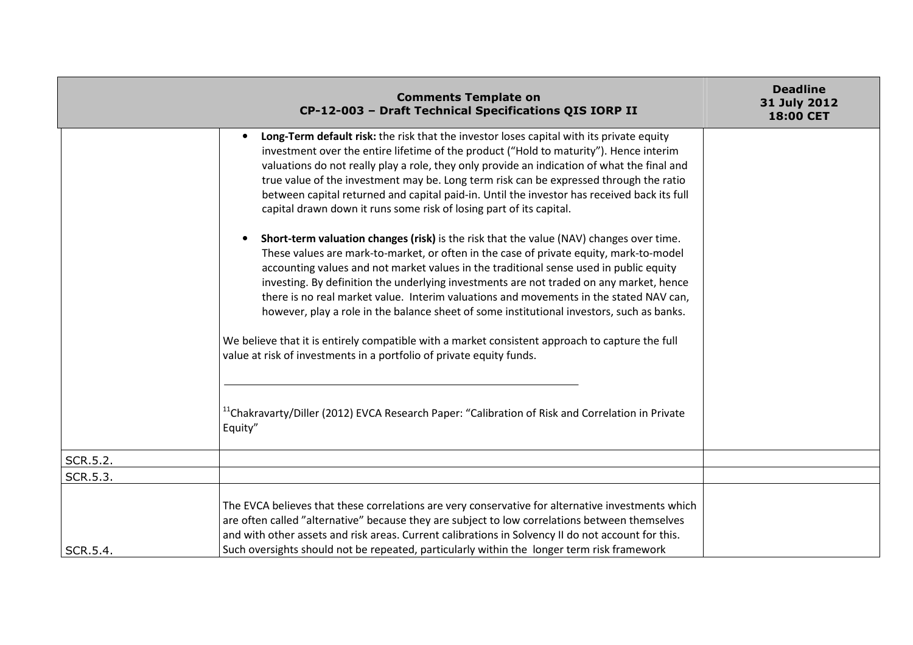| Comments Template on CP-12-003 – Draft Technical Specifications QIS IORP II | | Deadline 31 July 2012 18:00 CET |
|---|---|---|
| | • **Long-Term default risk:** the risk that the investor loses capital with its private equity investment over the entire lifetime of the product ("Hold to maturity"). Hence interim valuations do not really play a role, they only provide an indication of what the final and true value of the investment may be. Long term risk can be expressed through the ratio between capital returned and capital paid-in. Until the investor has received back its full capital drawn down it runs some risk of losing part of its capital.<br><br>• **Short-term valuation changes (risk)** is the risk that the value (NAV) changes over time. These values are mark-to-market, or often in the case of private equity, mark-to-model accounting values and not market values in the traditional sense used in public equity investing. By definition the underlying investments are not traded on any market, hence there is no real market value. Interim valuations and movements in the stated NAV can, however, play a role in the balance sheet of some institutional investors, such as banks.<br><br>We believe that it is entirely compatible with a market consistent approach to capture the full value at risk of investments in a portfolio of private equity funds.<br><br>[11]Chakravarty/Diller (2012) EVCA Research Paper: "Calibration of Risk and Correlation in Private Equity" | |
| SCR.5.2. | | |
| SCR.5.3. | | |
| SCR.5.4. | The EVCA believes that these correlations are very conservative for alternative investments which are often called "alternative" because they are subject to low correlations between themselves and with other assets and risk areas. Current calibrations in Solvency II do not account for this. Such oversights should not be repeated, particularly within the longer term risk framework | |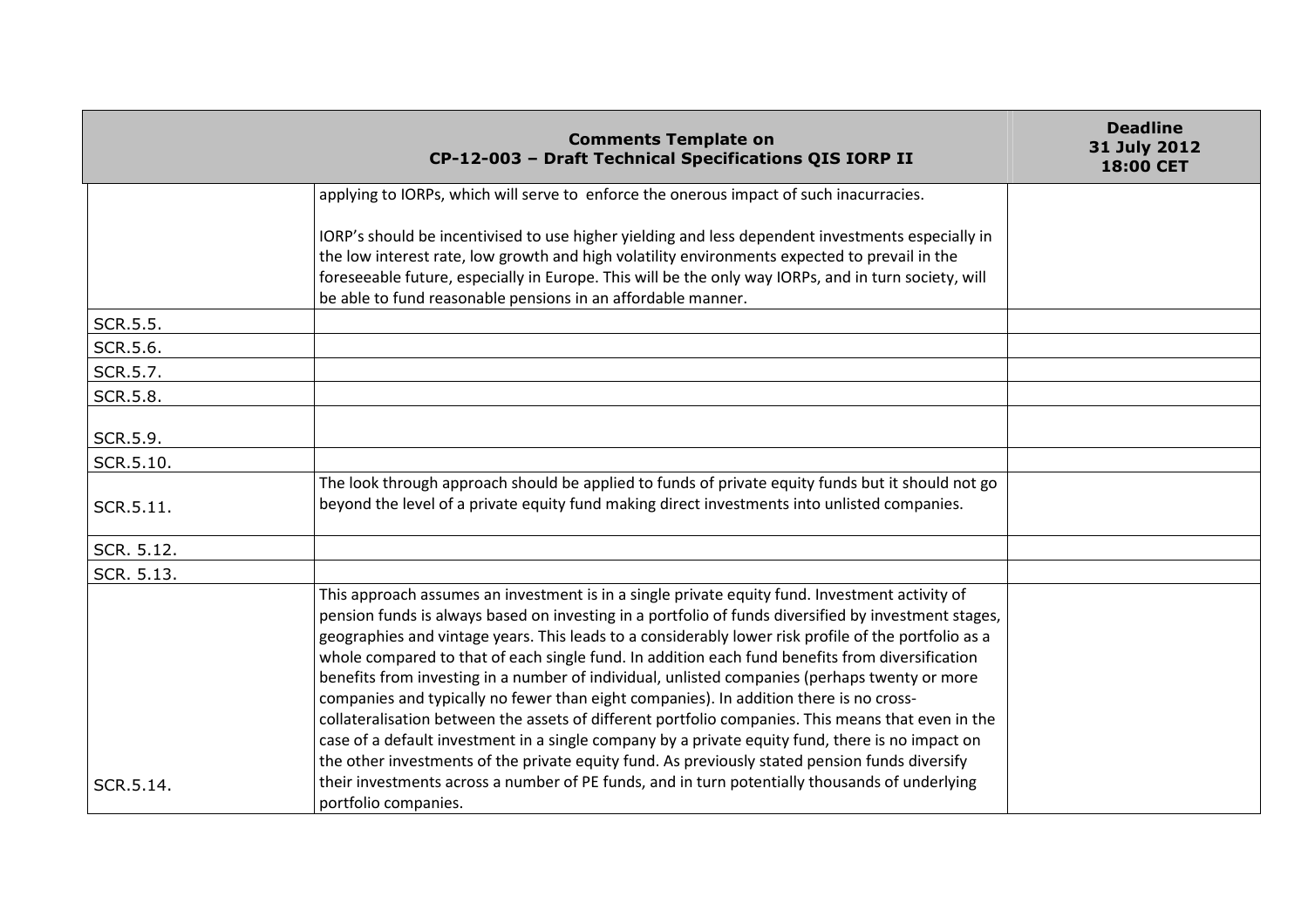| | | |
|---|---|---|
| | applying to IORPs, which will serve to enforce the onerous impact of such inacurracies.<br><br>IORP's should be incentivised to use higher yielding and less dependent investments especially in the low interest rate, low growth and high volatility environments expected to prevail in the foreseeable future, especially in Europe. This will be the only way IORPs, and in turn society, will be able to fund reasonable pensions in an affordable manner. | |
| SCR.5.5. | | |
| SCR.5.6. | | |
| SCR.5.7. | | |
| SCR.5.8. | | |
| SCR.5.9. | | |
| SCR.5.10. | | |
| SCR.5.11. | The look through approach should be applied to funds of private equity funds but it should not go beyond the level of a private equity fund making direct investments into unlisted companies. | |
| SCR. 5.12. | | |
| SCR. 5.13. | | |
| SCR.5.14. | This approach assumes an investment is in a single private equity fund. Investment activity of pension funds is always based on investing in a portfolio of funds diversified by investment stages, geographies and vintage years. This leads to a considerably lower risk profile of the portfolio as a whole compared to that of each single fund. In addition each fund benefits from diversification benefits from investing in a number of individual, unlisted companies (perhaps twenty or more companies and typically no fewer than eight companies). In addition there is no cross-collateralisation between the assets of different portfolio companies. This means that even in the case of a default investment in a single company by a private equity fund, there is no impact on the other investments of the private equity fund. As previously stated pension funds diversify their investments across a number of PE funds, and in turn potentially thousands of underlying portfolio companies. | |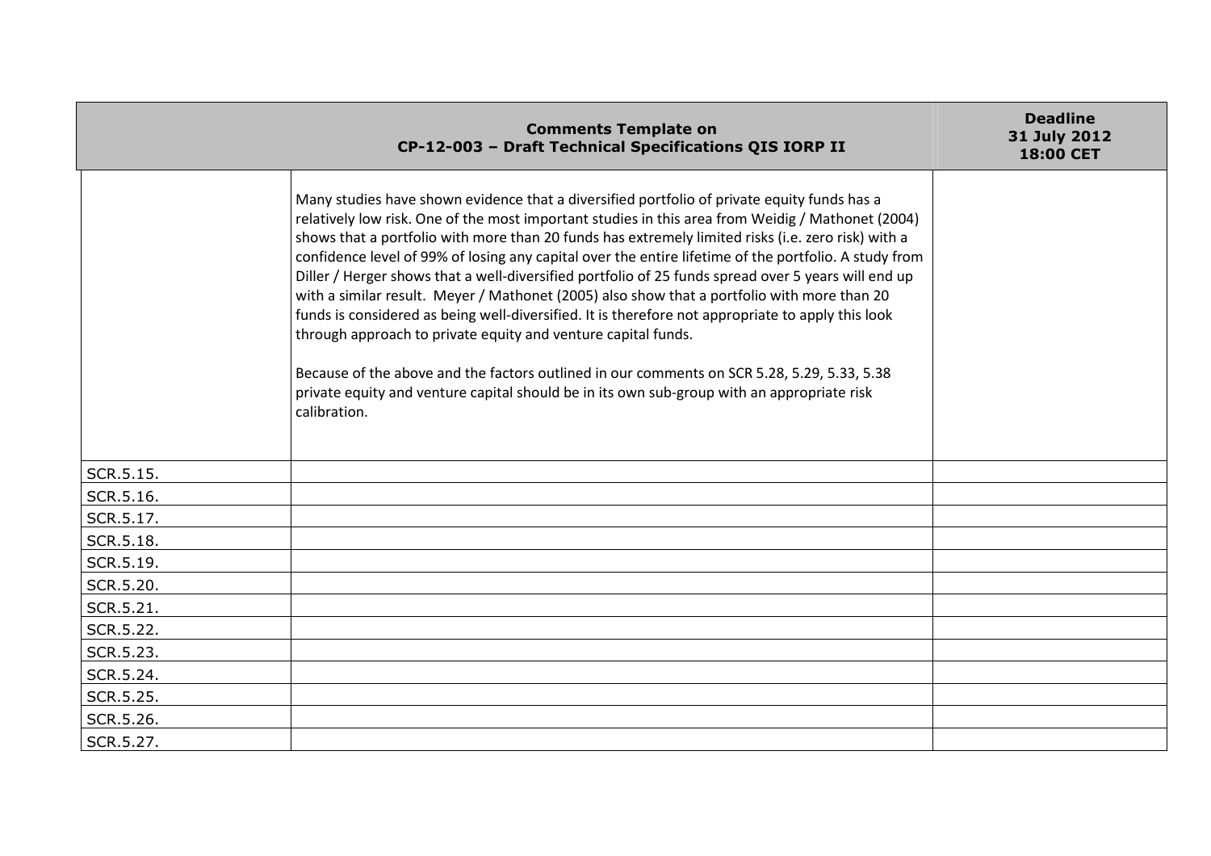| Comments Template on CP-12-003 – Draft Technical Specifications QIS IORP II | | Deadline 31 July 2012 18:00 CET |
|---|---|---|
| | Many studies have shown evidence that a diversified portfolio of private equity funds has a relatively low risk. One of the most important studies in this area from Weidig / Mathonet (2004) shows that a portfolio with more than 20 funds has extremely limited risks (i.e. zero risk) with a confidence level of 99% of losing any capital over the entire lifetime of the portfolio. A study from Diller / Herger shows that a well-diversified portfolio of 25 funds spread over 5 years will end up with a similar result. Meyer / Mathonet (2005) also show that a portfolio with more than 20 funds is considered as being well-diversified. It is therefore not appropriate to apply this look through approach to private equity and venture capital funds.<br><br>Because of the above and the factors outlined in our comments on SCR 5.28, 5.29, 5.33, 5.38 private equity and venture capital should be in its own sub-group with an appropriate risk calibration. | |
| SCR.5.15. | | |
| SCR.5.16. | | |
| SCR.5.17. | | |
| SCR.5.18. | | |
| SCR.5.19. | | |
| SCR.5.20. | | |
| SCR.5.21. | | |
| SCR.5.22. | | |
| SCR.5.23. | | |
| SCR.5.24. | | |
| SCR.5.25. | | |
| SCR.5.26. | | |
| SCR.5.27. | | |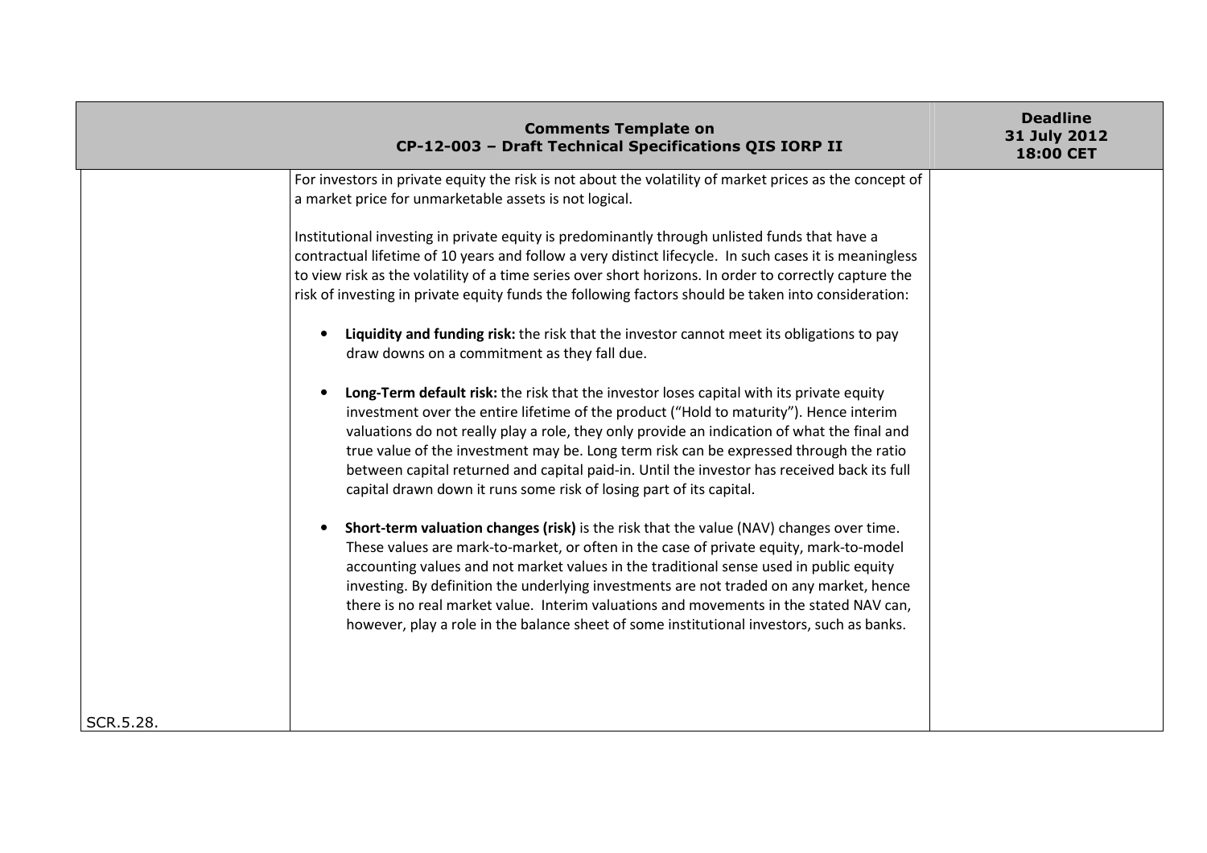| Comments Template on CP-12-003 – Draft Technical Specifications QIS IORP II | | Deadline 31 July 2012 18:00 CET |
|---|---|---|
| SCR.5.28. | For investors in private equity the risk is not about the volatility of market prices as the concept of a market price for unmarketable assets is not logical.<br><br>Institutional investing in private equity is predominantly through unlisted funds that have a contractual lifetime of 10 years and follow a very distinct lifecycle. In such cases it is meaningless to view risk as the volatility of a time series over short horizons. In order to correctly capture the risk of investing in private equity funds the following factors should be taken into consideration:<br><br>• **Liquidity and funding risk:** the risk that the investor cannot meet its obligations to pay draw downs on a commitment as they fall due.<br><br>• **Long-Term default risk:** the risk that the investor loses capital with its private equity investment over the entire lifetime of the product ("Hold to maturity"). Hence interim valuations do not really play a role, they only provide an indication of what the final and true value of the investment may be. Long term risk can be expressed through the ratio between capital returned and capital paid-in. Until the investor has received back its full capital drawn down it runs some risk of losing part of its capital.<br><br>• **Short-term valuation changes (risk)** is the risk that the value (NAV) changes over time. These values are mark-to-market, or often in the case of private equity, mark-to-model accounting values and not market values in the traditional sense used in public equity investing. By definition the underlying investments are not traded on any market, hence there is no real market value. Interim valuations and movements in the stated NAV can, however, play a role in the balance sheet of some institutional investors, such as banks. | |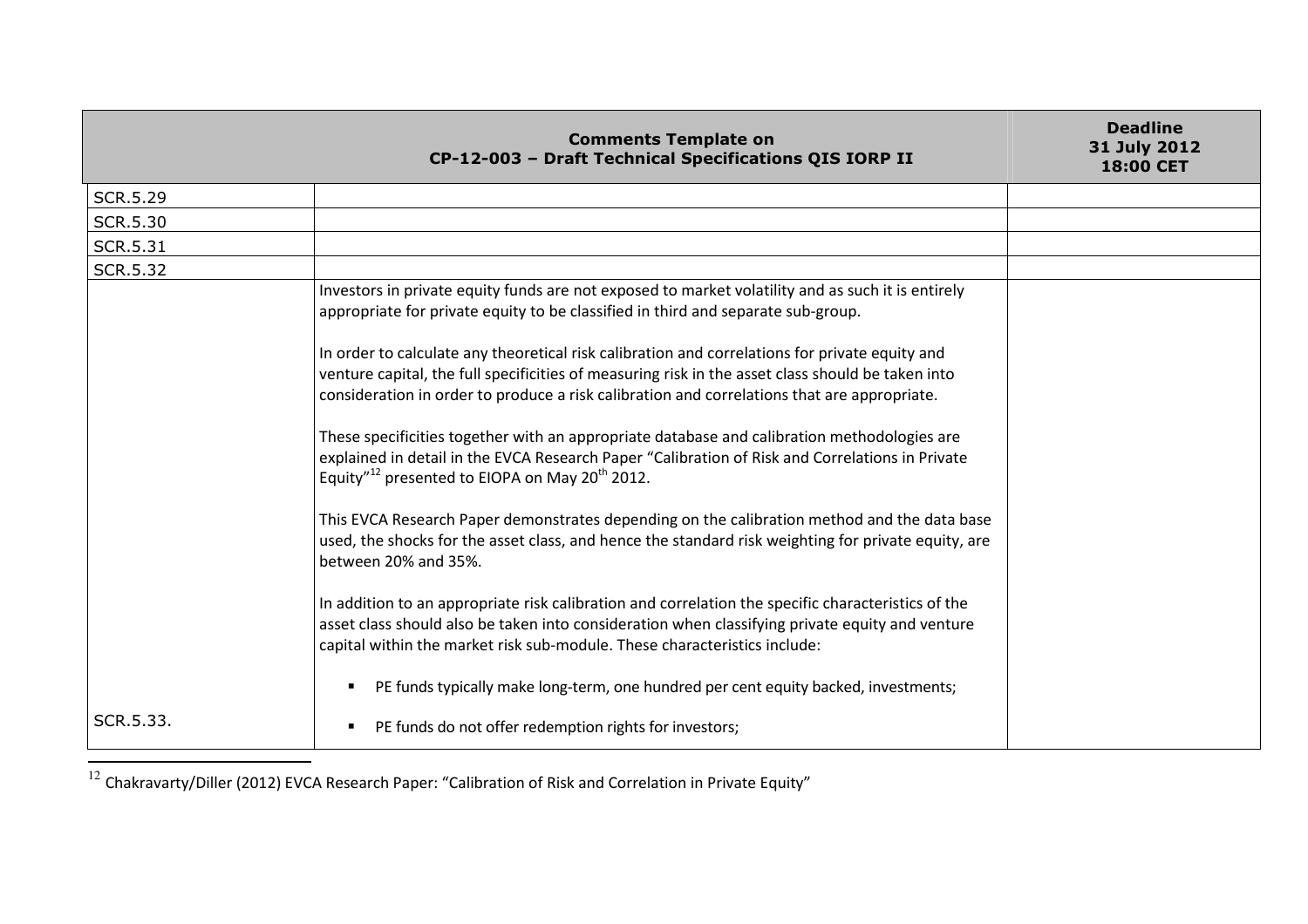| | Comments Template on CP-12-003 – Draft Technical Specifications QIS IORP II | Deadline 31 July 2012 18:00 CET |
|---|---|---|
| SCR.5.29 | | |
| SCR.5.30 | | |
| SCR.5.31 | | |
| SCR.5.32 | | |
| SCR.5.33. | Investors in private equity funds are not exposed to market volatility and as such it is entirely appropriate for private equity to be classified in third and separate sub-group.<br><br>In order to calculate any theoretical risk calibration and correlations for private equity and venture capital, the full specificities of measuring risk in the asset class should be taken into consideration in order to produce a risk calibration and correlations that are appropriate.<br><br>These specificities together with an appropriate database and calibration methodologies are explained in detail in the EVCA Research Paper "Calibration of Risk and Correlations in Private Equity"[12] presented to EIOPA on May 20th 2012.<br><br>This EVCA Research Paper demonstrates depending on the calibration method and the data base used, the shocks for the asset class, and hence the standard risk weighting for private equity, are between 20% and 35%.<br><br>In addition to an appropriate risk calibration and correlation the specific characteristics of the asset class should also be taken into consideration when classifying private equity and venture capital within the market risk sub-module. These characteristics include:<br><br>▪ PE funds typically make long-term, one hundred per cent equity backed, investments;<br><br>▪ PE funds do not offer redemption rights for investors; | |

[12] Chakravarty/Diller (2012) EVCA Research Paper: "Calibration of Risk and Correlation in Private Equity"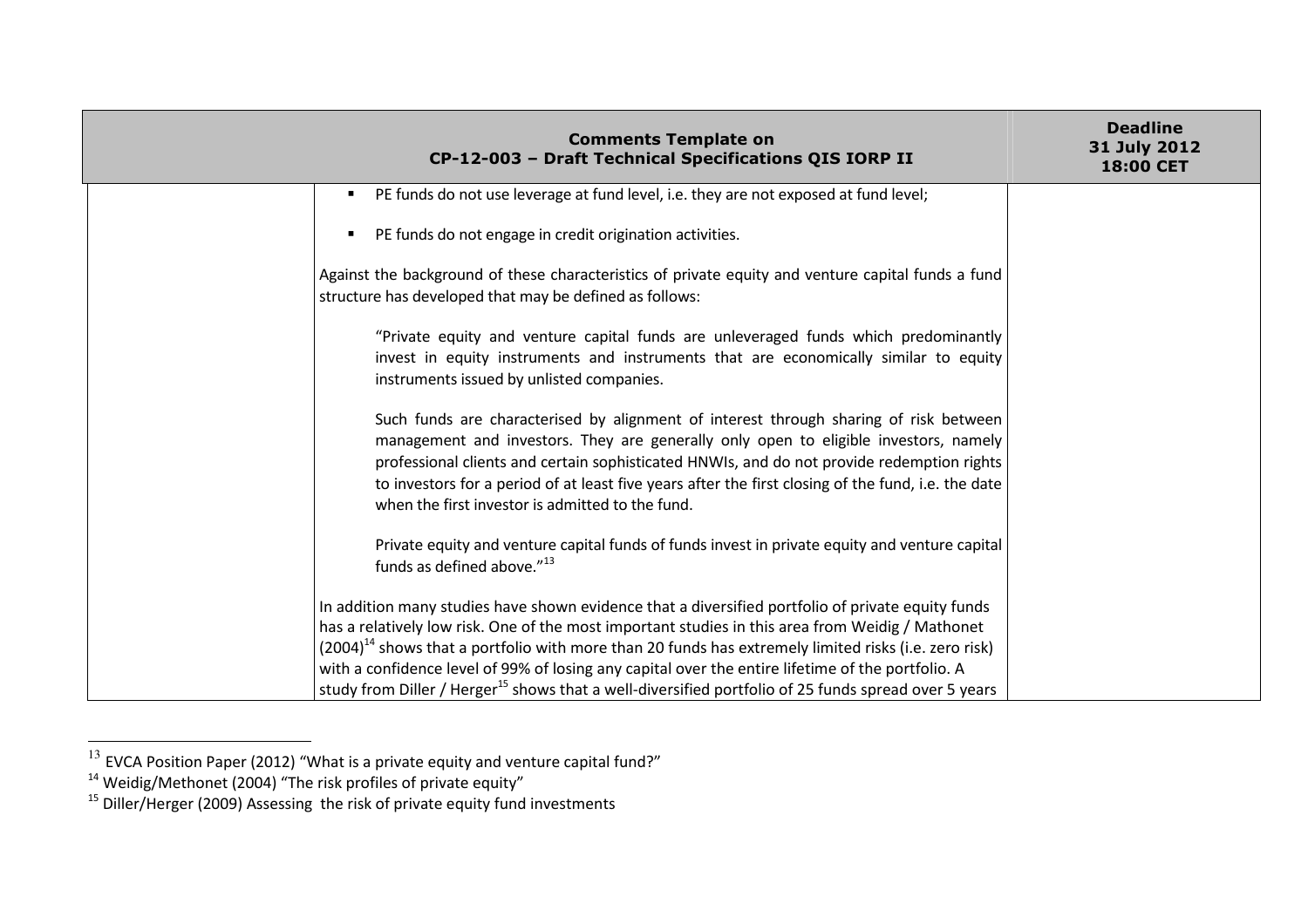| Comments Template on CP-12-003 – Draft Technical Specifications QIS IORP II | | Deadline 31 July 2012 18:00 CET |
|---|---|---|
| | ▪ PE funds do not use leverage at fund level, i.e. they are not exposed at fund level;<br><br>▪ PE funds do not engage in credit origination activities.<br><br>Against the background of these characteristics of private equity and venture capital funds a fund structure has developed that may be defined as follows:<br><br>"Private equity and venture capital funds are unleveraged funds which predominantly invest in equity instruments and instruments that are economically similar to equity instruments issued by unlisted companies.<br><br>Such funds are characterised by alignment of interest through sharing of risk between management and investors. They are generally only open to eligible investors, namely professional clients and certain sophisticated HNWIs, and do not provide redemption rights to investors for a period of at least five years after the first closing of the fund, i.e. the date when the first investor is admitted to the fund.<br><br>Private equity and venture capital funds of funds invest in private equity and venture capital funds as defined above."[13]<br><br>In addition many studies have shown evidence that a diversified portfolio of private equity funds has a relatively low risk. One of the most important studies in this area from Weidig / Mathonet (2004)[14] shows that a portfolio with more than 20 funds has extremely limited risks (i.e. zero risk) with a confidence level of 99% of losing any capital over the entire lifetime of the portfolio. A study from Diller / Herger[15] shows that a well-diversified portfolio of 25 funds spread over 5 years | |

[13] EVCA Position Paper (2012) "What is a private equity and venture capital fund?"

[14] Weidig/Methonet (2004) "The risk profiles of private equity"

[15] Diller/Herger (2009) Assessing the risk of private equity fund investments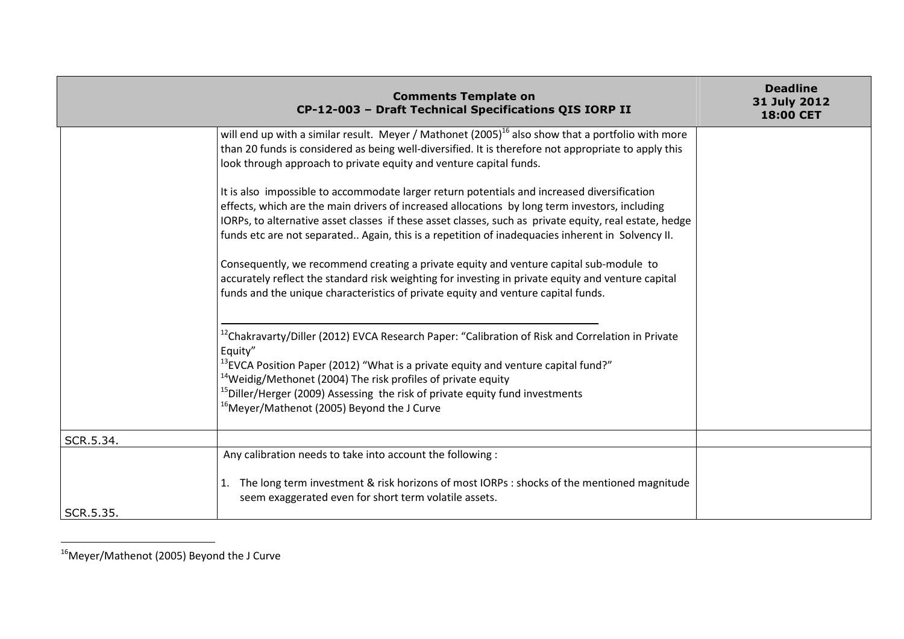| Comments Template on CP-12-003 – Draft Technical Specifications QIS IORP II | | Deadline 31 July 2012 18:00 CET |
|---|---|---|
| | will end up with a similar result. Meyer / Mathonet (2005)[16] also show that a portfolio with more than 20 funds is considered as being well-diversified. It is therefore not appropriate to apply this look through approach to private equity and venture capital funds.<br><br>It is also impossible to accommodate larger return potentials and increased diversification effects, which are the main drivers of increased allocations by long term investors, including IORPs, to alternative asset classes if these asset classes, such as private equity, real estate, hedge funds etc are not separated.. Again, this is a repetition of inadequacies inherent in Solvency II.<br><br>Consequently, we recommend creating a private equity and venture capital sub-module to accurately reflect the standard risk weighting for investing in private equity and venture capital funds and the unique characteristics of private equity and venture capital funds.<br><br>[12]Chakravarty/Diller (2012) EVCA Research Paper: "Calibration of Risk and Correlation in Private Equity"<br>[13]EVCA Position Paper (2012) "What is a private equity and venture capital fund?"<br>[14]Weidig/Methonet (2004) The risk profiles of private equity<br>[15]Diller/Herger (2009) Assessing the risk of private equity fund investments<br>[16]Meyer/Mathenot (2005) Beyond the J Curve | |
| SCR.5.34. | | |
| SCR.5.35. | Any calibration needs to take into account the following :<br><br>1. The long term investment & risk horizons of most IORPs : shocks of the mentioned magnitude seem exaggerated even for short term volatile assets. | |

[16]Meyer/Mathenot (2005) Beyond the J Curve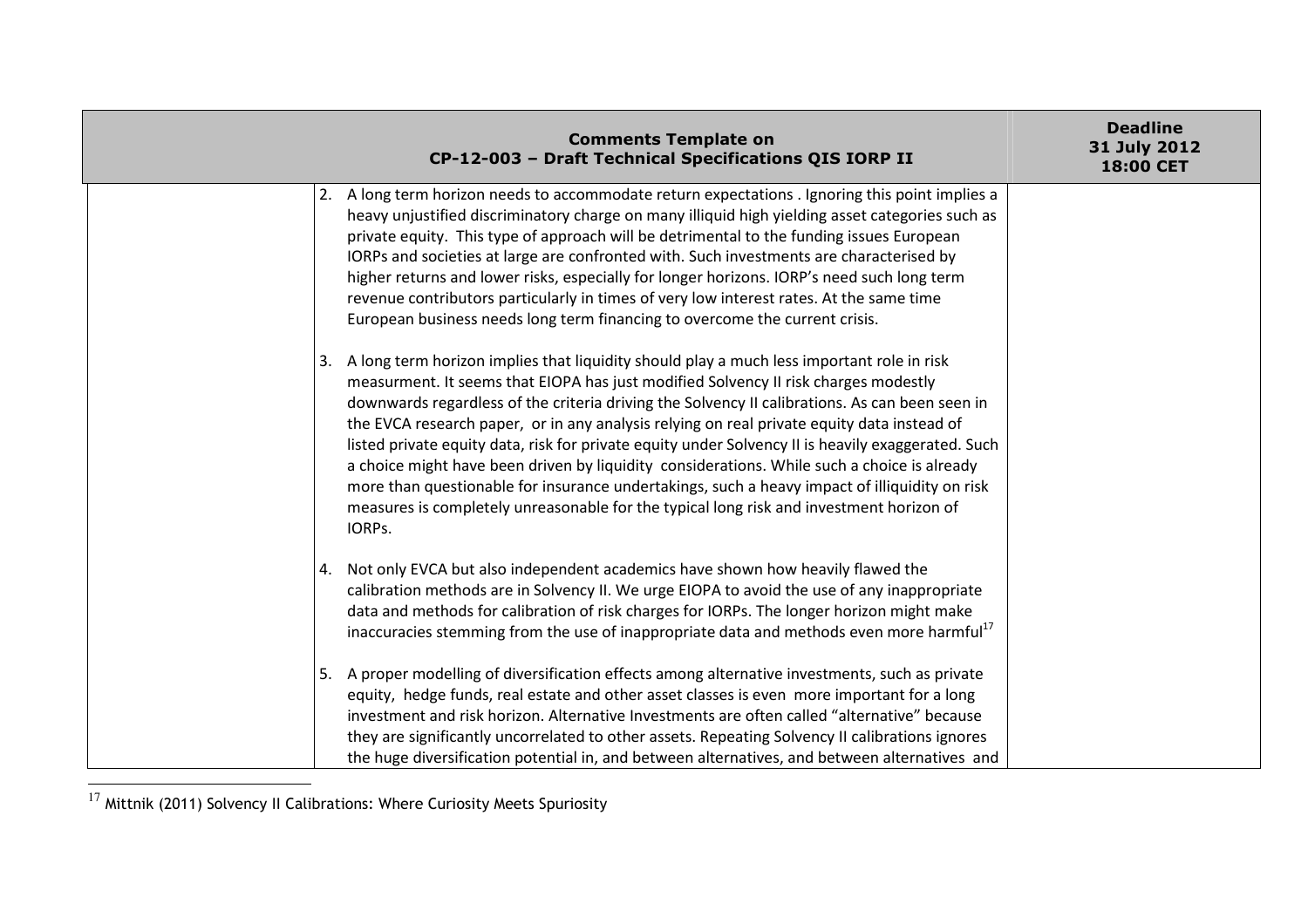| Comments Template on CP-12-003 – Draft Technical Specifications QIS IORP II | | Deadline 31 July 2012 18:00 CET |
|---|---|---|
| | 2. A long term horizon needs to accommodate return expectations . Ignoring this point implies a heavy unjustified discriminatory charge on many illiquid high yielding asset categories such as private equity. This type of approach will be detrimental to the funding issues European IORPs and societies at large are confronted with. Such investments are characterised by higher returns and lower risks, especially for longer horizons. IORP's need such long term revenue contributors particularly in times of very low interest rates. At the same time European business needs long term financing to overcome the current crisis.<br><br>3. A long term horizon implies that liquidity should play a much less important role in risk measurment. It seems that EIOPA has just modified Solvency II risk charges modestly downwards regardless of the criteria driving the Solvency II calibrations. As can been seen in the EVCA research paper, or in any analysis relying on real private equity data instead of listed private equity data, risk for private equity under Solvency II is heavily exaggerated. Such a choice might have been driven by liquidity considerations. While such a choice is already more than questionable for insurance undertakings, such a heavy impact of illiquidity on risk measures is completely unreasonable for the typical long risk and investment horizon of IORPs.<br><br>4. Not only EVCA but also independent academics have shown how heavily flawed the calibration methods are in Solvency II. We urge EIOPA to avoid the use of any inappropriate data and methods for calibration of risk charges for IORPs. The longer horizon might make inaccuracies stemming from the use of inappropriate data and methods even more harmful[17]<br><br>5. A proper modelling of diversification effects among alternative investments, such as private equity, hedge funds, real estate and other asset classes is even more important for a long investment and risk horizon. Alternative Investments are often called "alternative" because they are significantly uncorrelated to other assets. Repeating Solvency II calibrations ignores the huge diversification potential in, and between alternatives, and between alternatives and | |

[17] Mittnik (2011) Solvency II Calibrations: Where Curiosity Meets Spuriosity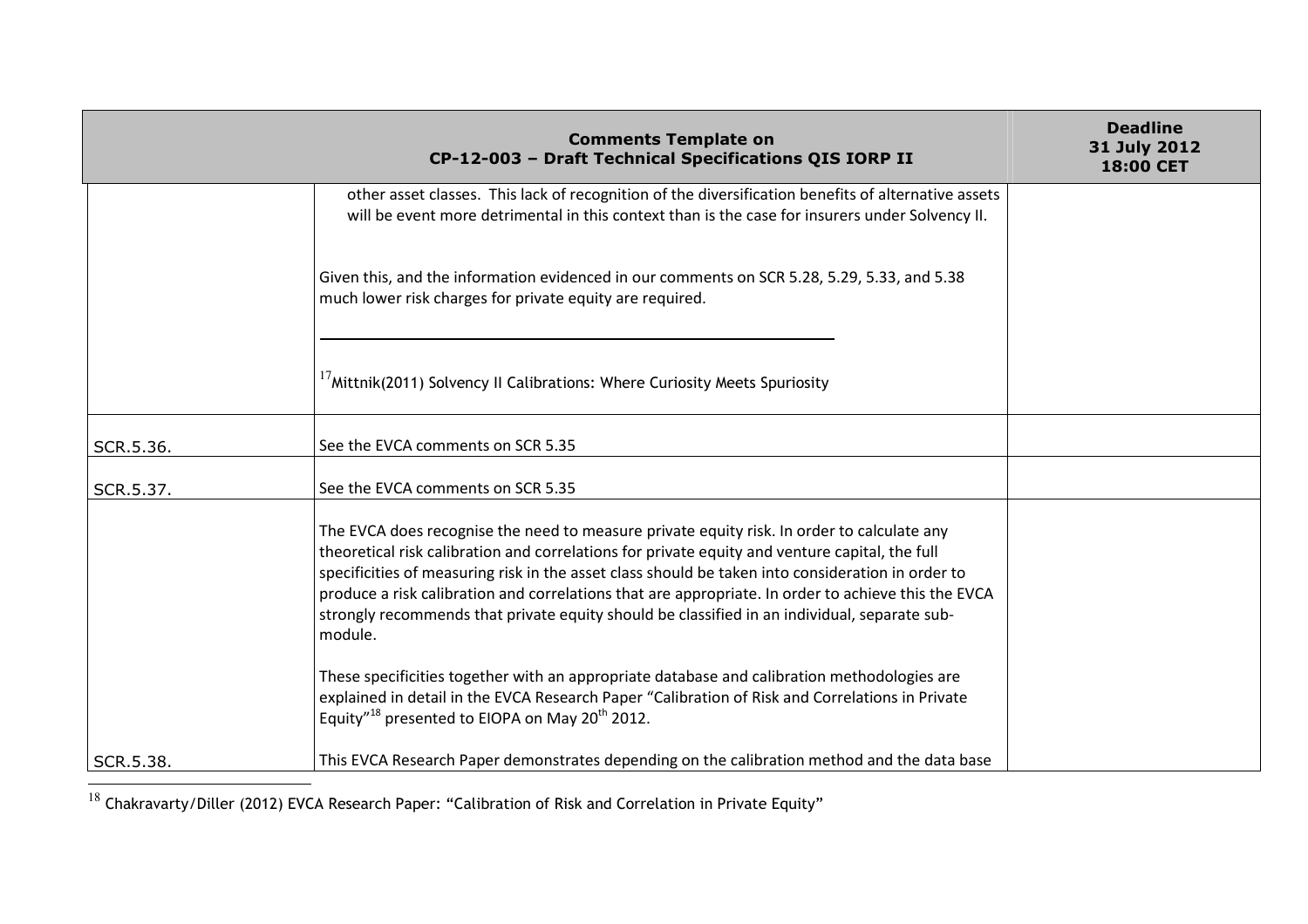| Comments Template on CP-12-003 – Draft Technical Specifications QIS IORP II | | Deadline 31 July 2012 18:00 CET |
|---|---|---|
| | other asset classes. This lack of recognition of the diversification benefits of alternative assets will be event more detrimental in this context than is the case for insurers under Solvency II.<br><br>Given this, and the information evidenced in our comments on SCR 5.28, 5.29, 5.33, and 5.38 much lower risk charges for private equity are required.<br><br>[17] Mittnik(2011) Solvency II Calibrations: Where Curiosity Meets Spuriosity | |
| SCR.5.36. | See the EVCA comments on SCR 5.35 | |
| SCR.5.37. | See the EVCA comments on SCR 5.35 | |
| SCR.5.38. | The EVCA does recognise the need to measure private equity risk. In order to calculate any theoretical risk calibration and correlations for private equity and venture capital, the full specificities of measuring risk in the asset class should be taken into consideration in order to produce a risk calibration and correlations that are appropriate. In order to achieve this the EVCA strongly recommends that private equity should be classified in an individual, separate sub-module.<br><br>These specificities together with an appropriate database and calibration methodologies are explained in detail in the EVCA Research Paper "Calibration of Risk and Correlations in Private Equity"[18] presented to EIOPA on May 20th 2012.<br><br>This EVCA Research Paper demonstrates depending on the calibration method and the data base | |

[18] Chakravarty/Diller (2012) EVCA Research Paper: "Calibration of Risk and Correlation in Private Equity"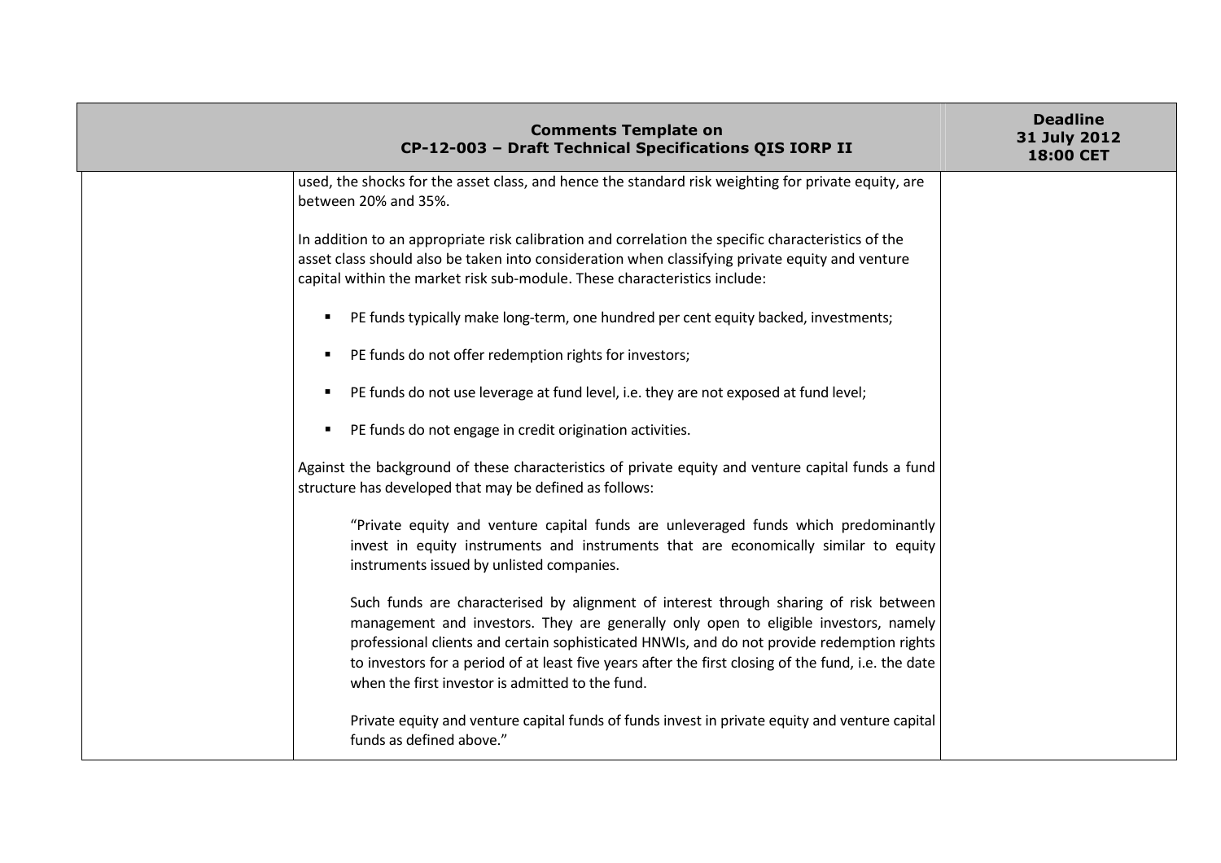| | | |
|---|---|---|
| | used, the shocks for the asset class, and hence the standard risk weighting for private equity, are between 20% and 35%.<br><br>In addition to an appropriate risk calibration and correlation the specific characteristics of the asset class should also be taken into consideration when classifying private equity and venture capital within the market risk sub-module. These characteristics include:<br><br>▪ PE funds typically make long-term, one hundred per cent equity backed, investments;<br><br>▪ PE funds do not offer redemption rights for investors;<br><br>▪ PE funds do not use leverage at fund level, i.e. they are not exposed at fund level;<br><br>▪ PE funds do not engage in credit origination activities.<br><br>Against the background of these characteristics of private equity and venture capital funds a fund structure has developed that may be defined as follows:<br><br>"Private equity and venture capital funds are unleveraged funds which predominantly invest in equity instruments and instruments that are economically similar to equity instruments issued by unlisted companies.<br><br>Such funds are characterised by alignment of interest through sharing of risk between management and investors. They are generally only open to eligible investors, namely professional clients and certain sophisticated HNWIs, and do not provide redemption rights to investors for a period of at least five years after the first closing of the fund, i.e. the date when the first investor is admitted to the fund.<br><br>Private equity and venture capital funds of funds invest in private equity and venture capital funds as defined above." | |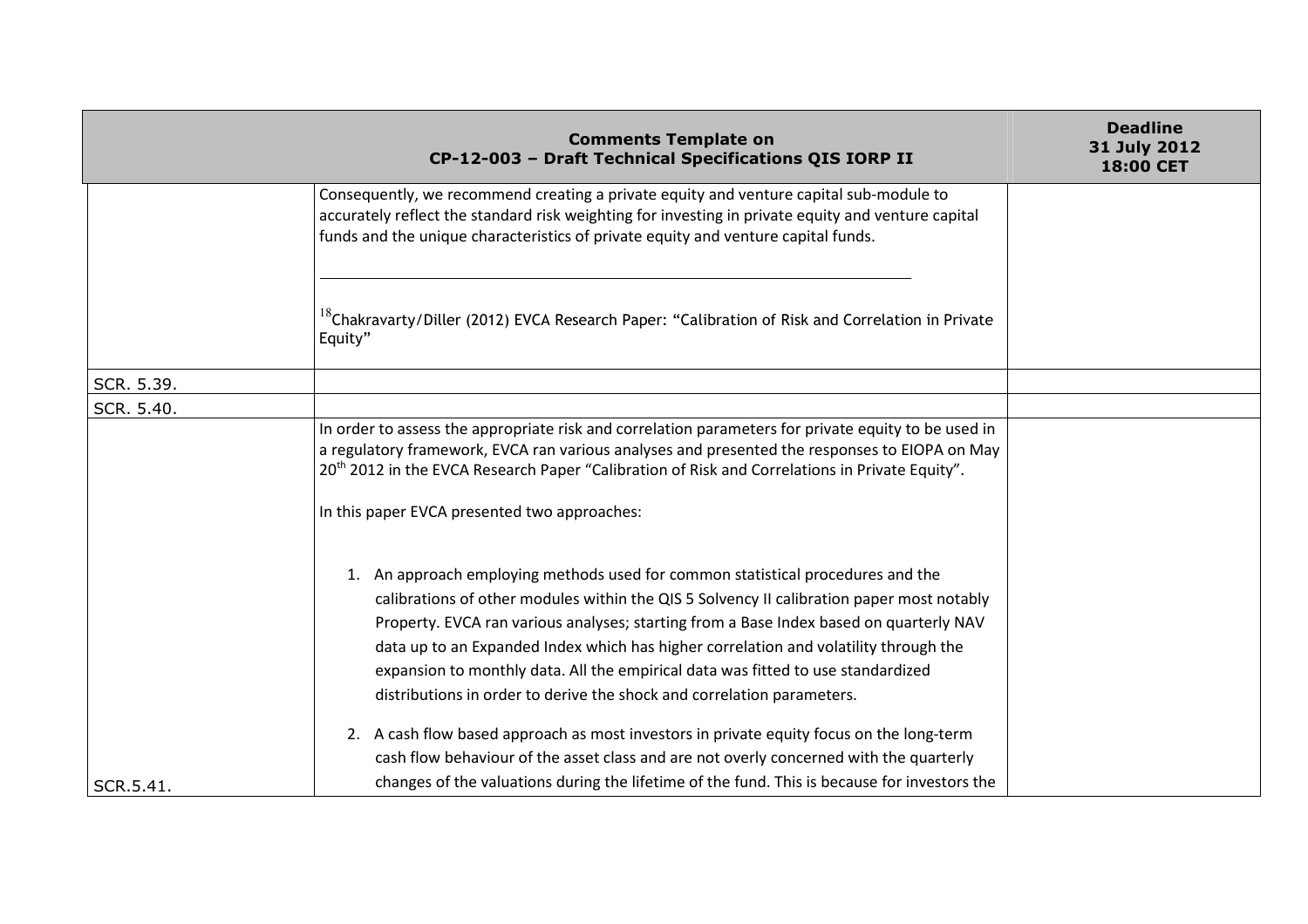| Comments Template on CP-12-003 – Draft Technical Specifications QIS IORP II | | Deadline 31 July 2012 18:00 CET |
|---|---|---|
| | Consequently, we recommend creating a private equity and venture capital sub-module to accurately reflect the standard risk weighting for investing in private equity and venture capital funds and the unique characteristics of private equity and venture capital funds.<br><br>[18] Chakravarty/Diller (2012) EVCA Research Paper: "Calibration of Risk and Correlation in Private Equity" | |
| SCR. 5.39. | | |
| SCR. 5.40. | | |
| SCR.5.41. | In order to assess the appropriate risk and correlation parameters for private equity to be used in a regulatory framework, EVCA ran various analyses and presented the responses to EIOPA on May 20th 2012 in the EVCA Research Paper "Calibration of Risk and Correlations in Private Equity".<br><br>In this paper EVCA presented two approaches:<br><br>1. An approach employing methods used for common statistical procedures and the calibrations of other modules within the QIS 5 Solvency II calibration paper most notably Property. EVCA ran various analyses; starting from a Base Index based on quarterly NAV data up to an Expanded Index which has higher correlation and volatility through the expansion to monthly data. All the empirical data was fitted to use standardized distributions in order to derive the shock and correlation parameters.<br><br>2. A cash flow based approach as most investors in private equity focus on the long-term cash flow behaviour of the asset class and are not overly concerned with the quarterly changes of the valuations during the lifetime of the fund. This is because for investors the | |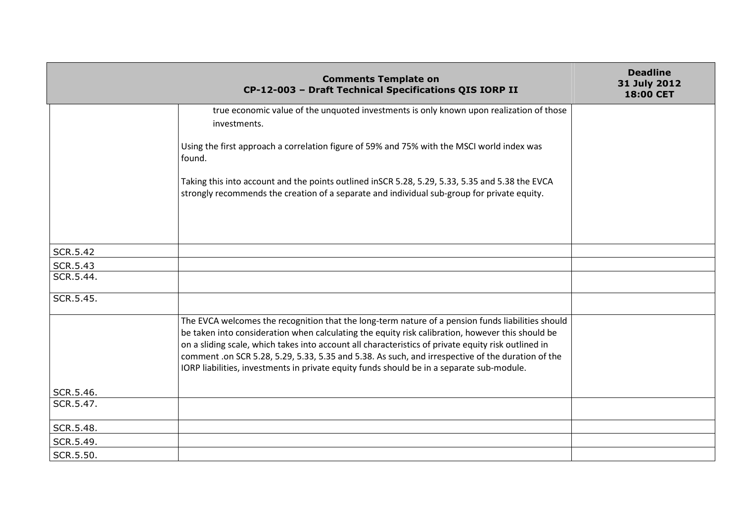| Comments Template on CP-12-003 – Draft Technical Specifications QIS IORP II | | Deadline 31 July 2012 18:00 CET |
|---|---|---|
| | true economic value of the unquoted investments is only known upon realization of those investments.<br><br>Using the first approach a correlation figure of 59% and 75% with the MSCI world index was found.<br><br>Taking this into account and the points outlined inSCR 5.28, 5.29, 5.33, 5.35 and 5.38 the EVCA strongly recommends the creation of a separate and individual sub-group for private equity. | |
| SCR.5.42 | | |
| SCR.5.43 | | |
| SCR.5.44. | | |
| SCR.5.45. | | |
| SCR.5.46. | The EVCA welcomes the recognition that the long-term nature of a pension funds liabilities should be taken into consideration when calculating the equity risk calibration, however this should be on a sliding scale, which takes into account all characteristics of private equity risk outlined in comment .on SCR 5.28, 5.29, 5.33, 5.35 and 5.38. As such, and irrespective of the duration of the IORP liabilities, investments in private equity funds should be in a separate sub-module. | |
| SCR.5.47. | | |
| SCR.5.48. | | |
| SCR.5.49. | | |
| SCR.5.50. | | |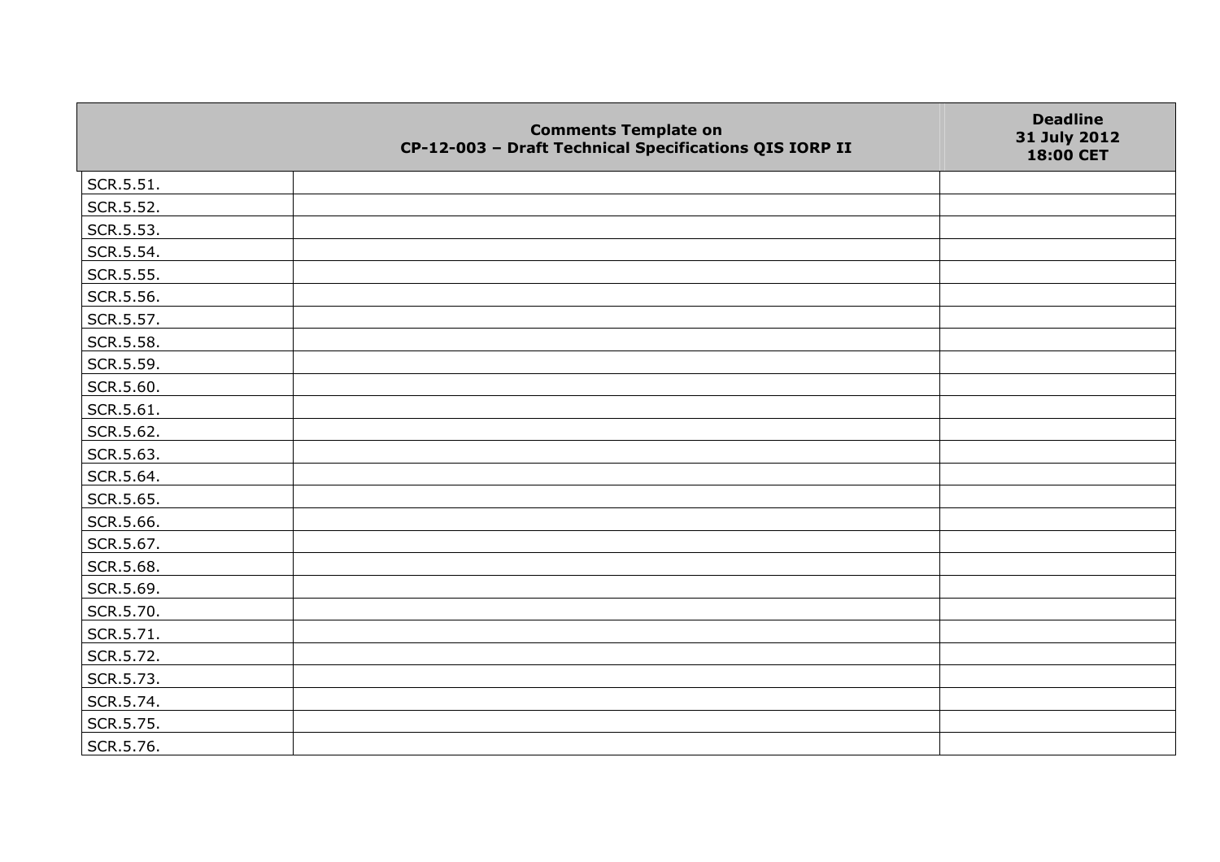| | Comments Template on CP-12-003 – Draft Technical Specifications QIS IORP II | Deadline 31 July 2012 18:00 CET |
|---|---|---|
| SCR.5.51. | | |
| SCR.5.52. | | |
| SCR.5.53. | | |
| SCR.5.54. | | |
| SCR.5.55. | | |
| SCR.5.56. | | |
| SCR.5.57. | | |
| SCR.5.58. | | |
| SCR.5.59. | | |
| SCR.5.60. | | |
| SCR.5.61. | | |
| SCR.5.62. | | |
| SCR.5.63. | | |
| SCR.5.64. | | |
| SCR.5.65. | | |
| SCR.5.66. | | |
| SCR.5.67. | | |
| SCR.5.68. | | |
| SCR.5.69. | | |
| SCR.5.70. | | |
| SCR.5.71. | | |
| SCR.5.72. | | |
| SCR.5.73. | | |
| SCR.5.74. | | |
| SCR.5.75. | | |
| SCR.5.76. | | |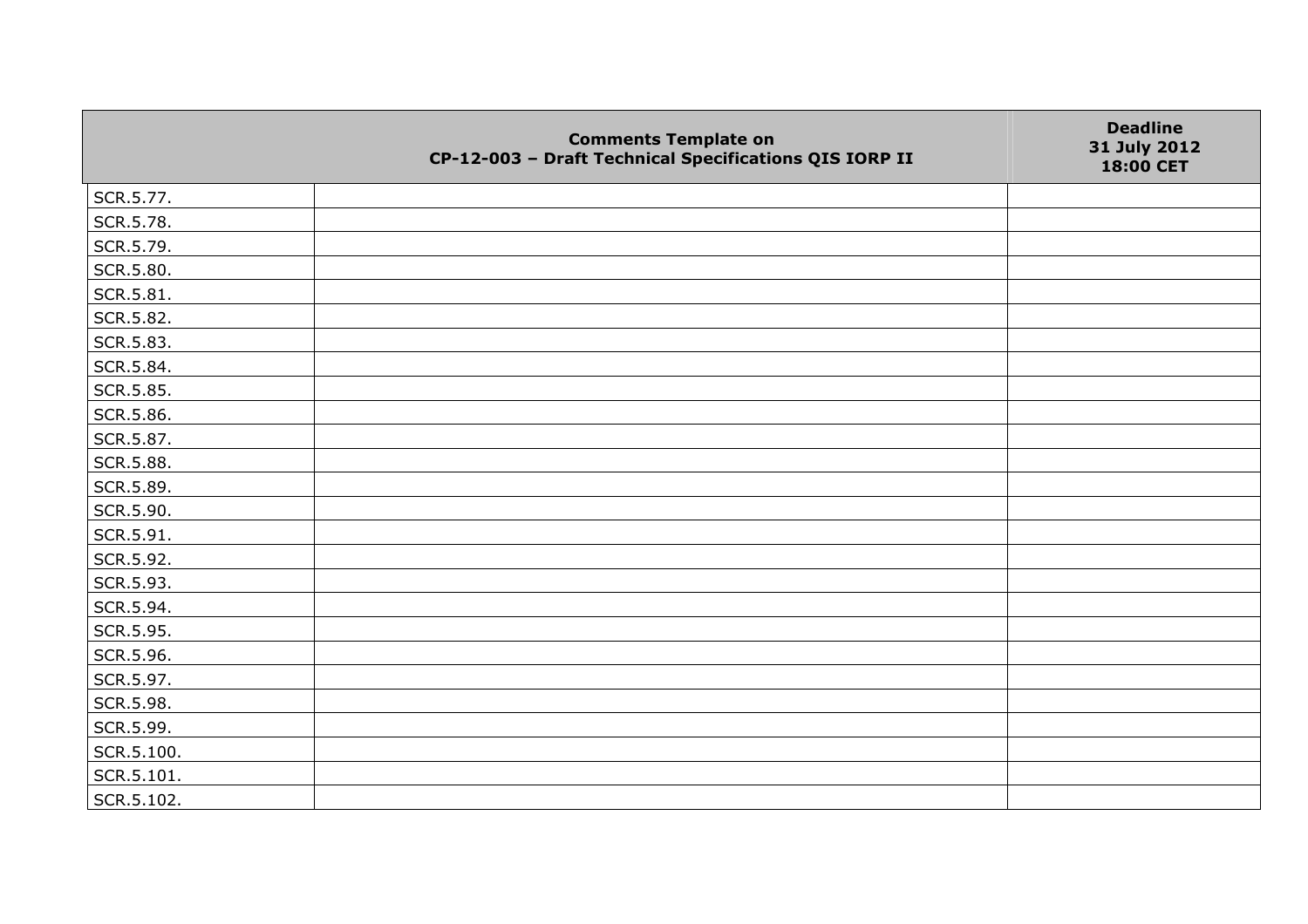| | Comments Template on CP-12-003 – Draft Technical Specifications QIS IORP II | Deadline 31 July 2012 18:00 CET |
|---|---|---|
| SCR.5.77. | | |
| SCR.5.78. | | |
| SCR.5.79. | | |
| SCR.5.80. | | |
| SCR.5.81. | | |
| SCR.5.82. | | |
| SCR.5.83. | | |
| SCR.5.84. | | |
| SCR.5.85. | | |
| SCR.5.86. | | |
| SCR.5.87. | | |
| SCR.5.88. | | |
| SCR.5.89. | | |
| SCR.5.90. | | |
| SCR.5.91. | | |
| SCR.5.92. | | |
| SCR.5.93. | | |
| SCR.5.94. | | |
| SCR.5.95. | | |
| SCR.5.96. | | |
| SCR.5.97. | | |
| SCR.5.98. | | |
| SCR.5.99. | | |
| SCR.5.100. | | |
| SCR.5.101. | | |
| SCR.5.102. | | |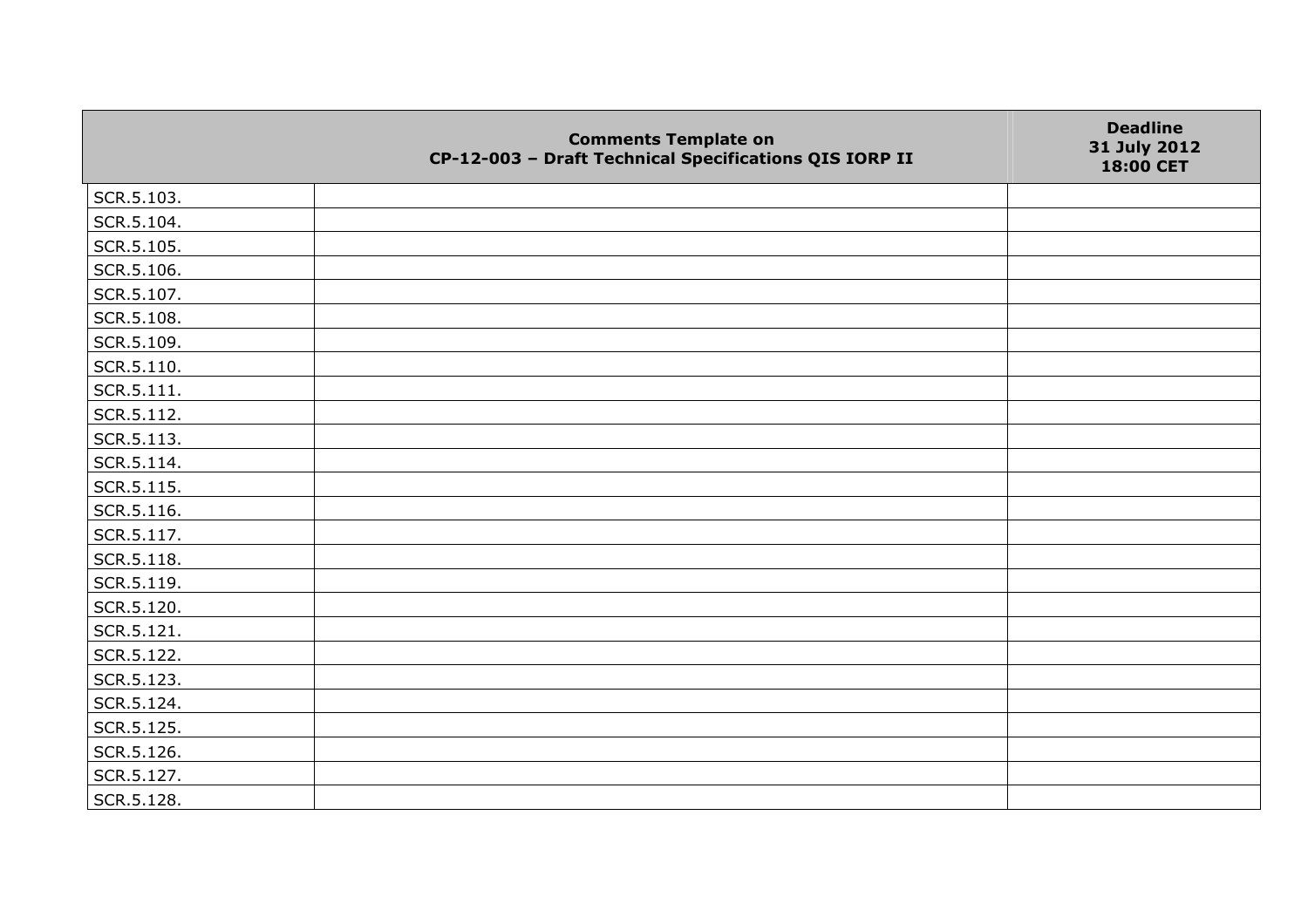|  | Comments Template on CP-12-003 – Draft Technical Specifications QIS IORP II | Deadline 31 July 2012 18:00 CET |
|---|---|---|
| SCR.5.103. |  |  |
| SCR.5.104. |  |  |
| SCR.5.105. |  |  |
| SCR.5.106. |  |  |
| SCR.5.107. |  |  |
| SCR.5.108. |  |  |
| SCR.5.109. |  |  |
| SCR.5.110. |  |  |
| SCR.5.111. |  |  |
| SCR.5.112. |  |  |
| SCR.5.113. |  |  |
| SCR.5.114. |  |  |
| SCR.5.115. |  |  |
| SCR.5.116. |  |  |
| SCR.5.117. |  |  |
| SCR.5.118. |  |  |
| SCR.5.119. |  |  |
| SCR.5.120. |  |  |
| SCR.5.121. |  |  |
| SCR.5.122. |  |  |
| SCR.5.123. |  |  |
| SCR.5.124. |  |  |
| SCR.5.125. |  |  |
| SCR.5.126. |  |  |
| SCR.5.127. |  |  |
| SCR.5.128. |  |  |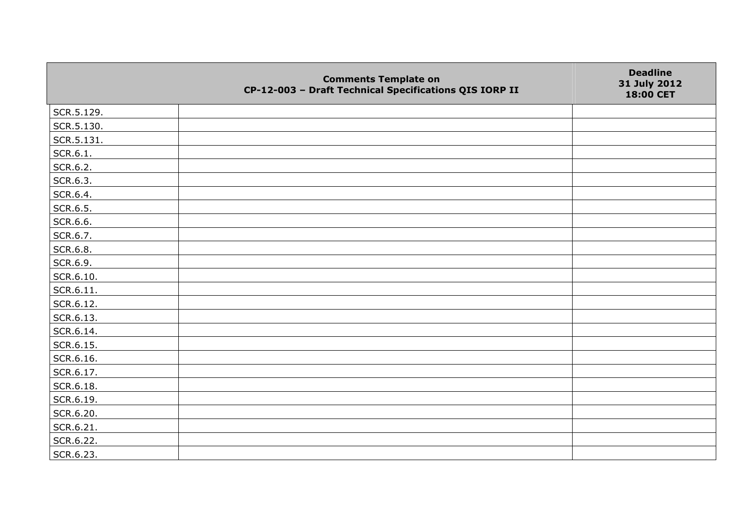| | Comments Template on CP-12-003 – Draft Technical Specifications QIS IORP II | Deadline 31 July 2012 18:00 CET |
|---|---|---|
| SCR.5.129. | | |
| SCR.5.130. | | |
| SCR.5.131. | | |
| SCR.6.1. | | |
| SCR.6.2. | | |
| SCR.6.3. | | |
| SCR.6.4. | | |
| SCR.6.5. | | |
| SCR.6.6. | | |
| SCR.6.7. | | |
| SCR.6.8. | | |
| SCR.6.9. | | |
| SCR.6.10. | | |
| SCR.6.11. | | |
| SCR.6.12. | | |
| SCR.6.13. | | |
| SCR.6.14. | | |
| SCR.6.15. | | |
| SCR.6.16. | | |
| SCR.6.17. | | |
| SCR.6.18. | | |
| SCR.6.19. | | |
| SCR.6.20. | | |
| SCR.6.21. | | |
| SCR.6.22. | | |
| SCR.6.23. | | |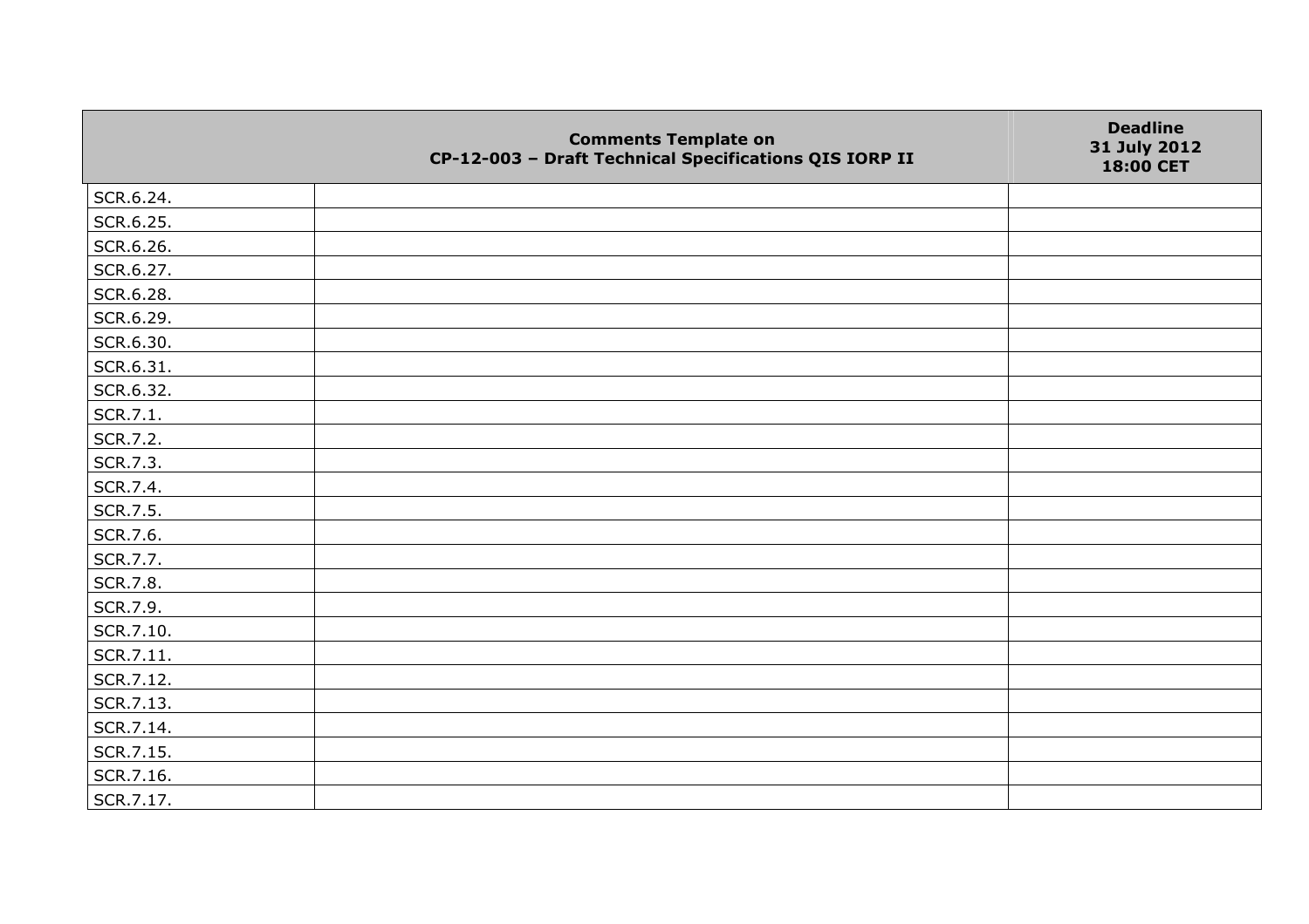| | Comments Template on CP-12-003 – Draft Technical Specifications QIS IORP II | Deadline 31 July 2012 18:00 CET |
|---|---|---|
| SCR.6.24. | | |
| SCR.6.25. | | |
| SCR.6.26. | | |
| SCR.6.27. | | |
| SCR.6.28. | | |
| SCR.6.29. | | |
| SCR.6.30. | | |
| SCR.6.31. | | |
| SCR.6.32. | | |
| SCR.7.1. | | |
| SCR.7.2. | | |
| SCR.7.3. | | |
| SCR.7.4. | | |
| SCR.7.5. | | |
| SCR.7.6. | | |
| SCR.7.7. | | |
| SCR.7.8. | | |
| SCR.7.9. | | |
| SCR.7.10. | | |
| SCR.7.11. | | |
| SCR.7.12. | | |
| SCR.7.13. | | |
| SCR.7.14. | | |
| SCR.7.15. | | |
| SCR.7.16. | | |
| SCR.7.17. | | |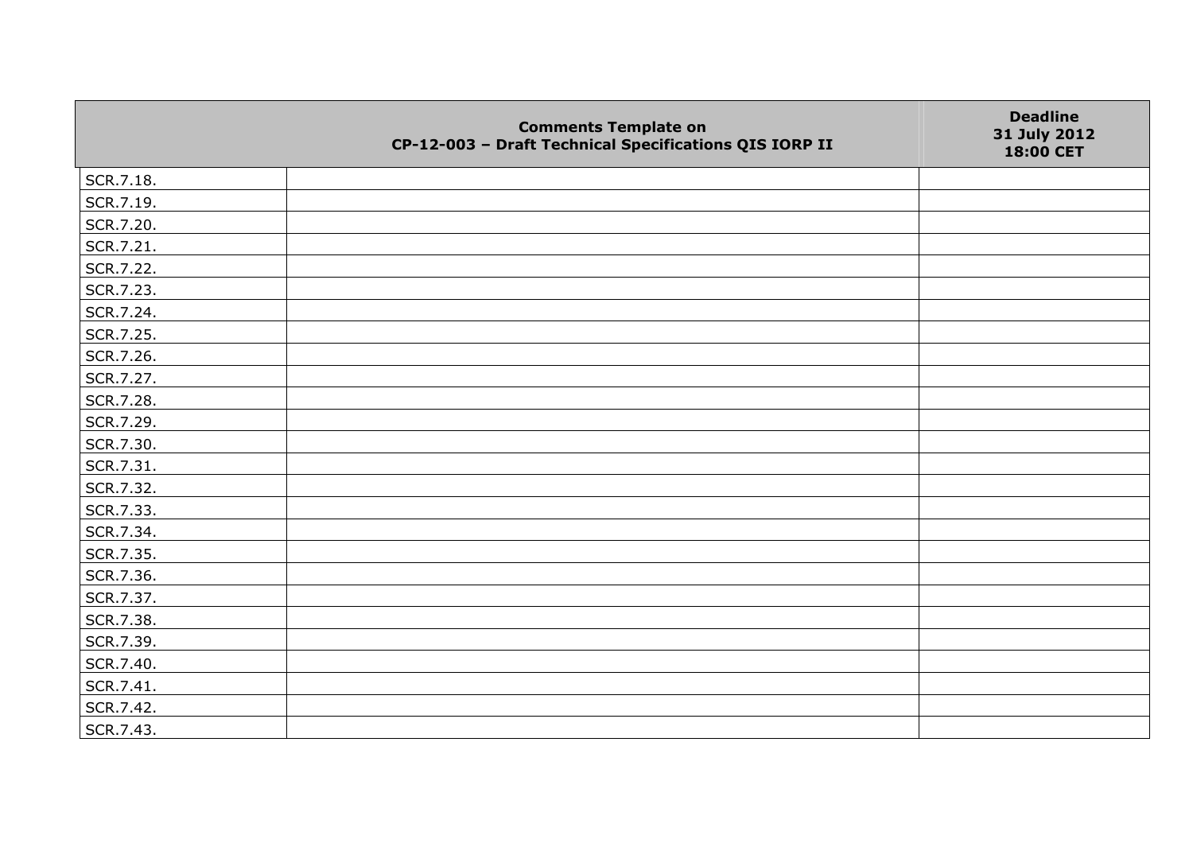| | Comments Template on CP-12-003 – Draft Technical Specifications QIS IORP II | Deadline 31 July 2012 18:00 CET |
|---|---|---|
| SCR.7.18. | | |
| SCR.7.19. | | |
| SCR.7.20. | | |
| SCR.7.21. | | |
| SCR.7.22. | | |
| SCR.7.23. | | |
| SCR.7.24. | | |
| SCR.7.25. | | |
| SCR.7.26. | | |
| SCR.7.27. | | |
| SCR.7.28. | | |
| SCR.7.29. | | |
| SCR.7.30. | | |
| SCR.7.31. | | |
| SCR.7.32. | | |
| SCR.7.33. | | |
| SCR.7.34. | | |
| SCR.7.35. | | |
| SCR.7.36. | | |
| SCR.7.37. | | |
| SCR.7.38. | | |
| SCR.7.39. | | |
| SCR.7.40. | | |
| SCR.7.41. | | |
| SCR.7.42. | | |
| SCR.7.43. | | |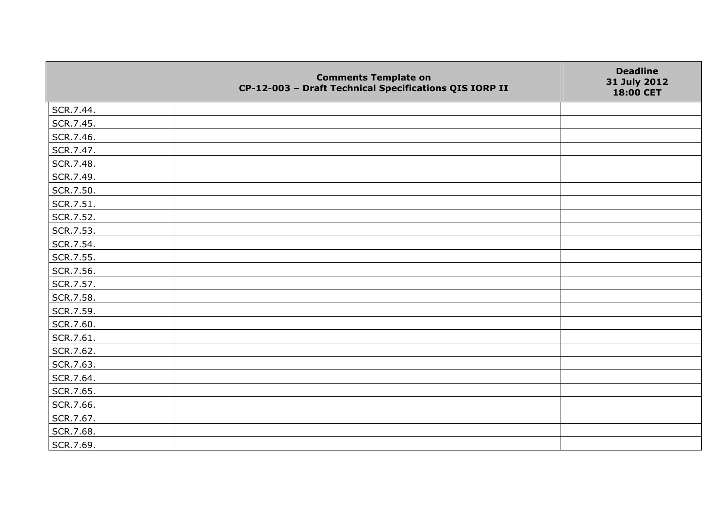| | Comments Template on CP-12-003 – Draft Technical Specifications QIS IORP II | Deadline 31 July 2012 18:00 CET |
|---|---|---|
| SCR.7.44. | | |
| SCR.7.45. | | |
| SCR.7.46. | | |
| SCR.7.47. | | |
| SCR.7.48. | | |
| SCR.7.49. | | |
| SCR.7.50. | | |
| SCR.7.51. | | |
| SCR.7.52. | | |
| SCR.7.53. | | |
| SCR.7.54. | | |
| SCR.7.55. | | |
| SCR.7.56. | | |
| SCR.7.57. | | |
| SCR.7.58. | | |
| SCR.7.59. | | |
| SCR.7.60. | | |
| SCR.7.61. | | |
| SCR.7.62. | | |
| SCR.7.63. | | |
| SCR.7.64. | | |
| SCR.7.65. | | |
| SCR.7.66. | | |
| SCR.7.67. | | |
| SCR.7.68. | | |
| SCR.7.69. | | |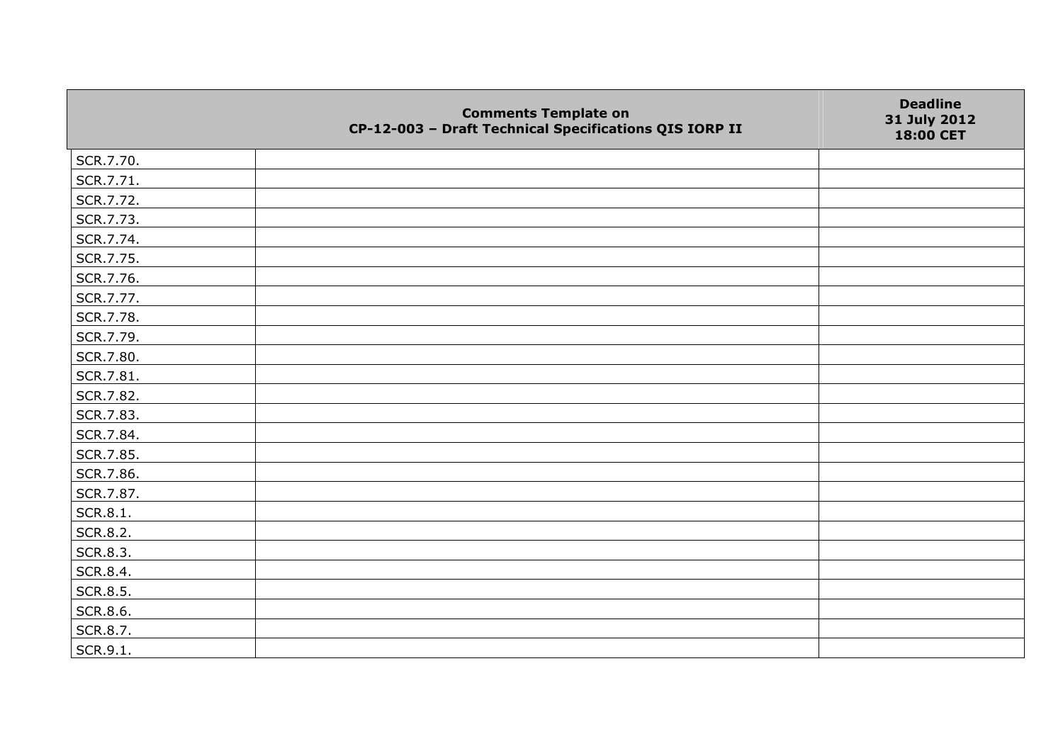| | Comments Template on CP-12-003 – Draft Technical Specifications QIS IORP II | Deadline 31 July 2012 18:00 CET |
|---|---|---|
| SCR.7.70. | | |
| SCR.7.71. | | |
| SCR.7.72. | | |
| SCR.7.73. | | |
| SCR.7.74. | | |
| SCR.7.75. | | |
| SCR.7.76. | | |
| SCR.7.77. | | |
| SCR.7.78. | | |
| SCR.7.79. | | |
| SCR.7.80. | | |
| SCR.7.81. | | |
| SCR.7.82. | | |
| SCR.7.83. | | |
| SCR.7.84. | | |
| SCR.7.85. | | |
| SCR.7.86. | | |
| SCR.7.87. | | |
| SCR.8.1. | | |
| SCR.8.2. | | |
| SCR.8.3. | | |
| SCR.8.4. | | |
| SCR.8.5. | | |
| SCR.8.6. | | |
| SCR.8.7. | | |
| SCR.9.1. | | |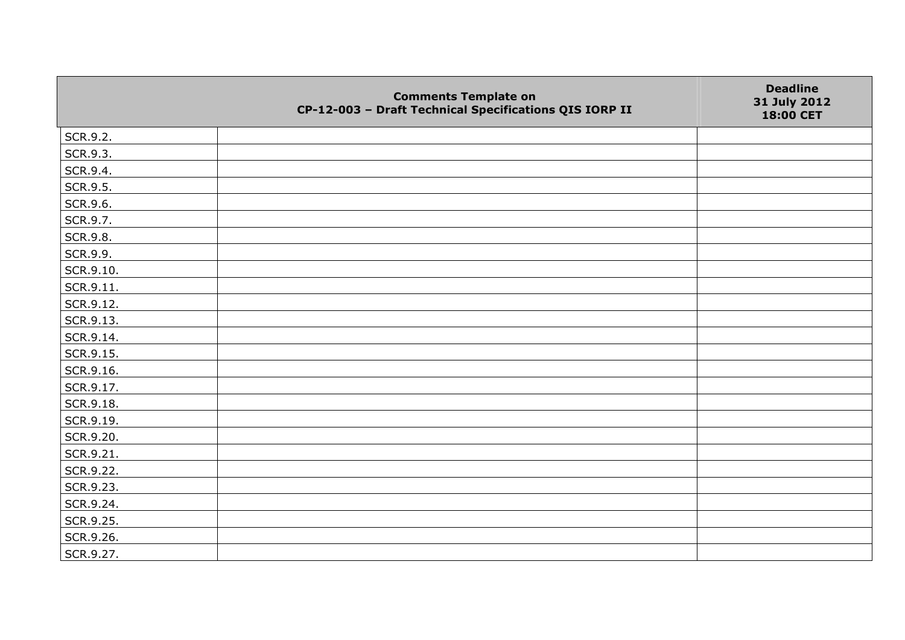| | Comments Template on CP-12-003 – Draft Technical Specifications QIS IORP II | Deadline 31 July 2012 18:00 CET |
|---|---|---|
| SCR.9.2. | | |
| SCR.9.3. | | |
| SCR.9.4. | | |
| SCR.9.5. | | |
| SCR.9.6. | | |
| SCR.9.7. | | |
| SCR.9.8. | | |
| SCR.9.9. | | |
| SCR.9.10. | | |
| SCR.9.11. | | |
| SCR.9.12. | | |
| SCR.9.13. | | |
| SCR.9.14. | | |
| SCR.9.15. | | |
| SCR.9.16. | | |
| SCR.9.17. | | |
| SCR.9.18. | | |
| SCR.9.19. | | |
| SCR.9.20. | | |
| SCR.9.21. | | |
| SCR.9.22. | | |
| SCR.9.23. | | |
| SCR.9.24. | | |
| SCR.9.25. | | |
| SCR.9.26. | | |
| SCR.9.27. | | |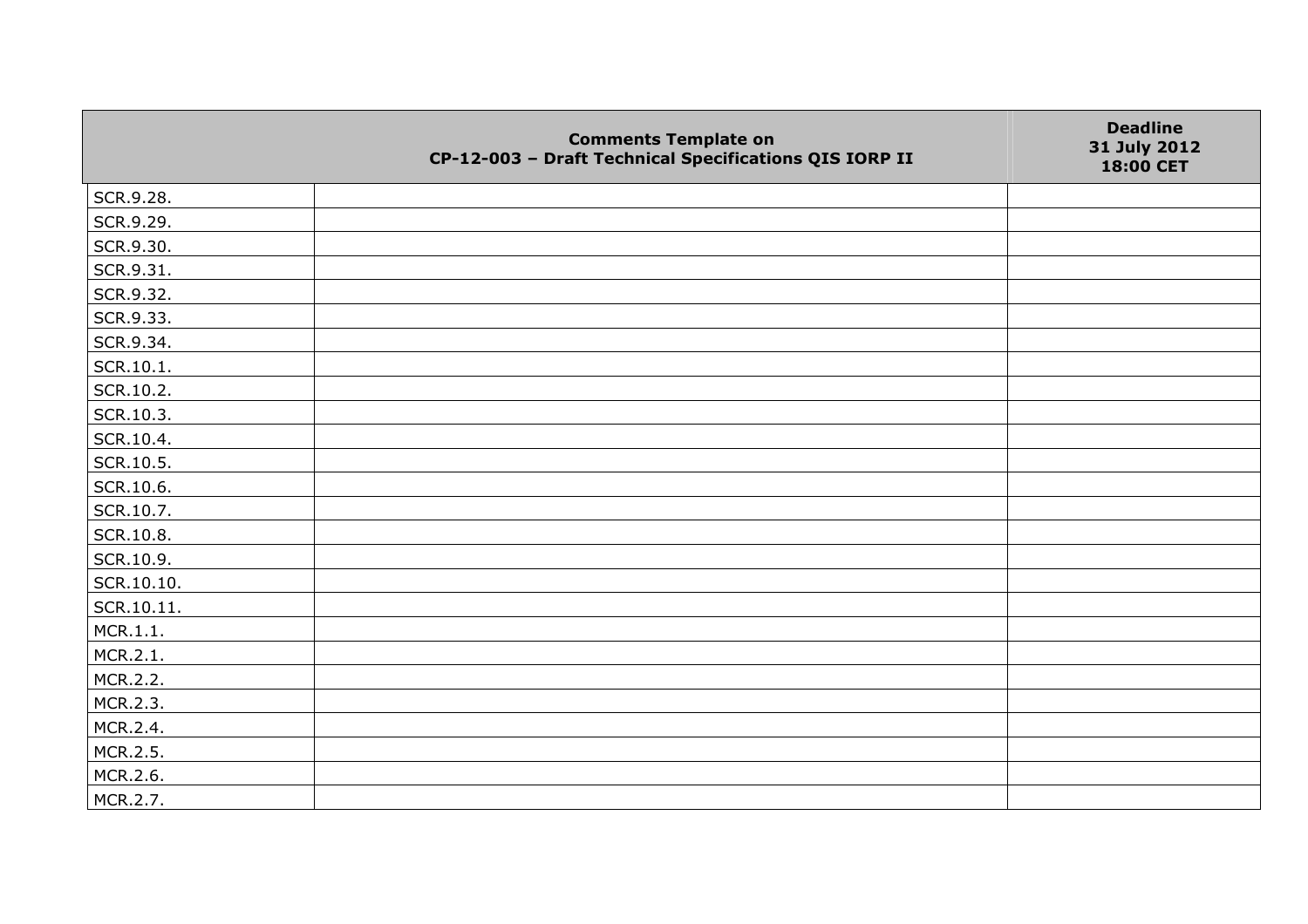| | Comments Template on CP-12-003 – Draft Technical Specifications QIS IORP II | Deadline 31 July 2012 18:00 CET |
|---|---|---|
| SCR.9.28. | | |
| SCR.9.29. | | |
| SCR.9.30. | | |
| SCR.9.31. | | |
| SCR.9.32. | | |
| SCR.9.33. | | |
| SCR.9.34. | | |
| SCR.10.1. | | |
| SCR.10.2. | | |
| SCR.10.3. | | |
| SCR.10.4. | | |
| SCR.10.5. | | |
| SCR.10.6. | | |
| SCR.10.7. | | |
| SCR.10.8. | | |
| SCR.10.9. | | |
| SCR.10.10. | | |
| SCR.10.11. | | |
| MCR.1.1. | | |
| MCR.2.1. | | |
| MCR.2.2. | | |
| MCR.2.3. | | |
| MCR.2.4. | | |
| MCR.2.5. | | |
| MCR.2.6. | | |
| MCR.2.7. | | |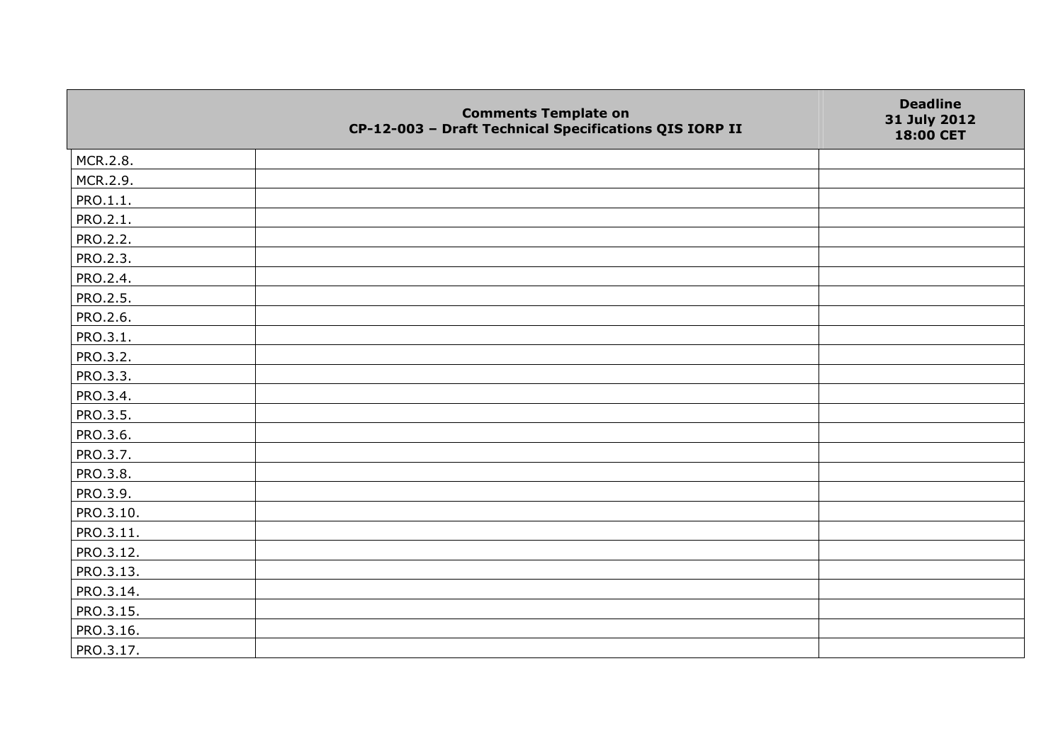| | Comments Template on CP-12-003 – Draft Technical Specifications QIS IORP II | Deadline 31 July 2012 18:00 CET |
|---|---|---|
| MCR.2.8. | | |
| MCR.2.9. | | |
| PRO.1.1. | | |
| PRO.2.1. | | |
| PRO.2.2. | | |
| PRO.2.3. | | |
| PRO.2.4. | | |
| PRO.2.5. | | |
| PRO.2.6. | | |
| PRO.3.1. | | |
| PRO.3.2. | | |
| PRO.3.3. | | |
| PRO.3.4. | | |
| PRO.3.5. | | |
| PRO.3.6. | | |
| PRO.3.7. | | |
| PRO.3.8. | | |
| PRO.3.9. | | |
| PRO.3.10. | | |
| PRO.3.11. | | |
| PRO.3.12. | | |
| PRO.3.13. | | |
| PRO.3.14. | | |
| PRO.3.15. | | |
| PRO.3.16. | | |
| PRO.3.17. | | |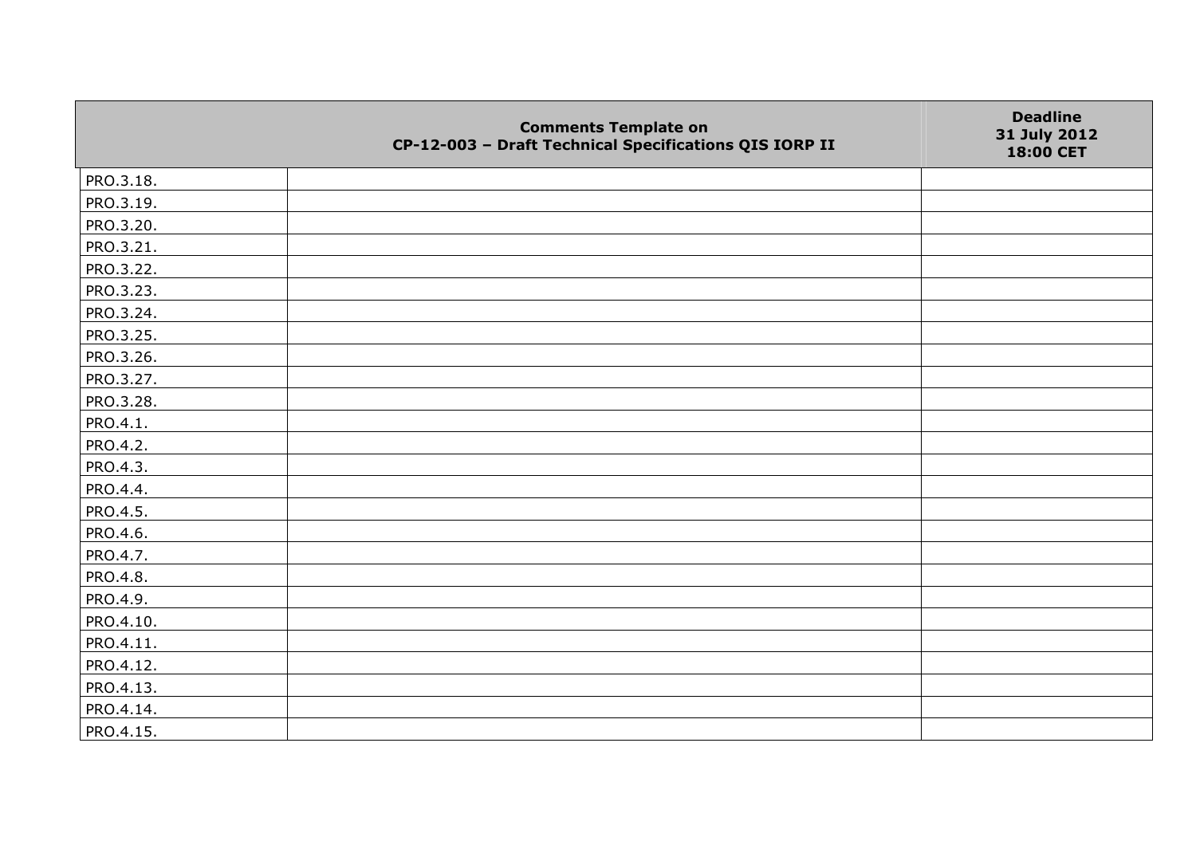| | Comments Template on CP-12-003 – Draft Technical Specifications QIS IORP II | Deadline 31 July 2012 18:00 CET |
|---|---|---|
| PRO.3.18. | | |
| PRO.3.19. | | |
| PRO.3.20. | | |
| PRO.3.21. | | |
| PRO.3.22. | | |
| PRO.3.23. | | |
| PRO.3.24. | | |
| PRO.3.25. | | |
| PRO.3.26. | | |
| PRO.3.27. | | |
| PRO.3.28. | | |
| PRO.4.1. | | |
| PRO.4.2. | | |
| PRO.4.3. | | |
| PRO.4.4. | | |
| PRO.4.5. | | |
| PRO.4.6. | | |
| PRO.4.7. | | |
| PRO.4.8. | | |
| PRO.4.9. | | |
| PRO.4.10. | | |
| PRO.4.11. | | |
| PRO.4.12. | | |
| PRO.4.13. | | |
| PRO.4.14. | | |
| PRO.4.15. | | |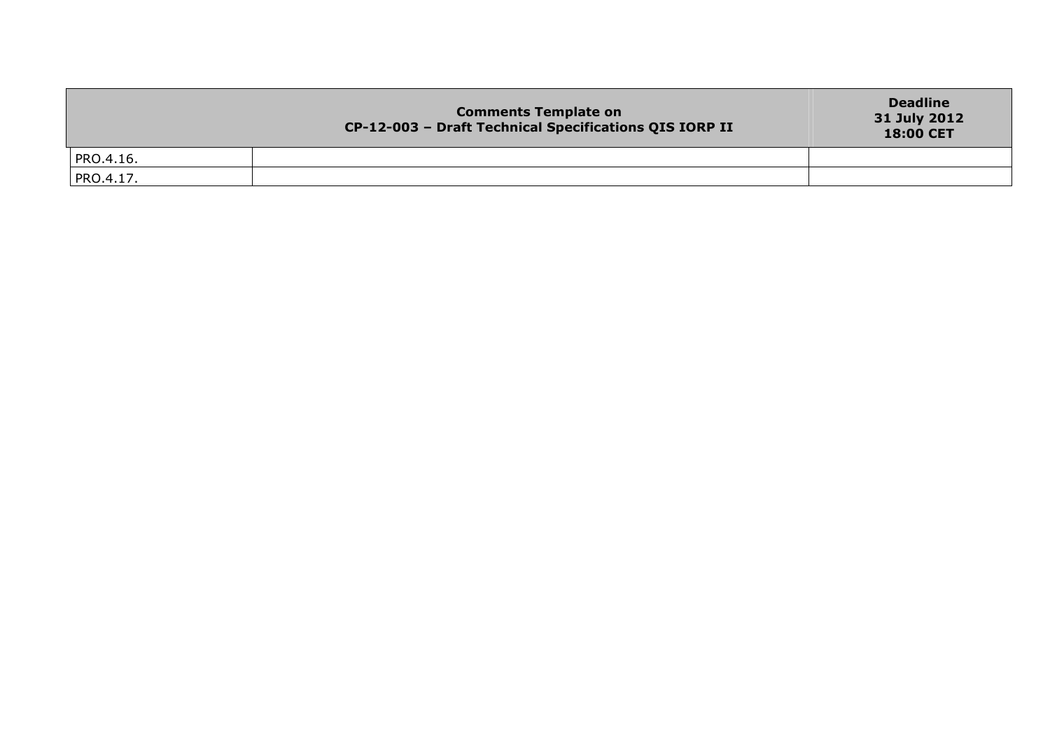| Comments Template on CP-12-003 – Draft Technical Specifications QIS IORP II | | Deadline 31 July 2012 18:00 CET |
|---|---|---|
| PRO.4.16. | | |
| PRO.4.17. | | |